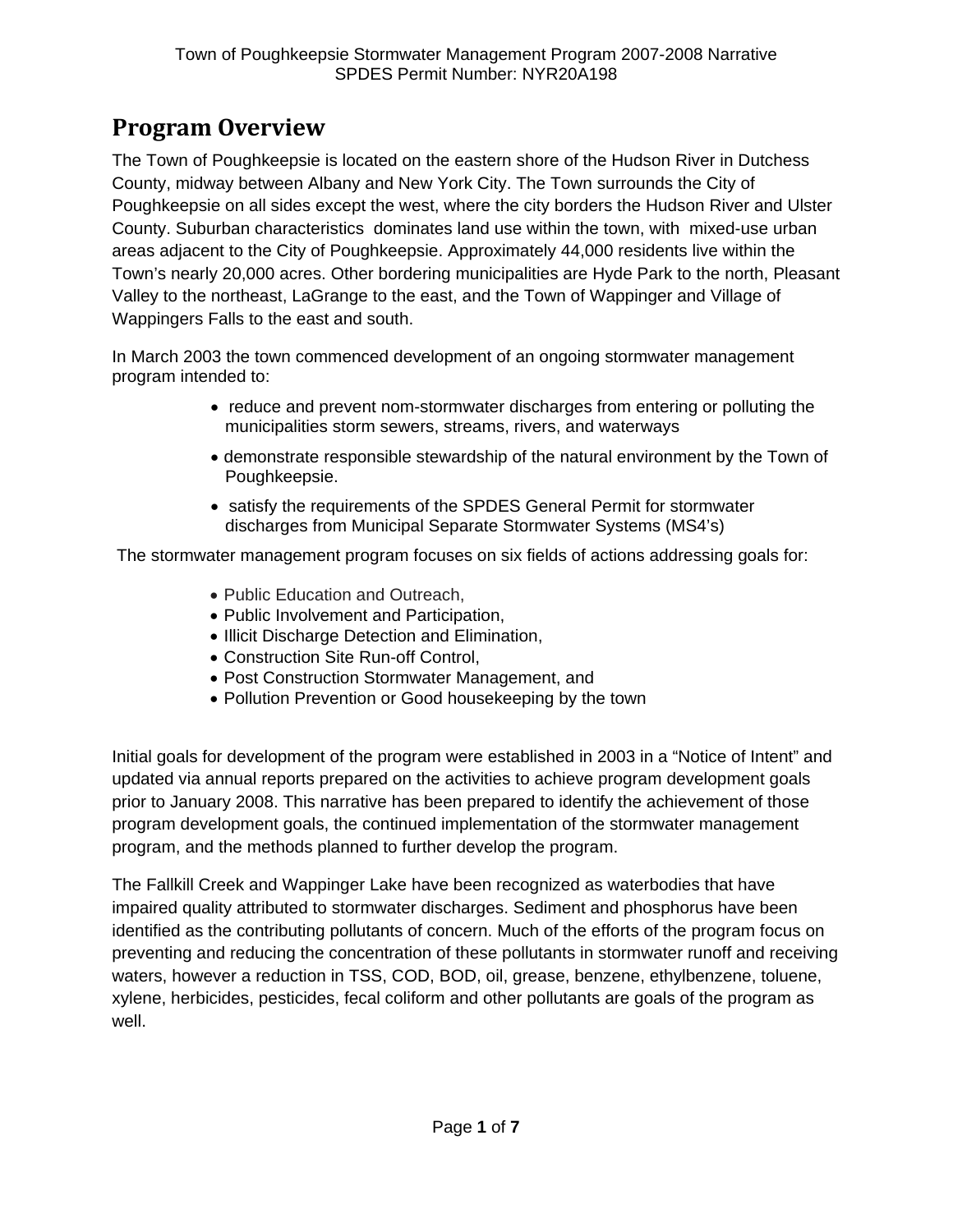## Program Overview

The Town of Poughkeepsie is located on the eastern shore of the Hudson River in Dutchess County, midway between Albany and New York City. The Town surrounds the City of Poughkeepsie on all sides except the west, where the city borders the Hudson River and Ulster County. Suburban characteristics dominates land use within the town, with mixed-use urban areas adjacent to the City of Poughkeepsie. Approximately 44,000 residents live within the Town's nearly 20,000 acres. Other bordering municipalities are Hyde Park to the north, Pleasant Valley to the northeast, LaGrange to the east, and the Town of Wappinger and Village of Wappingers Falls to the east and south.

In March 2003 the town commenced development of an ongoing stormwater management program intended to:

- reduce and prevent nom-stormwater discharges from entering or polluting the municipalities storm sewers, streams, rivers, and waterways
- demonstrate responsible stewardship of the natural environment by the Town of Poughkeepsie.
- satisfy the requirements of the SPDES General Permit for stormwater discharges from Municipal Separate Stormwater Systems (MS4's)

The stormwater management program focuses on six fields of actions addressing goals for:

- Public Education and Outreach,
- Public Involvement and Participation,
- Illicit Discharge Detection and Elimination,
- Construction Site Run-off Control,
- Post Construction Stormwater Management, and
- Pollution Prevention or Good housekeeping by the town

Initial goals for development of the program were established in 2003 in a "Notice of Intent" and updated via annual reports prepared on the activities to achieve program development goals prior to January 2008. This narrative has been prepared to identify the achievement of those program development goals, the continued implementation of the stormwater management program, and the methods planned to further develop the program.

The Fallkill Creek and Wappinger Lake have been recognized as waterbodies that have impaired quality attributed to stormwater discharges. Sediment and phosphorus have been identified as the contributing pollutants of concern. Much of the efforts of the program focus on preventing and reducing the concentration of these pollutants in stormwater runoff and receiving waters, however a reduction in TSS, COD, BOD, oil, grease, benzene, ethylbenzene, toluene, xylene, herbicides, pesticides, fecal coliform and other pollutants are goals of the program as well.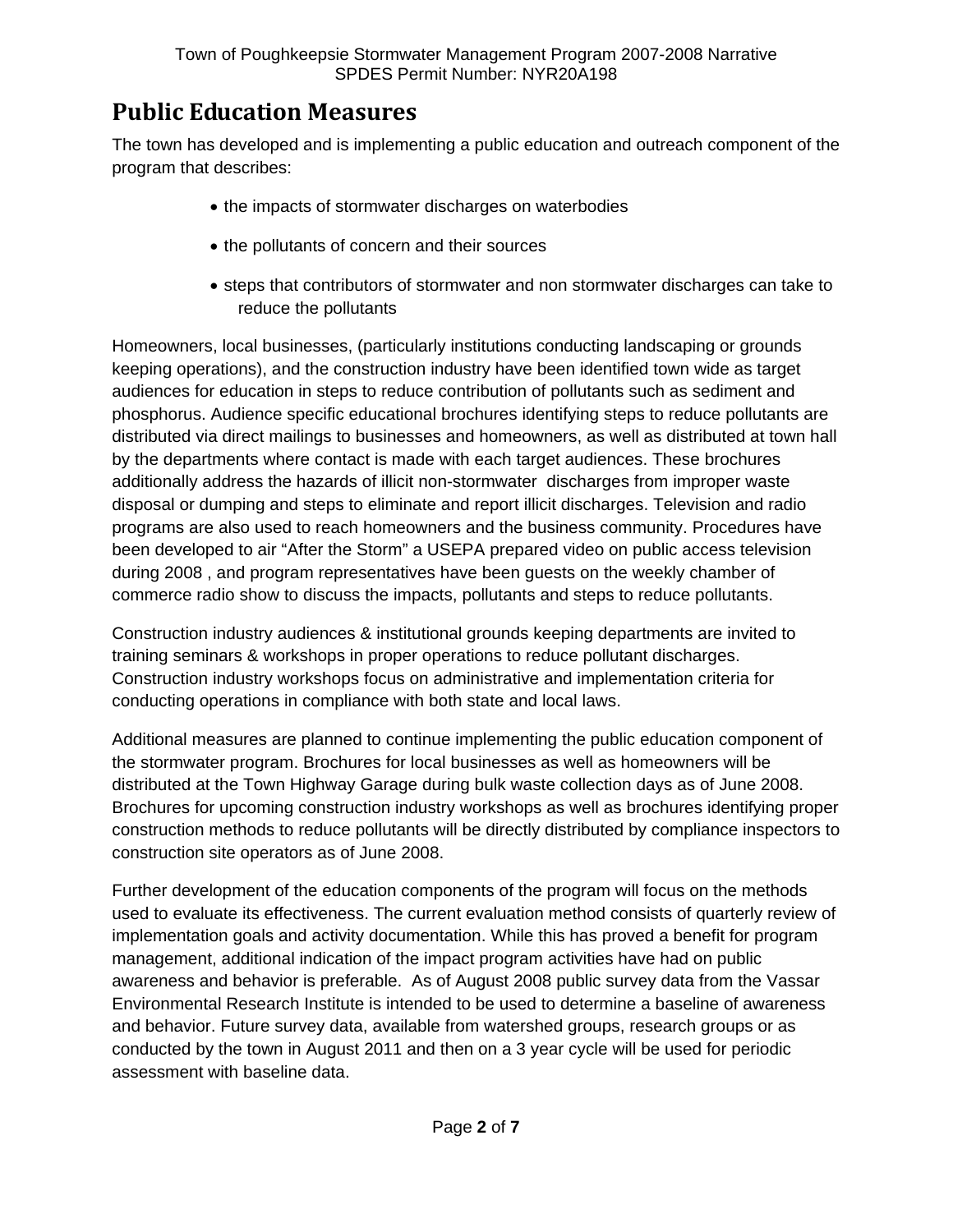## Public Education Measures

The town has developed and is implementing a public education and outreach component of the program that describes:

- the impacts of stormwater discharges on waterbodies
- the pollutants of concern and their sources
- steps that contributors of stormwater and non stormwater discharges can take to reduce the pollutants

Homeowners, local businesses, (particularly institutions conducting landscaping or grounds keeping operations), and the construction industry have been identified town wide as target audiences for education in steps to reduce contribution of pollutants such as sediment and phosphorus. Audience specific educational brochures identifying steps to reduce pollutants are distributed via direct mailings to businesses and homeowners, as well as distributed at town hall by the departments where contact is made with each target audiences. These brochures additionally address the hazards of illicit non-stormwater discharges from improper waste disposal or dumping and steps to eliminate and report illicit discharges. Television and radio programs are also used to reach homeowners and the business community. Procedures have been developed to air "After the Storm" a USEPA prepared video on public access television during 2008 , and program representatives have been guests on the weekly chamber of commerce radio show to discuss the impacts, pollutants and steps to reduce pollutants.

Construction industry audiences & institutional grounds keeping departments are invited to training seminars & workshops in proper operations to reduce pollutant discharges. Construction industry workshops focus on administrative and implementation criteria for conducting operations in compliance with both state and local laws.

Additional measures are planned to continue implementing the public education component of the stormwater program. Brochures for local businesses as well as homeowners will be distributed at the Town Highway Garage during bulk waste collection days as of June 2008. Brochures for upcoming construction industry workshops as well as brochures identifying proper construction methods to reduce pollutants will be directly distributed by compliance inspectors to construction site operators as of June 2008.

Further development of the education components of the program will focus on the methods used to evaluate its effectiveness. The current evaluation method consists of quarterly review of implementation goals and activity documentation. While this has proved a benefit for program management, additional indication of the impact program activities have had on public awareness and behavior is preferable. As of August 2008 public survey data from the Vassar Environmental Research Institute is intended to be used to determine a baseline of awareness and behavior. Future survey data, available from watershed groups, research groups or as conducted by the town in August 2011 and then on a 3 year cycle will be used for periodic assessment with baseline data.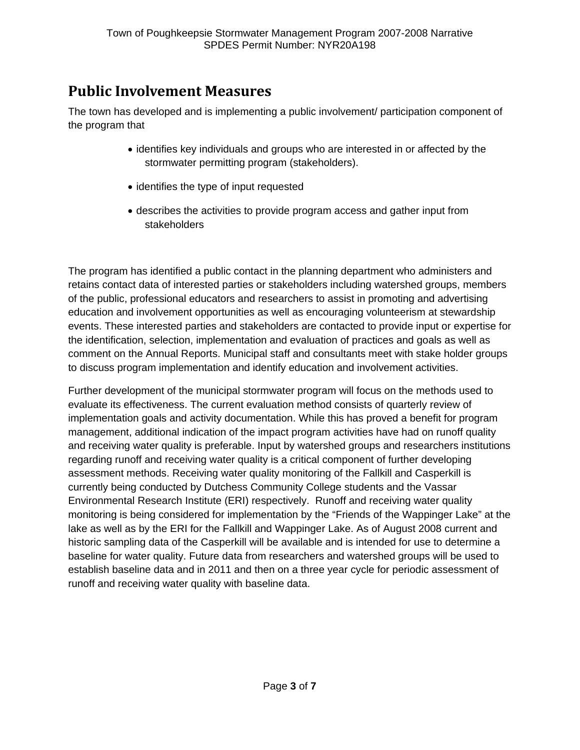## Public Involvement Measures

The town has developed and is implementing a public involvement/ participation component of the program that

- identifies key individuals and groups who are interested in or affected by the stormwater permitting program (stakeholders).
- identifies the type of input requested
- describes the activities to provide program access and gather input from stakeholders

The program has identified a public contact in the planning department who administers and retains contact data of interested parties or stakeholders including watershed groups, members of the public, professional educators and researchers to assist in promoting and advertising education and involvement opportunities as well as encouraging volunteerism at stewardship events. These interested parties and stakeholders are contacted to provide input or expertise for the identification, selection, implementation and evaluation of practices and goals as well as comment on the Annual Reports. Municipal staff and consultants meet with stake holder groups to discuss program implementation and identify education and involvement activities.

Further development of the municipal stormwater program will focus on the methods used to evaluate its effectiveness. The current evaluation method consists of quarterly review of implementation goals and activity documentation. While this has proved a benefit for program management, additional indication of the impact program activities have had on runoff quality and receiving water quality is preferable. Input by watershed groups and researchers institutions regarding runoff and receiving water quality is a critical component of further developing assessment methods. Receiving water quality monitoring of the Fallkill and Casperkill is currently being conducted by Dutchess Community College students and the Vassar Environmental Research Institute (ERI) respectively. Runoff and receiving water quality monitoring is being considered for implementation by the "Friends of the Wappinger Lake" at the lake as well as by the ERI for the Fallkill and Wappinger Lake. As of August 2008 current and historic sampling data of the Casperkill will be available and is intended for use to determine a baseline for water quality. Future data from researchers and watershed groups will be used to establish baseline data and in 2011 and then on a three year cycle for periodic assessment of runoff and receiving water quality with baseline data.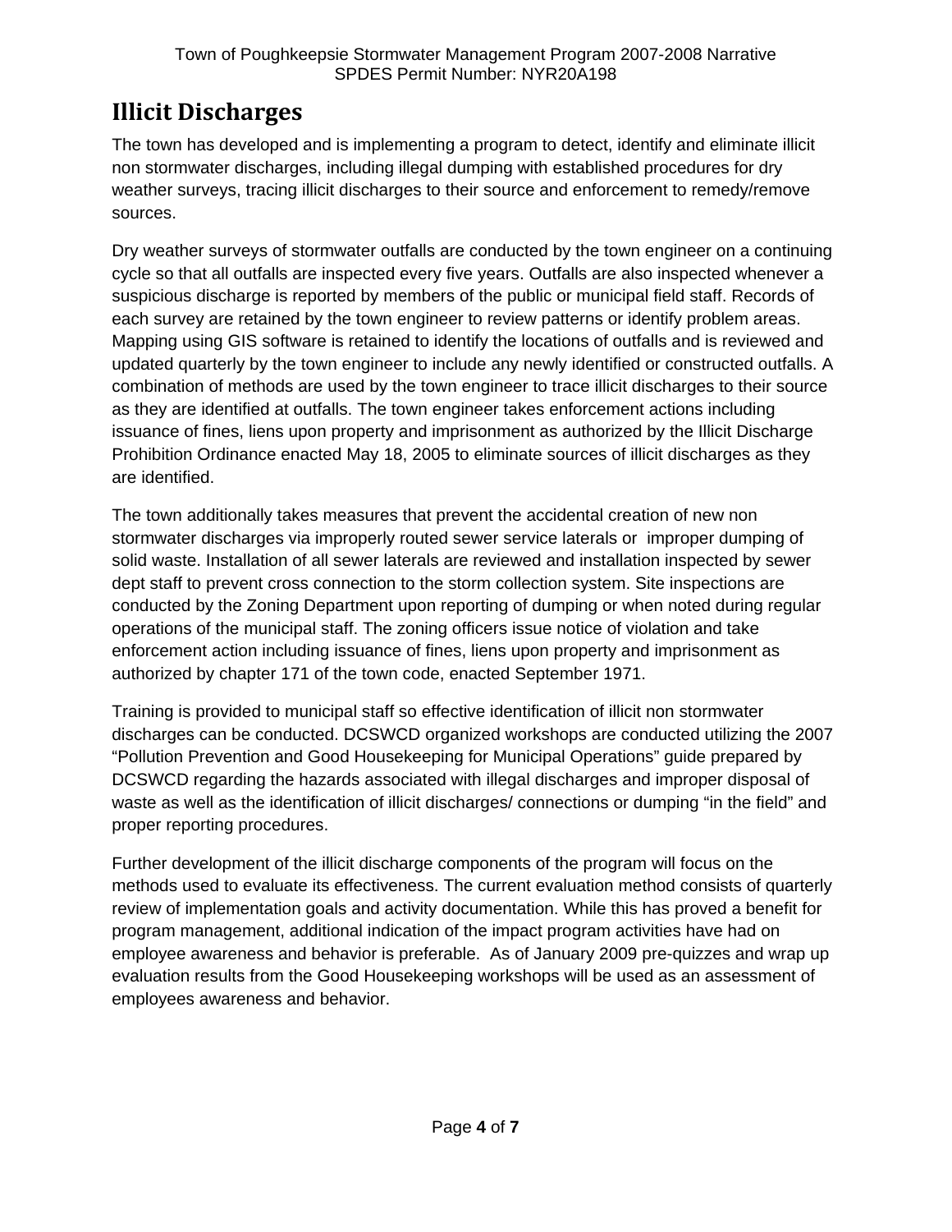## Illicit Discharges

The town has developed and is implementing a program to detect, identify and eliminate illicit non stormwater discharges, including illegal dumping with established procedures for dry weather surveys, tracing illicit discharges to their source and enforcement to remedy/remove sources.

Dry weather surveys of stormwater outfalls are conducted by the town engineer on a continuing cycle so that all outfalls are inspected every five years. Outfalls are also inspected whenever a suspicious discharge is reported by members of the public or municipal field staff. Records of each survey are retained by the town engineer to review patterns or identify problem areas. Mapping using GIS software is retained to identify the locations of outfalls and is reviewed and updated quarterly by the town engineer to include any newly identified or constructed outfalls. A combination of methods are used by the town engineer to trace illicit discharges to their source as they are identified at outfalls. The town engineer takes enforcement actions including issuance of fines, liens upon property and imprisonment as authorized by the Illicit Discharge Prohibition Ordinance enacted May 18, 2005 to eliminate sources of illicit discharges as they are identified.

The town additionally takes measures that prevent the accidental creation of new non stormwater discharges via improperly routed sewer service laterals or improper dumping of solid waste. Installation of all sewer laterals are reviewed and installation inspected by sewer dept staff to prevent cross connection to the storm collection system. Site inspections are conducted by the Zoning Department upon reporting of dumping or when noted during regular operations of the municipal staff. The zoning officers issue notice of violation and take enforcement action including issuance of fines, liens upon property and imprisonment as authorized by chapter 171 of the town code, enacted September 1971.

Training is provided to municipal staff so effective identification of illicit non stormwater discharges can be conducted. DCSWCD organized workshops are conducted utilizing the 2007 "Pollution Prevention and Good Housekeeping for Municipal Operations" guide prepared by DCSWCD regarding the hazards associated with illegal discharges and improper disposal of waste as well as the identification of illicit discharges/ connections or dumping "in the field" and proper reporting procedures.

Further development of the illicit discharge components of the program will focus on the methods used to evaluate its effectiveness. The current evaluation method consists of quarterly review of implementation goals and activity documentation. While this has proved a benefit for program management, additional indication of the impact program activities have had on employee awareness and behavior is preferable. As of January 2009 pre-quizzes and wrap up evaluation results from the Good Housekeeping workshops will be used as an assessment of employees awareness and behavior.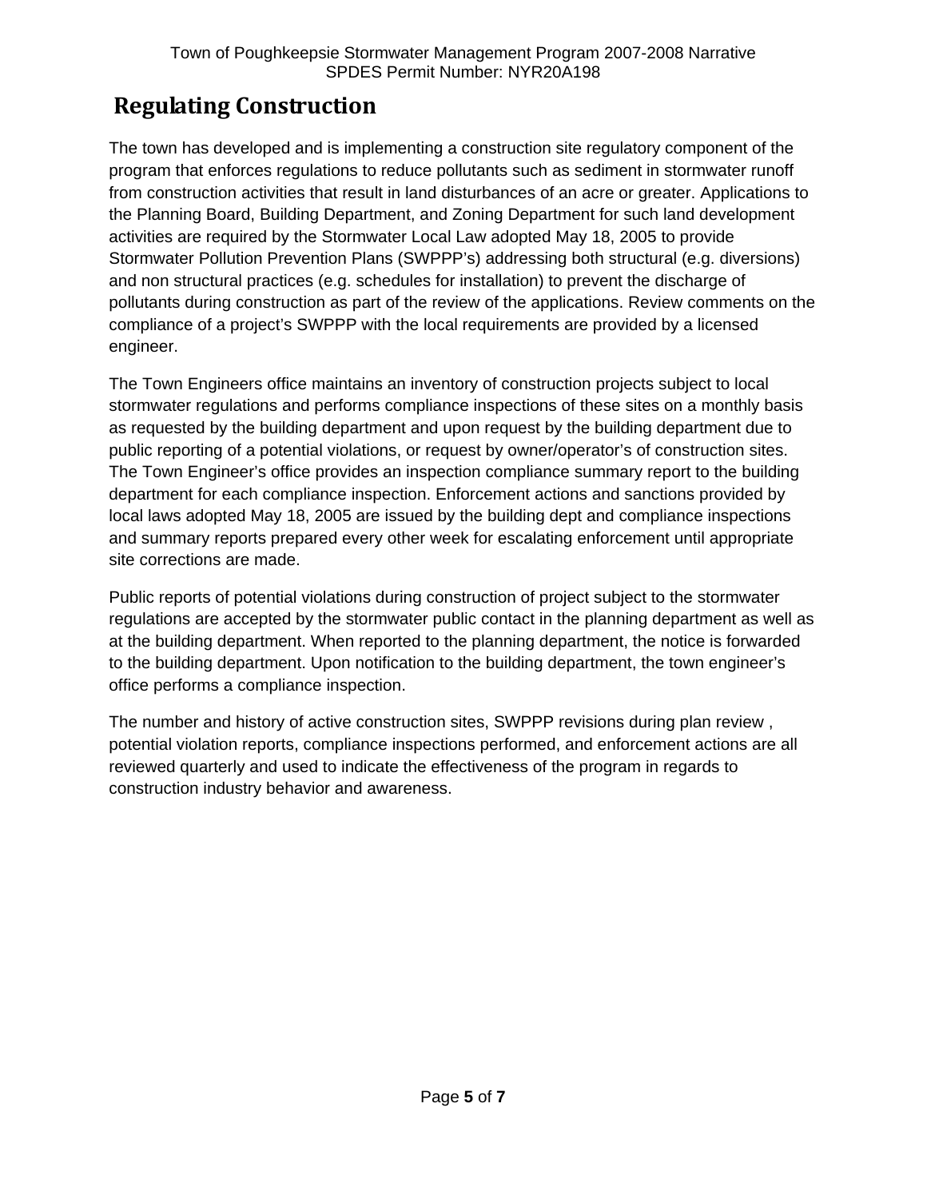## Regulating Construction

The town has developed and is implementing a construction site regulatory component of the program that enforces regulations to reduce pollutants such as sediment in stormwater runoff from construction activities that result in land disturbances of an acre or greater. Applications to the Planning Board, Building Department, and Zoning Department for such land development activities are required by the Stormwater Local Law adopted May 18, 2005 to provide Stormwater Pollution Prevention Plans (SWPPP's) addressing both structural (e.g. diversions) and non structural practices (e.g. schedules for installation) to prevent the discharge of pollutants during construction as part of the review of the applications. Review comments on the compliance of a project's SWPPP with the local requirements are provided by a licensed engineer.

The Town Engineers office maintains an inventory of construction projects subject to local stormwater regulations and performs compliance inspections of these sites on a monthly basis as requested by the building department and upon request by the building department due to public reporting of a potential violations, or request by owner/operator's of construction sites. The Town Engineer's office provides an inspection compliance summary report to the building department for each compliance inspection. Enforcement actions and sanctions provided by local laws adopted May 18, 2005 are issued by the building dept and compliance inspections and summary reports prepared every other week for escalating enforcement until appropriate site corrections are made.

Public reports of potential violations during construction of project subject to the stormwater regulations are accepted by the stormwater public contact in the planning department as well as at the building department. When reported to the planning department, the notice is forwarded to the building department. Upon notification to the building department, the town engineer's office performs a compliance inspection.

The number and history of active construction sites, SWPPP revisions during plan review , potential violation reports, compliance inspections performed, and enforcement actions are all reviewed quarterly and used to indicate the effectiveness of the program in regards to construction industry behavior and awareness.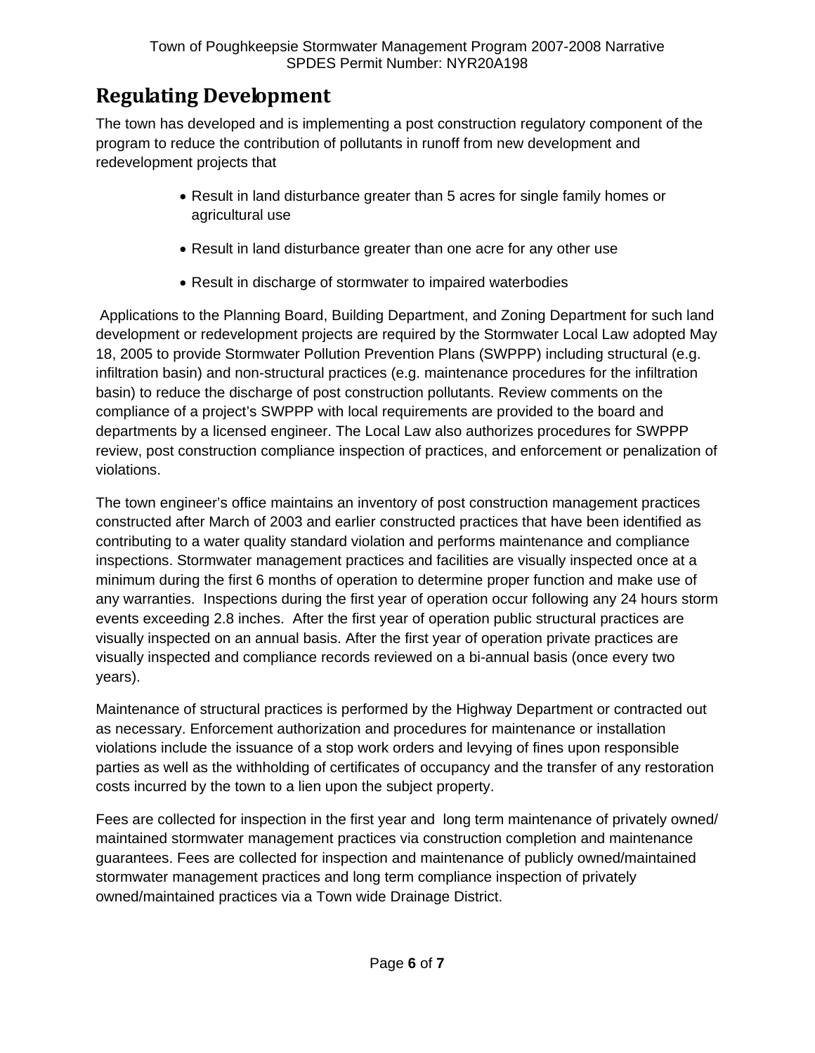## Regulating Development

The town has developed and is implementing a post construction regulatory component of the program to reduce the contribution of pollutants in runoff from new development and redevelopment projects that

- Result in land disturbance greater than 5 acres for single family homes or agricultural use
- Result in land disturbance greater than one acre for any other use
- Result in discharge of stormwater to impaired waterbodies

Applications to the Planning Board, Building Department, and Zoning Department for such land development or redevelopment projects are required by the Stormwater Local Law adopted May 18, 2005 to provide Stormwater Pollution Prevention Plans (SWPPP) including structural (e.g. infiltration basin) and non-structural practices (e.g. maintenance procedures for the infiltration basin) to reduce the discharge of post construction pollutants. Review comments on the compliance of a project's SWPPP with local requirements are provided to the board and departments by a licensed engineer. The Local Law also authorizes procedures for SWPPP review, post construction compliance inspection of practices, and enforcement or penalization of violations.

The town engineer's office maintains an inventory of post construction management practices constructed after March of 2003 and earlier constructed practices that have been identified as contributing to a water quality standard violation and performs maintenance and compliance inspections. Stormwater management practices and facilities are visually inspected once at a minimum during the first 6 months of operation to determine proper function and make use of any warranties. Inspections during the first year of operation occur following any 24 hours storm events exceeding 2.8 inches. After the first year of operation public structural practices are visually inspected on an annual basis. After the first year of operation private practices are visually inspected and compliance records reviewed on a bi-annual basis (once every two years).

Maintenance of structural practices is performed by the Highway Department or contracted out as necessary. Enforcement authorization and procedures for maintenance or installation violations include the issuance of a stop work orders and levying of fines upon responsible parties as well as the withholding of certificates of occupancy and the transfer of any restoration costs incurred by the town to a lien upon the subject property.

Fees are collected for inspection in the first year and long term maintenance of privately owned/ maintained stormwater management practices via construction completion and maintenance guarantees. Fees are collected for inspection and maintenance of publicly owned/maintained stormwater management practices and long term compliance inspection of privately owned/maintained practices via a Town wide Drainage District.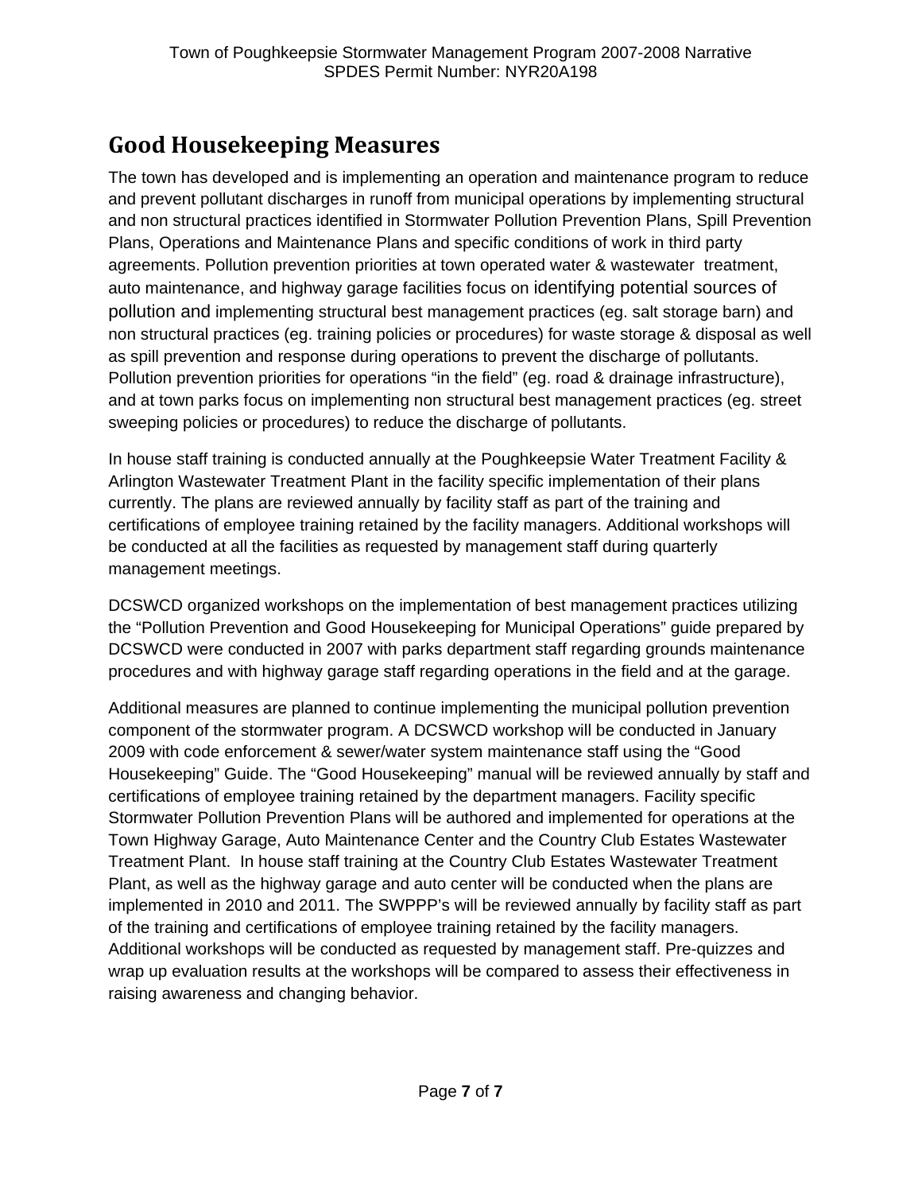## Good Housekeeping Measures

The town has developed and is implementing an operation and maintenance program to reduce and prevent pollutant discharges in runoff from municipal operations by implementing structural and non structural practices identified in Stormwater Pollution Prevention Plans, Spill Prevention Plans, Operations and Maintenance Plans and specific conditions of work in third party agreements. Pollution prevention priorities at town operated water & wastewater treatment, auto maintenance, and highway garage facilities focus on identifying potential sources of pollution and implementing structural best management practices (eg. salt storage barn) and non structural practices (eg. training policies or procedures) for waste storage & disposal as well as spill prevention and response during operations to prevent the discharge of pollutants. Pollution prevention priorities for operations "in the field" (eg. road & drainage infrastructure), and at town parks focus on implementing non structural best management practices (eg. street sweeping policies or procedures) to reduce the discharge of pollutants.

In house staff training is conducted annually at the Poughkeepsie Water Treatment Facility & Arlington Wastewater Treatment Plant in the facility specific implementation of their plans currently. The plans are reviewed annually by facility staff as part of the training and certifications of employee training retained by the facility managers. Additional workshops will be conducted at all the facilities as requested by management staff during quarterly management meetings.

DCSWCD organized workshops on the implementation of best management practices utilizing the "Pollution Prevention and Good Housekeeping for Municipal Operations" guide prepared by DCSWCD were conducted in 2007 with parks department staff regarding grounds maintenance procedures and with highway garage staff regarding operations in the field and at the garage.

Additional measures are planned to continue implementing the municipal pollution prevention component of the stormwater program. A DCSWCD workshop will be conducted in January 2009 with code enforcement & sewer/water system maintenance staff using the "Good Housekeeping" Guide. The "Good Housekeeping" manual will be reviewed annually by staff and certifications of employee training retained by the department managers. Facility specific Stormwater Pollution Prevention Plans will be authored and implemented for operations at the Town Highway Garage, Auto Maintenance Center and the Country Club Estates Wastewater Treatment Plant. In house staff training at the Country Club Estates Wastewater Treatment Plant, as well as the highway garage and auto center will be conducted when the plans are implemented in 2010 and 2011. The SWPPP's will be reviewed annually by facility staff as part of the training and certifications of employee training retained by the facility managers. Additional workshops will be conducted as requested by management staff. Pre-quizzes and wrap up evaluation results at the workshops will be compared to assess their effectiveness in raising awareness and changing behavior.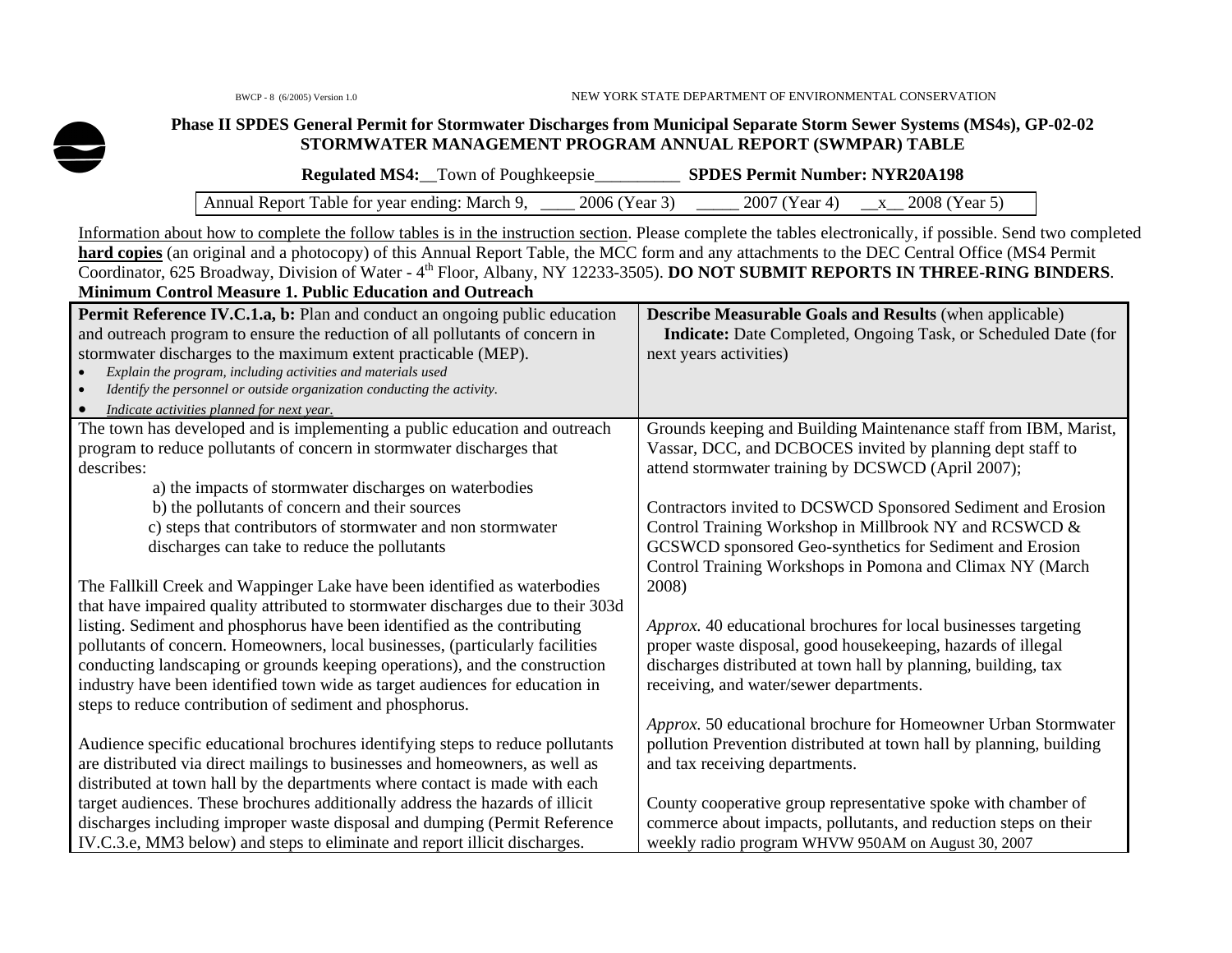BWCP - 8 (6/2005) Version 1.0 NEW YORK STATE DEPARTMENT OF ENVIRONMENTAL CONSERVATION

**Phase II SPDES General Permit for Stormwater Discharges from Municipal Separate Storm Sewer Systems (MS4s), GP-02-02**
**STORMWATER MANAGEMENT PROGRAM ANNUAL REPORT (SWMPAR) TABLE**

**Regulated MS4:**__Town of Poughkeepsie__________ **SPDES Permit Number: NYR20A198**

Annual Report Table for year ending: March 9, ____ 2006 (Year 3) _____ 2007 (Year 4) __x__ 2008 (Year 5)

Information about how to complete the follow tables is in the instruction section. Please complete the tables electronically, if possible. Send two completed **hard copies** (an original and a photocopy) of this Annual Report Table, the MCC form and any attachments to the DEC Central Office (MS4 Permit Coordinator, 625 Broadway, Division of Water - 4th Floor, Albany, NY 12233-3505). **DO NOT SUBMIT REPORTS IN THREE-RING BINDERS**.

**Minimum Control Measure 1. Public Education and Outreach**

| **Permit Reference IV.C.1.a, b:** Plan and conduct an ongoing public education and outreach program to ensure the reduction of all pollutants of concern in stormwater discharges to the maximum extent practicable (MEP).<br>• *Explain the program, including activities and materials used*<br>• *Identify the personnel or outside organization conducting the activity.*<br>• *Indicate activities planned for next year.* | **Describe Measurable Goals and Results** (when applicable)<br>**Indicate:** Date Completed, Ongoing Task, or Scheduled Date (for next years activities) |
|---|---|
| The town has developed and is implementing a public education and outreach program to reduce pollutants of concern in stormwater discharges that describes:<br>a) the impacts of stormwater discharges on waterbodies<br>b) the pollutants of concern and their sources<br>c) steps that contributors of stormwater and non stormwater discharges can take to reduce the pollutants<br><br>The Fallkill Creek and Wappinger Lake have been identified as waterbodies that have impaired quality attributed to stormwater discharges due to their 303d listing. Sediment and phosphorus have been identified as the contributing pollutants of concern. Homeowners, local businesses, (particularly facilities conducting landscaping or grounds keeping operations), and the construction industry have been identified town wide as target audiences for education in steps to reduce contribution of sediment and phosphorus.<br><br>Audience specific educational brochures identifying steps to reduce pollutants are distributed via direct mailings to businesses and homeowners, as well as distributed at town hall by the departments where contact is made with each target audiences. These brochures additionally address the hazards of illicit discharges including improper waste disposal and dumping (Permit Reference IV.C.3.e, MM3 below) and steps to eliminate and report illicit discharges. | Grounds keeping and Building Maintenance staff from IBM, Marist, Vassar, DCC, and DCBOCES invited by planning dept staff to attend stormwater training by DCSWCD (April 2007);<br><br>Contractors invited to DCSWCD Sponsored Sediment and Erosion Control Training Workshop in Millbrook NY and RCSWCD & GCSWCD sponsored Geo-synthetics for Sediment and Erosion Control Training Workshops in Pomona and Climax NY (March 2008)<br><br>*Approx.* 40 educational brochures for local businesses targeting proper waste disposal, good housekeeping, hazards of illegal discharges distributed at town hall by planning, building, tax receiving, and water/sewer departments.<br><br>*Approx.* 50 educational brochure for Homeowner Urban Stormwater pollution Prevention distributed at town hall by planning, building and tax receiving departments.<br><br>County cooperative group representative spoke with chamber of commerce about impacts, pollutants, and reduction steps on their weekly radio program WHVW 950AM on August 30, 2007 |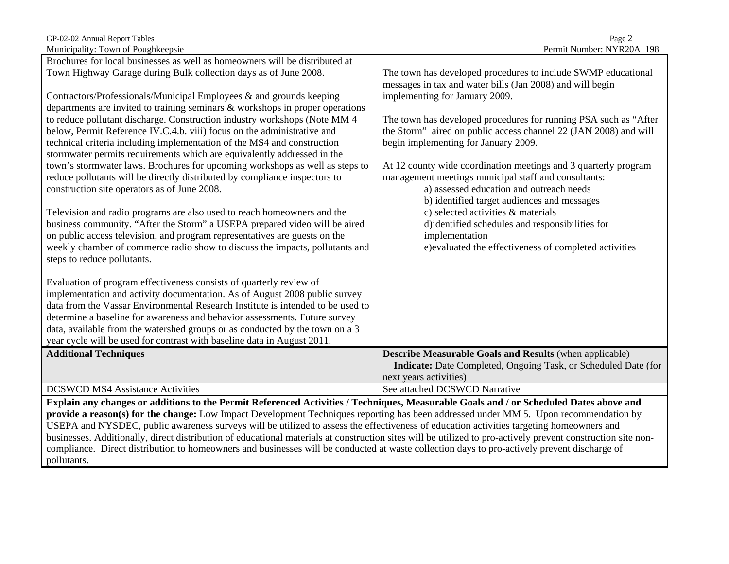| | |
|---|---|
| Brochures for local businesses as well as homeowners will be distributed at Town Highway Garage during Bulk collection days as of June 2008.<br><br>Contractors/Professionals/Municipal Employees & and grounds keeping departments are invited to training seminars & workshops in proper operations to reduce pollutant discharge. Construction industry workshops (Note MM 4 below, Permit Reference IV.C.4.b. viii) focus on the administrative and technical criteria including implementation of the MS4 and construction stormwater permits requirements which are equivalently addressed in the town's stormwater laws. Brochures for upcoming workshops as well as steps to reduce pollutants will be directly distributed by compliance inspectors to construction site operators as of June 2008.<br><br>Television and radio programs are also used to reach homeowners and the business community. "After the Storm" a USEPA prepared video will be aired on public access television, and program representatives are guests on the weekly chamber of commerce radio show to discuss the impacts, pollutants and steps to reduce pollutants.<br><br>Evaluation of program effectiveness consists of quarterly review of implementation and activity documentation. As of August 2008 public survey data from the Vassar Environmental Research Institute is intended to be used to determine a baseline for awareness and behavior assessments. Future survey data, available from the watershed groups or as conducted by the town on a 3 year cycle will be used for contrast with baseline data in August 2011. | The town has developed procedures to include SWMP educational messages in tax and water bills (Jan 2008) and will begin implementing for January 2009.<br><br>The town has developed procedures for running PSA such as "After the Storm" aired on public access channel 22 (JAN 2008) and will begin implementing for January 2009.<br><br>At 12 county wide coordination meetings and 3 quarterly program management meetings municipal staff and consultants:<br>a) assessed education and outreach needs<br>b) identified target audiences and messages<br>c) selected activities & materials<br>d)identified schedules and responsibilities for implementation<br>e)evaluated the effectiveness of completed activities |
| **Additional Techniques** | **Describe Measurable Goals and Results** (when applicable)<br>**Indicate:** Date Completed, Ongoing Task, or Scheduled Date (for next years activities) |
| DCSWCD MS4 Assistance Activities | See attached DCSWCD Narrative |

**Explain any changes or additions to the Permit Referenced Activities / Techniques, Measurable Goals and / or Scheduled Dates above and provide a reason(s) for the change:** Low Impact Development Techniques reporting has been addressed under MM 5. Upon recommendation by USEPA and NYSDEC, public awareness surveys will be utilized to assess the effectiveness of education activities targeting homeowners and businesses. Additionally, direct distribution of educational materials at construction sites will be utilized to pro-actively prevent construction site non-compliance. Direct distribution to homeowners and businesses will be conducted at waste collection days to pro-actively prevent discharge of pollutants.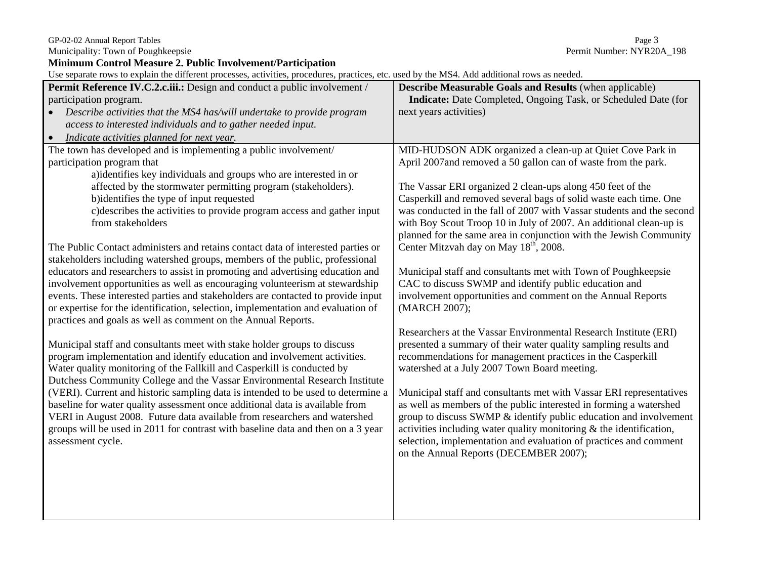**Minimum Control Measure 2. Public Involvement/Participation**

Use separate rows to explain the different processes, activities, procedures, practices, etc. used by the MS4. Add additional rows as needed.

| **Permit Reference IV.C.2.c.iii.:** Design and conduct a public involvement / participation program.<br>• *Describe activities that the MS4 has/will undertake to provide program access to interested individuals and to gather needed input.*<br>• *Indicate activities planned for next year.* | **Describe Measurable Goals and Results** (when applicable)<br>**Indicate:** Date Completed, Ongoing Task, or Scheduled Date (for next years activities) |
|---|---|
| The town has developed and is implementing a public involvement/ participation program that<br>a)identifies key individuals and groups who are interested in or affected by the stormwater permitting program (stakeholders).<br>b)identifies the type of input requested<br>c)describes the activities to provide program access and gather input from stakeholders<br><br>The Public Contact administers and retains contact data of interested parties or stakeholders including watershed groups, members of the public, professional educators and researchers to assist in promoting and advertising education and involvement opportunities as well as encouraging volunteerism at stewardship events. These interested parties and stakeholders are contacted to provide input or expertise for the identification, selection, implementation and evaluation of practices and goals as well as comment on the Annual Reports.<br><br>Municipal staff and consultants meet with stake holder groups to discuss program implementation and identify education and involvement activities. Water quality monitoring of the Fallkill and Casperkill is conducted by Dutchess Community College and the Vassar Environmental Research Institute (VERI). Current and historic sampling data is intended to be used to determine a baseline for water quality assessment once additional data is available from VERI in August 2008. Future data available from researchers and watershed groups will be used in 2011 for contrast with baseline data and then on a 3 year assessment cycle. | MID-HUDSON ADK organized a clean-up at Quiet Cove Park in April 2007and removed a 50 gallon can of waste from the park.<br><br>The Vassar ERI organized 2 clean-ups along 450 feet of the Casperkill and removed several bags of solid waste each time. One was conducted in the fall of 2007 with Vassar students and the second with Boy Scout Troop 10 in July of 2007. An additional clean-up is planned for the same area in conjunction with the Jewish Community Center Mitzvah day on May 18th, 2008.<br><br>Municipal staff and consultants met with Town of Poughkeepsie CAC to discuss SWMP and identify public education and involvement opportunities and comment on the Annual Reports (MARCH 2007);<br><br>Researchers at the Vassar Environmental Research Institute (ERI) presented a summary of their water quality sampling results and recommendations for management practices in the Casperkill watershed at a July 2007 Town Board meeting.<br><br>Municipal staff and consultants met with Vassar ERI representatives as well as members of the public interested in forming a watershed group to discuss SWMP & identify public education and involvement activities including water quality monitoring & the identification, selection, implementation and evaluation of practices and comment on the Annual Reports (DECEMBER 2007); |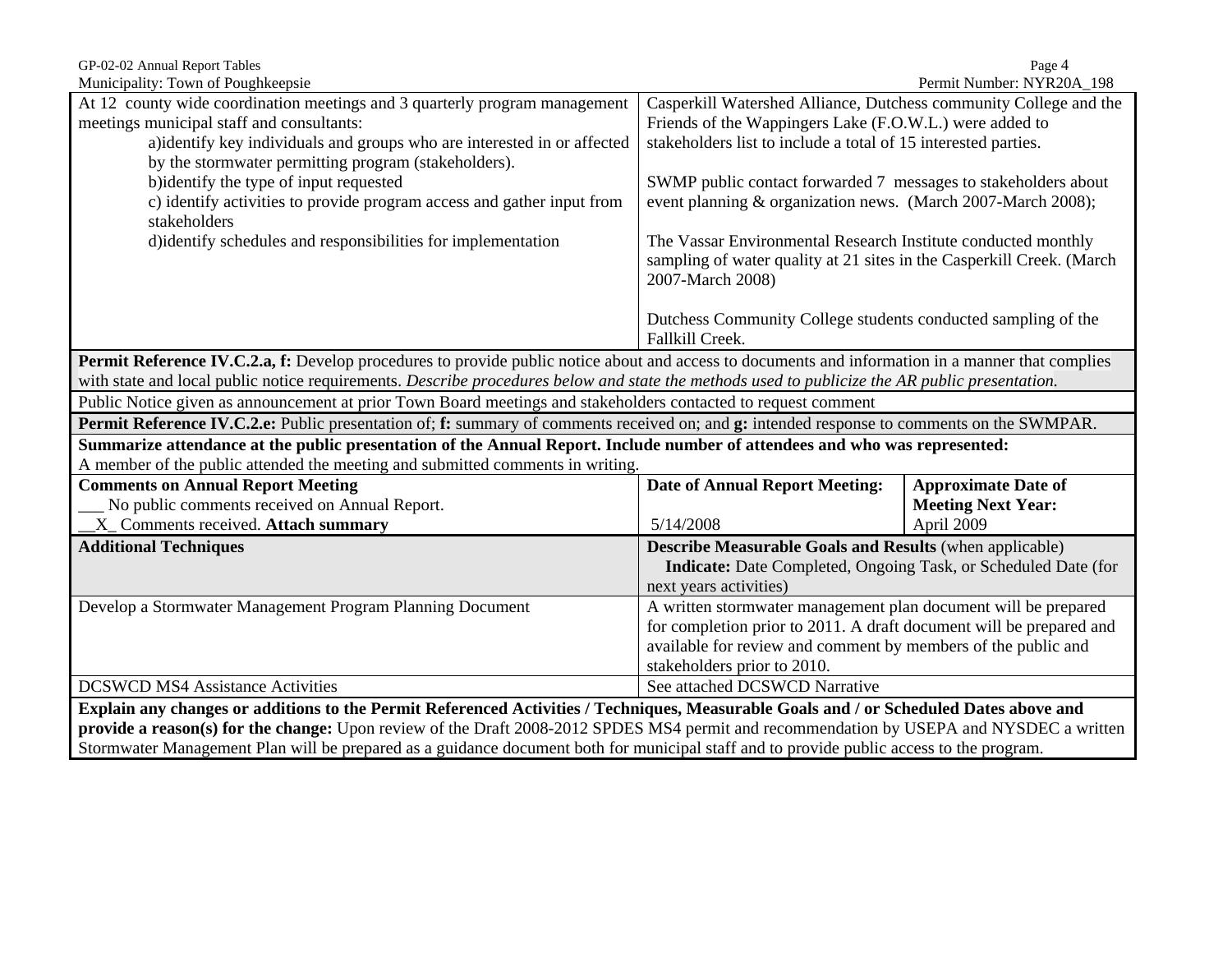| | | |
|---|---|---|
| At 12 county wide coordination meetings and 3 quarterly program management meetings municipal staff and consultants:<br>a)identify key individuals and groups who are interested in or affected by the stormwater permitting program (stakeholders).<br>b)identify the type of input requested<br>c) identify activities to provide program access and gather input from stakeholders<br>d)identify schedules and responsibilities for implementation | Casperkill Watershed Alliance, Dutchess community College and the Friends of the Wappingers Lake (F.O.W.L.) were added to stakeholders list to include a total of 15 interested parties.<br><br>SWMP public contact forwarded 7 messages to stakeholders about event planning & organization news. (March 2007-March 2008);<br><br>The Vassar Environmental Research Institute conducted monthly sampling of water quality at 21 sites in the Casperkill Creek. (March 2007-March 2008)<br><br>Dutchess Community College students conducted sampling of the Fallkill Creek. | |
| **Permit Reference IV.C.2.a, f:** Develop procedures to provide public notice about and access to documents and information in a manner that complies with state and local public notice requirements. *Describe procedures below and state the methods used to publicize the AR public presentation.* | | |
| Public Notice given as announcement at prior Town Board meetings and stakeholders contacted to request comment | | |
| **Permit Reference IV.C.2.e:** Public presentation of; **f:** summary of comments received on; and **g:** intended response to comments on the SWMPAR. | | |
| **Summarize attendance at the public presentation of the Annual Report. Include number of attendees and who was represented:**<br>A member of the public attended the meeting and submitted comments in writing. | | |
| **Comments on Annual Report Meeting**<br>\_\_\_ No public comments received on Annual Report.<br>\_\_X\_ Comments received. **Attach summary** | **Date of Annual Report Meeting:**<br><br>5/14/2008 | **Approximate Date of Meeting Next Year:**<br>April 2009 |
| **Additional Techniques** | **Describe Measurable Goals and Results** (when applicable)<br>**Indicate:** Date Completed, Ongoing Task, or Scheduled Date (for next years activities) | |
| Develop a Stormwater Management Program Planning Document | A written stormwater management plan document will be prepared for completion prior to 2011. A draft document will be prepared and available for review and comment by members of the public and stakeholders prior to 2010. | |
| DCSWCD MS4 Assistance Activities | See attached DCSWCD Narrative | |
| **Explain any changes or additions to the Permit Referenced Activities / Techniques, Measurable Goals and / or Scheduled Dates above and provide a reason(s) for the change:** Upon review of the Draft 2008-2012 SPDES MS4 permit and recommendation by USEPA and NYSDEC a written Stormwater Management Plan will be prepared as a guidance document both for municipal staff and to provide public access to the program. | | |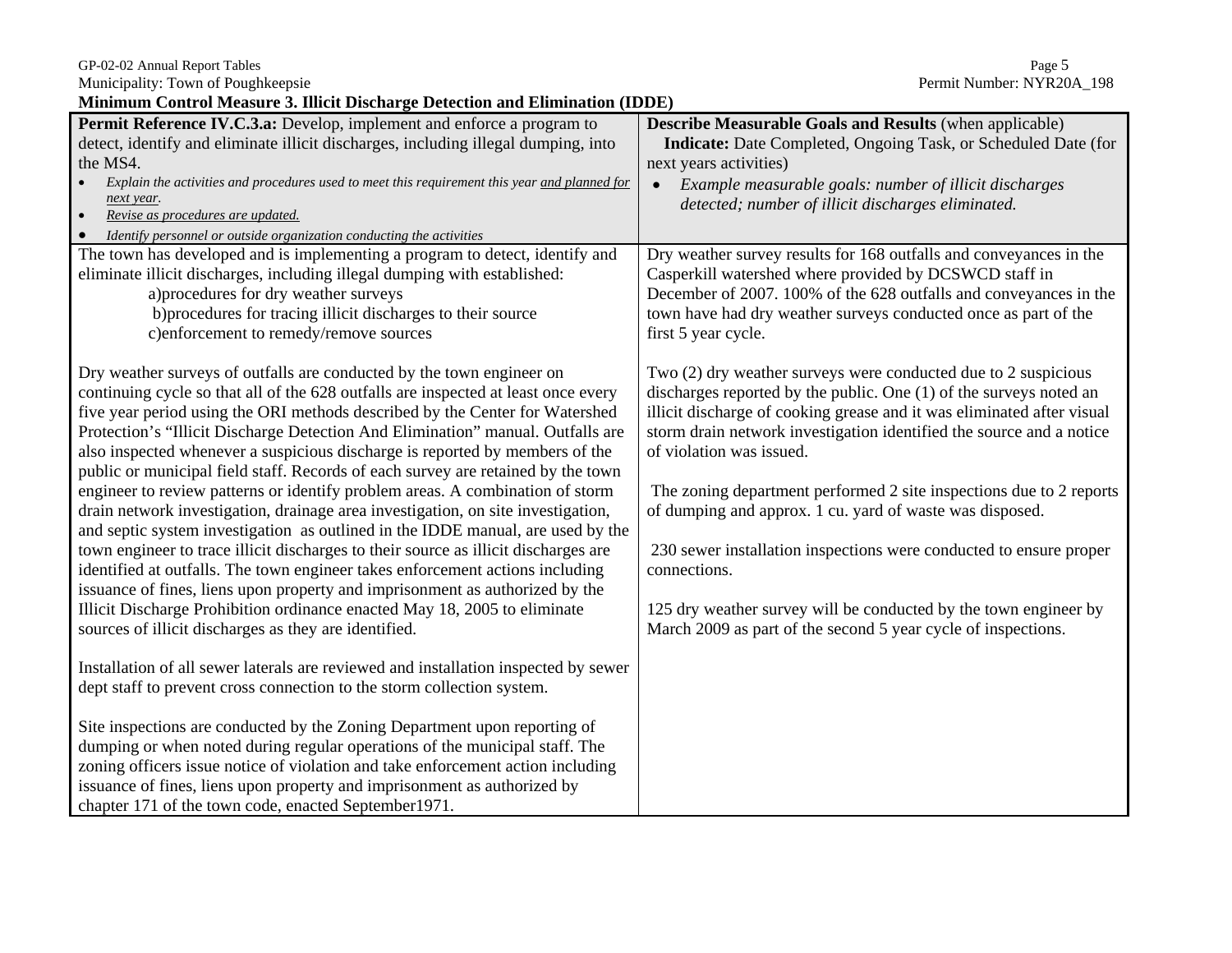Municipality: Town of Poughkeepsie

Permit Number: NYR20A_198

**Minimum Control Measure 3. Illicit Discharge Detection and Elimination (IDDE)**

| **Permit Reference IV.C.3.a:** Develop, implement and enforce a program to detect, identify and eliminate illicit discharges, including illegal dumping, into the MS4.<br>• *Explain the activities and procedures used to meet this requirement this year and planned for next year.*<br>• *Revise as procedures are updated.*<br>• *Identify personnel or outside organization conducting the activities* | **Describe Measurable Goals and Results** (when applicable)<br>**Indicate:** Date Completed, Ongoing Task, or Scheduled Date (for next years activities)<br>• *Example measurable goals: number of illicit discharges detected; number of illicit discharges eliminated.* |
|---|---|
| The town has developed and is implementing a program to detect, identify and eliminate illicit discharges, including illegal dumping with established:<br>a)procedures for dry weather surveys<br>b)procedures for tracing illicit discharges to their source<br>c)enforcement to remedy/remove sources<br><br>Dry weather surveys of outfalls are conducted by the town engineer on continuing cycle so that all of the 628 outfalls are inspected at least once every five year period using the ORI methods described by the Center for Watershed Protection's "Illicit Discharge Detection And Elimination" manual. Outfalls are also inspected whenever a suspicious discharge is reported by members of the public or municipal field staff. Records of each survey are retained by the town engineer to review patterns or identify problem areas. A combination of storm drain network investigation, drainage area investigation, on site investigation, and septic system investigation as outlined in the IDDE manual, are used by the town engineer to trace illicit discharges to their source as illicit discharges are identified at outfalls. The town engineer takes enforcement actions including issuance of fines, liens upon property and imprisonment as authorized by the Illicit Discharge Prohibition ordinance enacted May 18, 2005 to eliminate sources of illicit discharges as they are identified.<br><br>Installation of all sewer laterals are reviewed and installation inspected by sewer dept staff to prevent cross connection to the storm collection system.<br><br>Site inspections are conducted by the Zoning Department upon reporting of dumping or when noted during regular operations of the municipal staff. The zoning officers issue notice of violation and take enforcement action including issuance of fines, liens upon property and imprisonment as authorized by chapter 171 of the town code, enacted September1971. | Dry weather survey results for 168 outfalls and conveyances in the Casperkill watershed where provided by DCSWCD staff in December of 2007. 100% of the 628 outfalls and conveyances in the town have had dry weather surveys conducted once as part of the first 5 year cycle.<br><br>Two (2) dry weather surveys were conducted due to 2 suspicious discharges reported by the public. One (1) of the surveys noted an illicit discharge of cooking grease and it was eliminated after visual storm drain network investigation identified the source and a notice of violation was issued.<br><br>The zoning department performed 2 site inspections due to 2 reports of dumping and approx. 1 cu. yard of waste was disposed.<br><br>230 sewer installation inspections were conducted to ensure proper connections.<br><br>125 dry weather survey will be conducted by the town engineer by March 2009 as part of the second 5 year cycle of inspections. |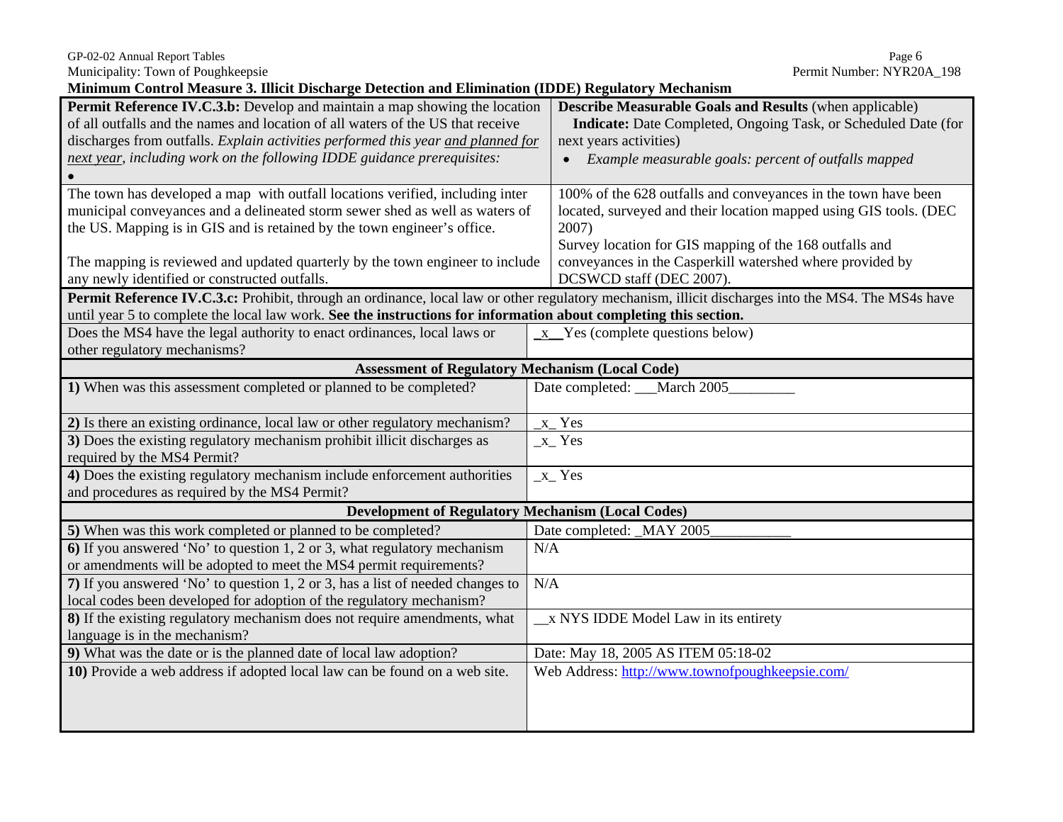Municipality: Town of Poughkeepsie

Permit Number: NYR20A_198

**Minimum Control Measure 3. Illicit Discharge Detection and Elimination (IDDE) Regulatory Mechanism**

| **Permit Reference IV.C.3.b:** Develop and maintain a map showing the location of all outfalls and the names and location of all waters of the US that receive discharges from outfalls. *Explain activities performed this year and planned for next year, including work on the following IDDE guidance prerequisites:* • | **Describe Measurable Goals and Results** (when applicable) **Indicate:** Date Completed, Ongoing Task, or Scheduled Date (for next years activities) • *Example measurable goals: percent of outfalls mapped* |
|---|---|
| The town has developed a map with outfall locations verified, including inter municipal conveyances and a delineated storm sewer shed as well as waters of the US. Mapping is in GIS and is retained by the town engineer's office.<br><br>The mapping is reviewed and updated quarterly by the town engineer to include any newly identified or constructed outfalls. | 100% of the 628 outfalls and conveyances in the town have been located, surveyed and their location mapped using GIS tools. (DEC 2007)<br>Survey location for GIS mapping of the 168 outfalls and conveyances in the Casperkill watershed where provided by DCSWCD staff (DEC 2007). |

**Permit Reference IV.C.3.c:** Prohibit, through an ordinance, local law or other regulatory mechanism, illicit discharges into the MS4. The MS4s have until year 5 to complete the local law work. **See the instructions for information about completing this section.**

| Does the MS4 have the legal authority to enact ordinances, local laws or other regulatory mechanisms? | _x__Yes (complete questions below) |
|---|---|
| **Assessment of Regulatory Mechanism (Local Code)** | |
| **1)** When was this assessment completed or planned to be completed? | Date completed: ___March 2005_________ |
| **2)** Is there an existing ordinance, local law or other regulatory mechanism? | _x_ Yes |
| **3)** Does the existing regulatory mechanism prohibit illicit discharges as required by the MS4 Permit? | _x_ Yes |
| **4)** Does the existing regulatory mechanism include enforcement authorities and procedures as required by the MS4 Permit? | _x_ Yes |
| **Development of Regulatory Mechanism (Local Codes)** | |
| **5)** When was this work completed or planned to be completed? | Date completed: _MAY 2005___________ |
| **6)** If you answered 'No' to question 1, 2 or 3, what regulatory mechanism or amendments will be adopted to meet the MS4 permit requirements? | N/A |
| **7)** If you answered 'No' to question 1, 2 or 3, has a list of needed changes to local codes been developed for adoption of the regulatory mechanism? | N/A |
| **8)** If the existing regulatory mechanism does not require amendments, what language is in the mechanism? | __x NYS IDDE Model Law in its entirety |
| **9)** What was the date or is the planned date of local law adoption? | Date: May 18, 2005 AS ITEM 05:18-02 |
| **10)** Provide a web address if adopted local law can be found on a web site. | Web Address: http://www.townofpoughkeepsie.com/ |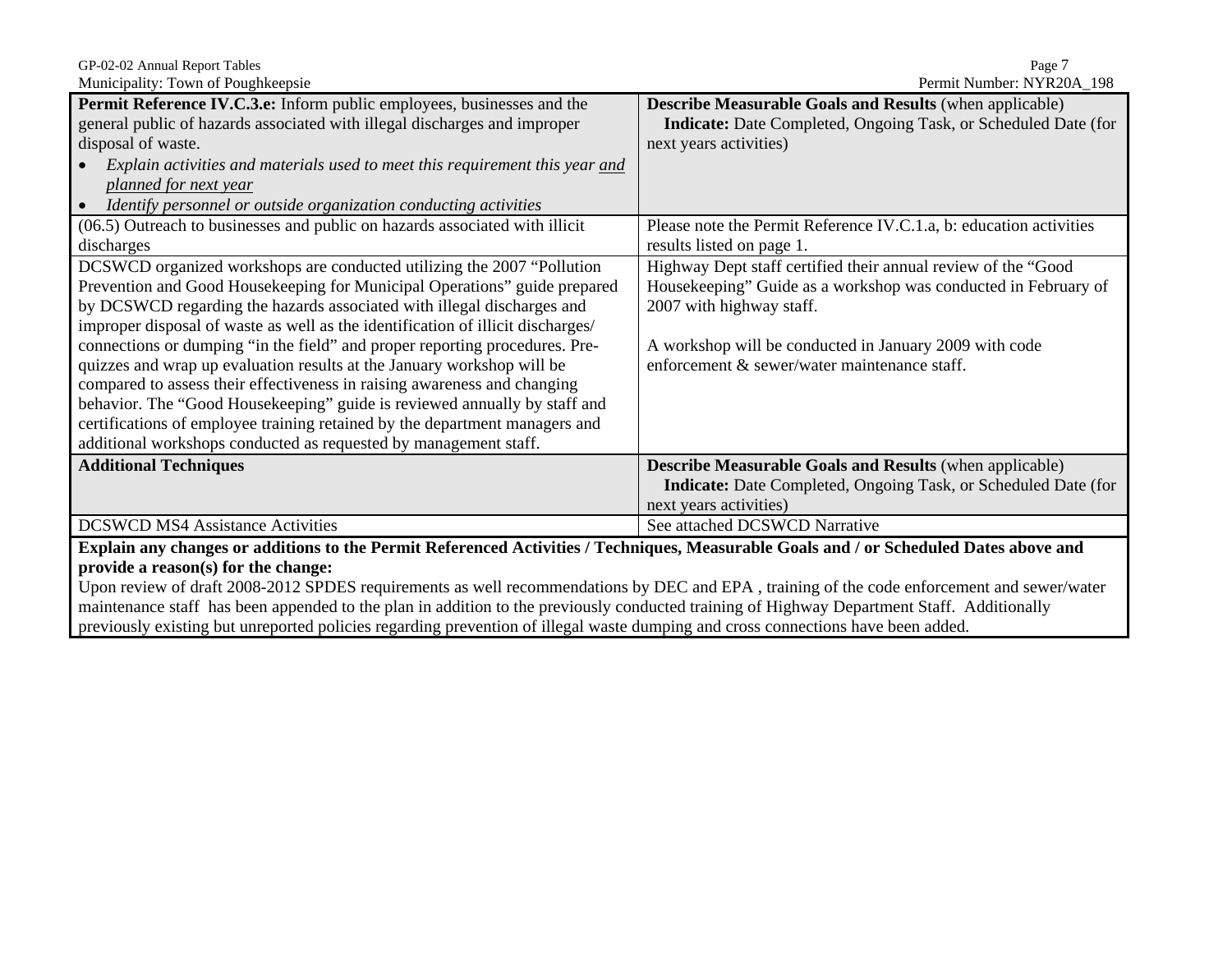| **Permit Reference IV.C.3.e:** Inform public employees, businesses and the general public of hazards associated with illegal discharges and improper disposal of waste.<br>• *Explain activities and materials used to meet this requirement this year and planned for next year*<br>• *Identify personnel or outside organization conducting activities* | **Describe Measurable Goals and Results** (when applicable)<br>**Indicate:** Date Completed, Ongoing Task, or Scheduled Date (for next years activities) |
|---|---|
| (06.5) Outreach to businesses and public on hazards associated with illicit discharges | Please note the Permit Reference IV.C.1.a, b: education activities results listed on page 1. |
| DCSWCD organized workshops are conducted utilizing the 2007 "Pollution Prevention and Good Housekeeping for Municipal Operations" guide prepared by DCSWCD regarding the hazards associated with illegal discharges and improper disposal of waste as well as the identification of illicit discharges/ connections or dumping "in the field" and proper reporting procedures. Pre-quizzes and wrap up evaluation results at the January workshop will be compared to assess their effectiveness in raising awareness and changing behavior. The "Good Housekeeping" guide is reviewed annually by staff and certifications of employee training retained by the department managers and additional workshops conducted as requested by management staff. | Highway Dept staff certified their annual review of the "Good Housekeeping" Guide as a workshop was conducted in February of 2007 with highway staff.<br><br>A workshop will be conducted in January 2009 with code enforcement & sewer/water maintenance staff. |
| **Additional Techniques** | **Describe Measurable Goals and Results** (when applicable)<br>**Indicate:** Date Completed, Ongoing Task, or Scheduled Date (for next years activities) |
| DCSWCD MS4 Assistance Activities | See attached DCSWCD Narrative |

**Explain any changes or additions to the Permit Referenced Activities / Techniques, Measurable Goals and / or Scheduled Dates above and provide a reason(s) for the change:**

Upon review of draft 2008-2012 SPDES requirements as well recommendations by DEC and EPA , training of the code enforcement and sewer/water maintenance staff has been appended to the plan in addition to the previously conducted training of Highway Department Staff. Additionally previously existing but unreported policies regarding prevention of illegal waste dumping and cross connections have been added.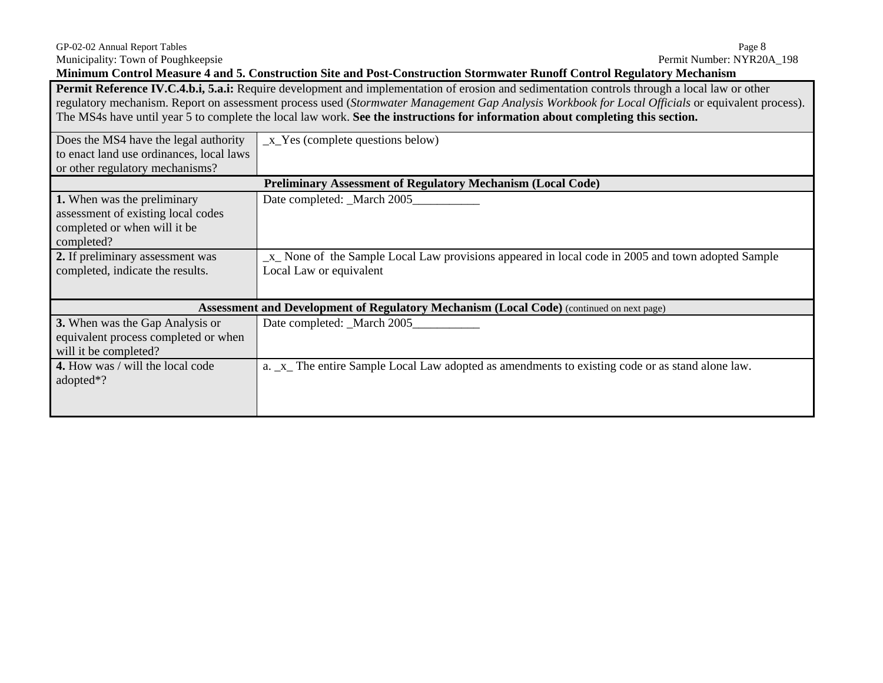Municipality: Town of Poughkeepsie
Permit Number: NYR20A_198

**Minimum Control Measure 4 and 5. Construction Site and Post-Construction Stormwater Runoff Control Regulatory Mechanism**

| **Permit Reference IV.C.4.b.i, 5.a.i:** Require development and implementation of erosion and sedimentation controls through a local law or other regulatory mechanism. Report on assessment process used (*Stormwater Management Gap Analysis Workbook for Local Officials* or equivalent process). The MS4s have until year 5 to complete the local law work. **See the instructions for information about completing this section.** | |
|---|---|
| Does the MS4 have the legal authority to enact land use ordinances, local laws or other regulatory mechanisms? | _x_Yes (complete questions below) |
| **Preliminary Assessment of Regulatory Mechanism (Local Code)** | |
| **1.** When was the preliminary assessment of existing local codes completed or when will it be completed? | Date completed: _March 2005___________ |
| **2.** If preliminary assessment was completed, indicate the results. | _x_ None of the Sample Local Law provisions appeared in local code in 2005 and town adopted Sample Local Law or equivalent |
| **Assessment and Development of Regulatory Mechanism (Local Code)** (continued on next page) | |
| **3.** When was the Gap Analysis or equivalent process completed or when will it be completed? | Date completed: _March 2005___________ |
| **4.** How was / will the local code adopted*? | a. _x_ The entire Sample Local Law adopted as amendments to existing code or as stand alone law. |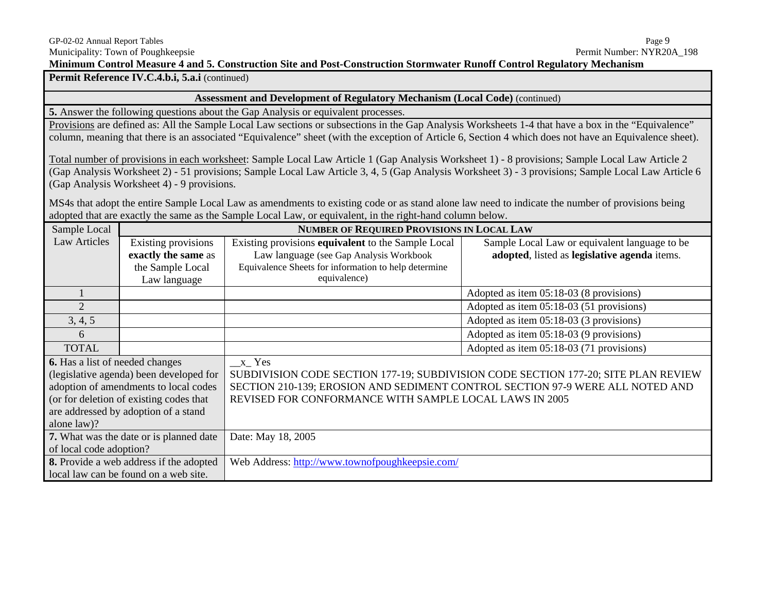Municipality: Town of Poughkeepsie

Permit Number: NYR20A_198

## Minimum Control Measure 4 and 5. Construction Site and Post-Construction Stormwater Runoff Control Regulatory Mechanism

**Permit Reference IV.C.4.b.i, 5.a.i** (continued)

### Assessment and Development of Regulatory Mechanism (Local Code) (continued)

**5.** Answer the following questions about the Gap Analysis or equivalent processes.

Provisions are defined as: All the Sample Local Law sections or subsections in the Gap Analysis Worksheets 1-4 that have a box in the "Equivalence" column, meaning that there is an associated "Equivalence" sheet (with the exception of Article 6, Section 4 which does not have an Equivalence sheet).

Total number of provisions in each worksheet: Sample Local Law Article 1 (Gap Analysis Worksheet 1) - 8 provisions; Sample Local Law Article 2 (Gap Analysis Worksheet 2) - 51 provisions; Sample Local Law Article 3, 4, 5 (Gap Analysis Worksheet 3) - 3 provisions; Sample Local Law Article 6 (Gap Analysis Worksheet 4) - 9 provisions.

MS4s that adopt the entire Sample Local Law as amendments to existing code or as stand alone law need to indicate the number of provisions being adopted that are exactly the same as the Sample Local Law, or equivalent, in the right-hand column below.

| Sample Local Law Articles | NUMBER OF REQUIRED PROVISIONS IN LOCAL LAW | | |
|---|---|---|---|
| | Existing provisions **exactly the same** as the Sample Local Law language | Existing provisions **equivalent** to the Sample Local Law language (see Gap Analysis Workbook Equivalence Sheets for information to help determine equivalence) | Sample Local Law or equivalent language to be **adopted**, listed as **legislative agenda** items. |
| 1 | | | Adopted as item 05:18-03 (8 provisions) |
| 2 | | | Adopted as item 05:18-03 (51 provisions) |
| 3, 4, 5 | | | Adopted as item 05:18-03 (3 provisions) |
| 6 | | | Adopted as item 05:18-03 (9 provisions) |
| TOTAL | | | Adopted as item 05:18-03 (71 provisions) |

| | |
|---|---|
| **6.** Has a list of needed changes (legislative agenda) been developed for adoption of amendments to local codes (or for deletion of existing codes that are addressed by adoption of a stand alone law)? | __x_ Yes<br>SUBDIVISION CODE SECTION 177-19; SUBDIVISION CODE SECTION 177-20; SITE PLAN REVIEW SECTION 210-139; EROSION AND SEDIMENT CONTROL SECTION 97-9 WERE ALL NOTED AND REVISED FOR CONFORMANCE WITH SAMPLE LOCAL LAWS IN 2005 |
| **7.** What was the date or is planned date of local code adoption? | Date: May 18, 2005 |
| **8.** Provide a web address if the adopted local law can be found on a web site. | Web Address: http://www.townofpoughkeepsie.com/ |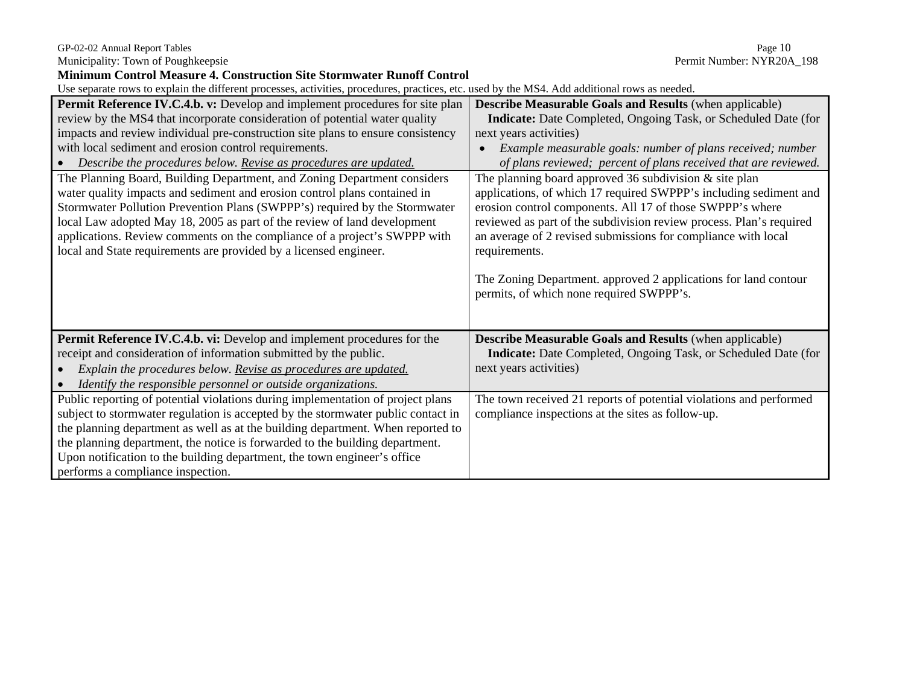GP-02-02 Annual Report Tables

Municipality: Town of Poughkeepsie

Permit Number: NYR20A_198

**Minimum Control Measure 4. Construction Site Stormwater Runoff Control**

Use separate rows to explain the different processes, activities, procedures, practices, etc. used by the MS4. Add additional rows as needed.

| **Permit Reference IV.C.4.b. v:** Develop and implement procedures for site plan review by the MS4 that incorporate consideration of potential water quality impacts and review individual pre-construction site plans to ensure consistency with local sediment and erosion control requirements.<br>• *Describe the procedures below. Revise as procedures are updated.* | **Describe Measurable Goals and Results** (when applicable)<br>**Indicate:** Date Completed, Ongoing Task, or Scheduled Date (for next years activities)<br>• *Example measurable goals: number of plans received; number of plans reviewed; percent of plans received that are reviewed.* |
|---|---|
| The Planning Board, Building Department, and Zoning Department considers water quality impacts and sediment and erosion control plans contained in Stormwater Pollution Prevention Plans (SWPPP's) required by the Stormwater local Law adopted May 18, 2005 as part of the review of land development applications. Review comments on the compliance of a project's SWPPP with local and State requirements are provided by a licensed engineer. | The planning board approved 36 subdivision & site plan applications, of which 17 required SWPPP's including sediment and erosion control components. All 17 of those SWPPP's where reviewed as part of the subdivision review process. Plan's required an average of 2 revised submissions for compliance with local requirements.<br><br>The Zoning Department. approved 2 applications for land contour permits, of which none required SWPPP's. |
| **Permit Reference IV.C.4.b. vi:** Develop and implement procedures for the receipt and consideration of information submitted by the public.<br>• *Explain the procedures below. Revise as procedures are updated.*<br>• *Identify the responsible personnel or outside organizations.* | **Describe Measurable Goals and Results** (when applicable)<br>**Indicate:** Date Completed, Ongoing Task, or Scheduled Date (for next years activities) |
| Public reporting of potential violations during implementation of project plans subject to stormwater regulation is accepted by the stormwater public contact in the planning department as well as at the building department. When reported to the planning department, the notice is forwarded to the building department. Upon notification to the building department, the town engineer's office performs a compliance inspection. | The town received 21 reports of potential violations and performed compliance inspections at the sites as follow-up. |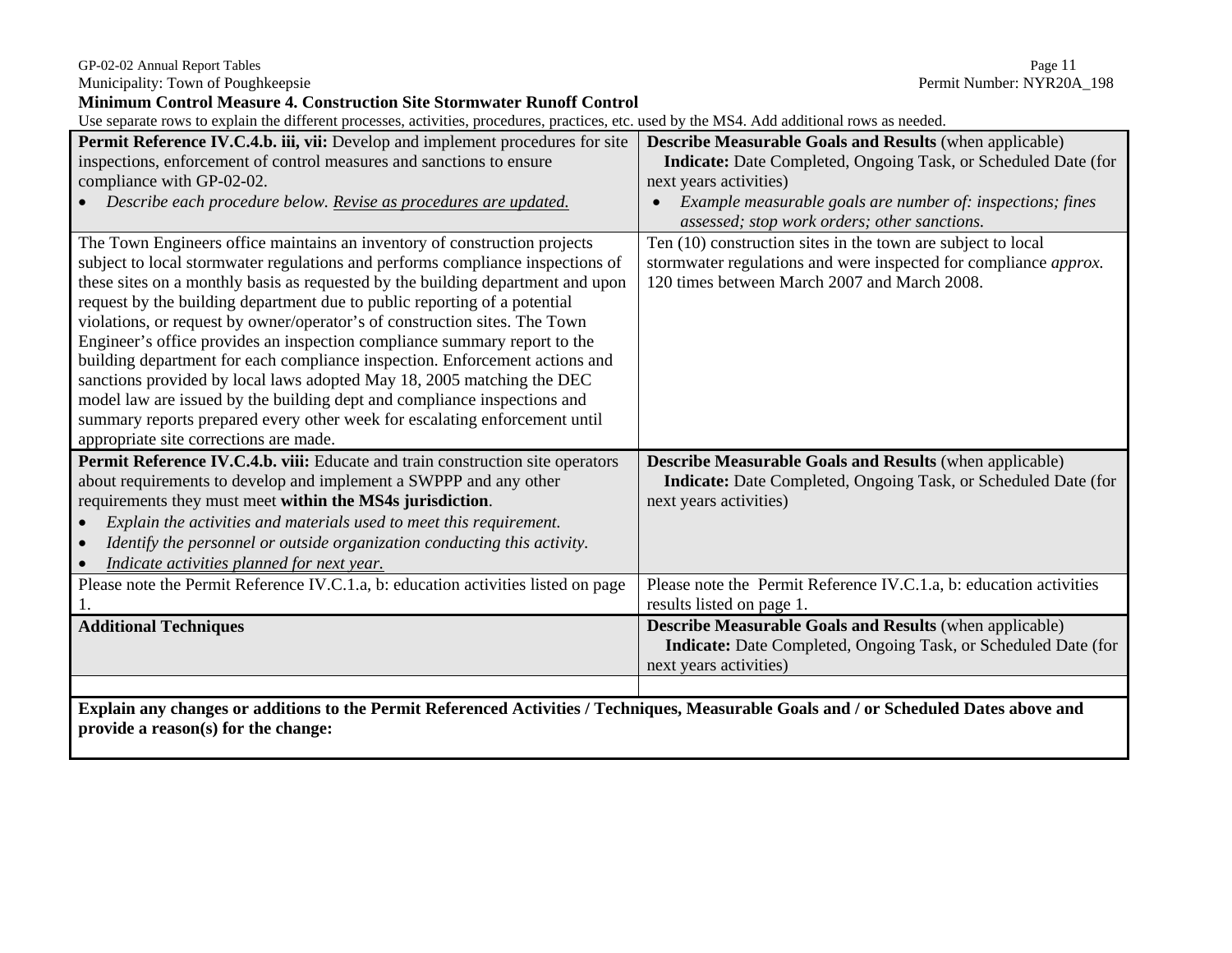**Minimum Control Measure 4. Construction Site Stormwater Runoff Control**

Use separate rows to explain the different processes, activities, procedures, practices, etc. used by the MS4. Add additional rows as needed.

| **Permit Reference IV.C.4.b. iii, vii:** Develop and implement procedures for site inspections, enforcement of control measures and sanctions to ensure compliance with GP-02-02.<br>• *Describe each procedure below. Revise as procedures are updated.* | **Describe Measurable Goals and Results** (when applicable)<br>**Indicate:** Date Completed, Ongoing Task, or Scheduled Date (for next years activities)<br>• *Example measurable goals are number of: inspections; fines assessed; stop work orders; other sanctions.* |
|---|---|
| The Town Engineers office maintains an inventory of construction projects subject to local stormwater regulations and performs compliance inspections of these sites on a monthly basis as requested by the building department and upon request by the building department due to public reporting of a potential violations, or request by owner/operator's of construction sites. The Town Engineer's office provides an inspection compliance summary report to the building department for each compliance inspection. Enforcement actions and sanctions provided by local laws adopted May 18, 2005 matching the DEC model law are issued by the building dept and compliance inspections and summary reports prepared every other week for escalating enforcement until appropriate site corrections are made. | Ten (10) construction sites in the town are subject to local stormwater regulations and were inspected for compliance *approx.* 120 times between March 2007 and March 2008. |
| **Permit Reference IV.C.4.b. viii:** Educate and train construction site operators about requirements to develop and implement a SWPPP and any other requirements they must meet **within the MS4s jurisdiction**.<br>• *Explain the activities and materials used to meet this requirement.*<br>• *Identify the personnel or outside organization conducting this activity.*<br>• *Indicate activities planned for next year.* | **Describe Measurable Goals and Results** (when applicable)<br>**Indicate:** Date Completed, Ongoing Task, or Scheduled Date (for next years activities) |
| Please note the Permit Reference IV.C.1.a, b: education activities listed on page 1. | Please note the Permit Reference IV.C.1.a, b: education activities results listed on page 1. |
| **Additional Techniques** | **Describe Measurable Goals and Results** (when applicable)<br>**Indicate:** Date Completed, Ongoing Task, or Scheduled Date (for next years activities) |
| | |

**Explain any changes or additions to the Permit Referenced Activities / Techniques, Measurable Goals and / or Scheduled Dates above and provide a reason(s) for the change:**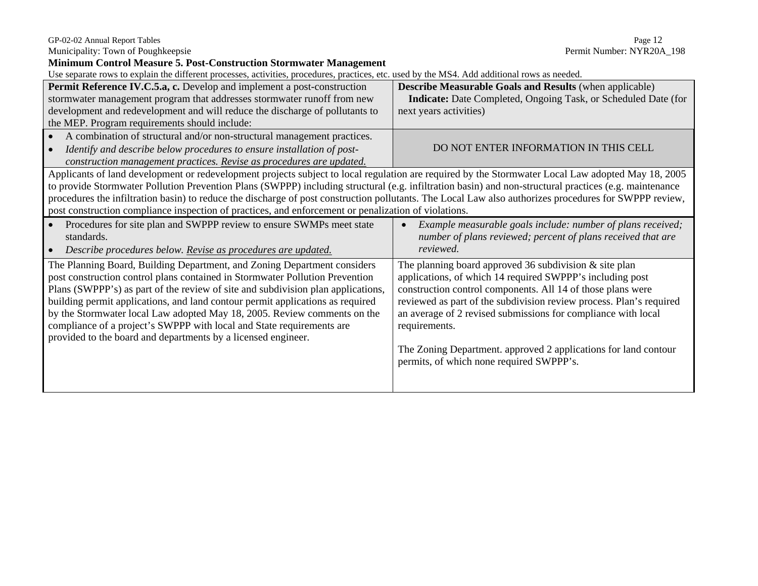**Minimum Control Measure 5. Post-Construction Stormwater Management**

Use separate rows to explain the different processes, activities, procedures, practices, etc. used by the MS4. Add additional rows as needed.

| **Permit Reference IV.C.5.a, c.** Develop and implement a post-construction stormwater management program that addresses stormwater runoff from new development and redevelopment and will reduce the discharge of pollutants to the MEP. Program requirements should include: | **Describe Measurable Goals and Results** (when applicable) **Indicate:** Date Completed, Ongoing Task, or Scheduled Date (for next years activities) |
|---|---|
| • A combination of structural and/or non-structural management practices.<br>• *Identify and describe below procedures to ensure installation of post-construction management practices. Revise as procedures are updated.* | DO NOT ENTER INFORMATION IN THIS CELL |
| Applicants of land development or redevelopment projects subject to local regulation are required by the Stormwater Local Law adopted May 18, 2005 to provide Stormwater Pollution Prevention Plans (SWPPP) including structural (e.g. infiltration basin) and non-structural practices (e.g. maintenance procedures the infiltration basin) to reduce the discharge of post construction pollutants. The Local Law also authorizes procedures for SWPPP review, post construction compliance inspection of practices, and enforcement or penalization of violations. | |
| • Procedures for site plan and SWPPP review to ensure SWMPs meet state standards.<br>• *Describe procedures below. Revise as procedures are updated.* | • *Example measurable goals include: number of plans received; number of plans reviewed; percent of plans received that are reviewed.* |
| The Planning Board, Building Department, and Zoning Department considers post construction control plans contained in Stormwater Pollution Prevention Plans (SWPPP's) as part of the review of site and subdivision plan applications, building permit applications, and land contour permit applications as required by the Stormwater local Law adopted May 18, 2005. Review comments on the compliance of a project's SWPPP with local and State requirements are provided to the board and departments by a licensed engineer. | The planning board approved 36 subdivision & site plan applications, of which 14 required SWPPP's including post construction control components. All 14 of those plans were reviewed as part of the subdivision review process. Plan's required an average of 2 revised submissions for compliance with local requirements.<br><br>The Zoning Department. approved 2 applications for land contour permits, of which none required SWPPP's. |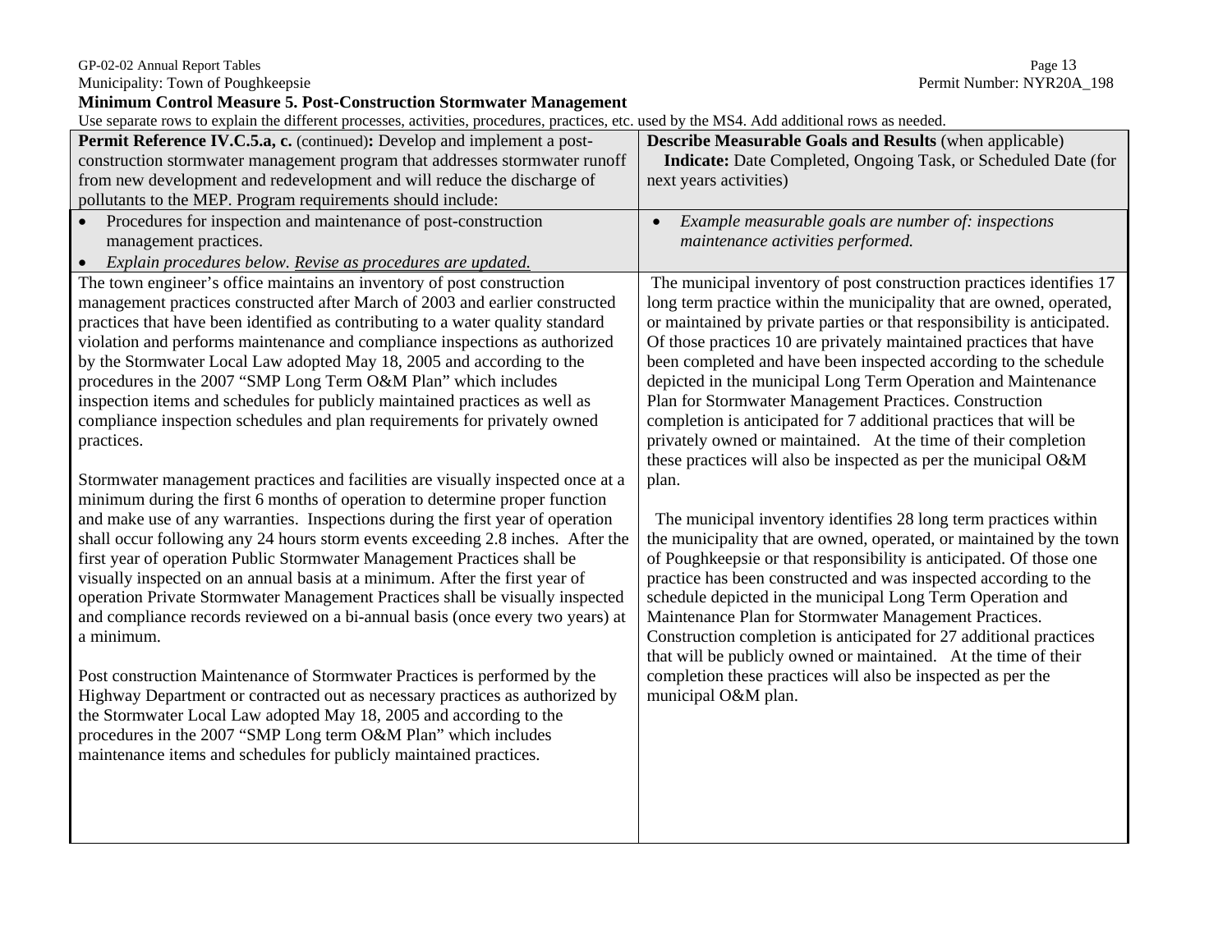**Minimum Control Measure 5. Post-Construction Stormwater Management**

Use separate rows to explain the different processes, activities, procedures, practices, etc. used by the MS4. Add additional rows as needed.

| **Permit Reference IV.C.5.a, c.** (continued)**:** Develop and implement a post-construction stormwater management program that addresses stormwater runoff from new development and redevelopment and will reduce the discharge of pollutants to the MEP. Program requirements should include: | **Describe Measurable Goals and Results** (when applicable) **Indicate:** Date Completed, Ongoing Task, or Scheduled Date (for next years activities) |
|---|---|
| • Procedures for inspection and maintenance of post-construction management practices.<br>• *Explain procedures below. Revise as procedures are updated.* | • *Example measurable goals are number of: inspections maintenance activities performed.* |
| The town engineer's office maintains an inventory of post construction management practices constructed after March of 2003 and earlier constructed practices that have been identified as contributing to a water quality standard violation and performs maintenance and compliance inspections as authorized by the Stormwater Local Law adopted May 18, 2005 and according to the procedures in the 2007 "SMP Long Term O&M Plan" which includes inspection items and schedules for publicly maintained practices as well as compliance inspection schedules and plan requirements for privately owned practices.<br><br>Stormwater management practices and facilities are visually inspected once at a minimum during the first 6 months of operation to determine proper function and make use of any warranties. Inspections during the first year of operation shall occur following any 24 hours storm events exceeding 2.8 inches. After the first year of operation Public Stormwater Management Practices shall be visually inspected on an annual basis at a minimum. After the first year of operation Private Stormwater Management Practices shall be visually inspected and compliance records reviewed on a bi-annual basis (once every two years) at a minimum.<br><br>Post construction Maintenance of Stormwater Practices is performed by the Highway Department or contracted out as necessary practices as authorized by the Stormwater Local Law adopted May 18, 2005 and according to the procedures in the 2007 "SMP Long term O&M Plan" which includes maintenance items and schedules for publicly maintained practices. | The municipal inventory of post construction practices identifies 17 long term practice within the municipality that are owned, operated, or maintained by private parties or that responsibility is anticipated. Of those practices 10 are privately maintained practices that have been completed and have been inspected according to the schedule depicted in the municipal Long Term Operation and Maintenance Plan for Stormwater Management Practices. Construction completion is anticipated for 7 additional practices that will be privately owned or maintained. At the time of their completion these practices will also be inspected as per the municipal O&M plan.<br><br>The municipal inventory identifies 28 long term practices within the municipality that are owned, operated, or maintained by the town of Poughkeepsie or that responsibility is anticipated. Of those one practice has been constructed and was inspected according to the schedule depicted in the municipal Long Term Operation and Maintenance Plan for Stormwater Management Practices. Construction completion is anticipated for 27 additional practices that will be publicly owned or maintained. At the time of their completion these practices will also be inspected as per the municipal O&M plan. |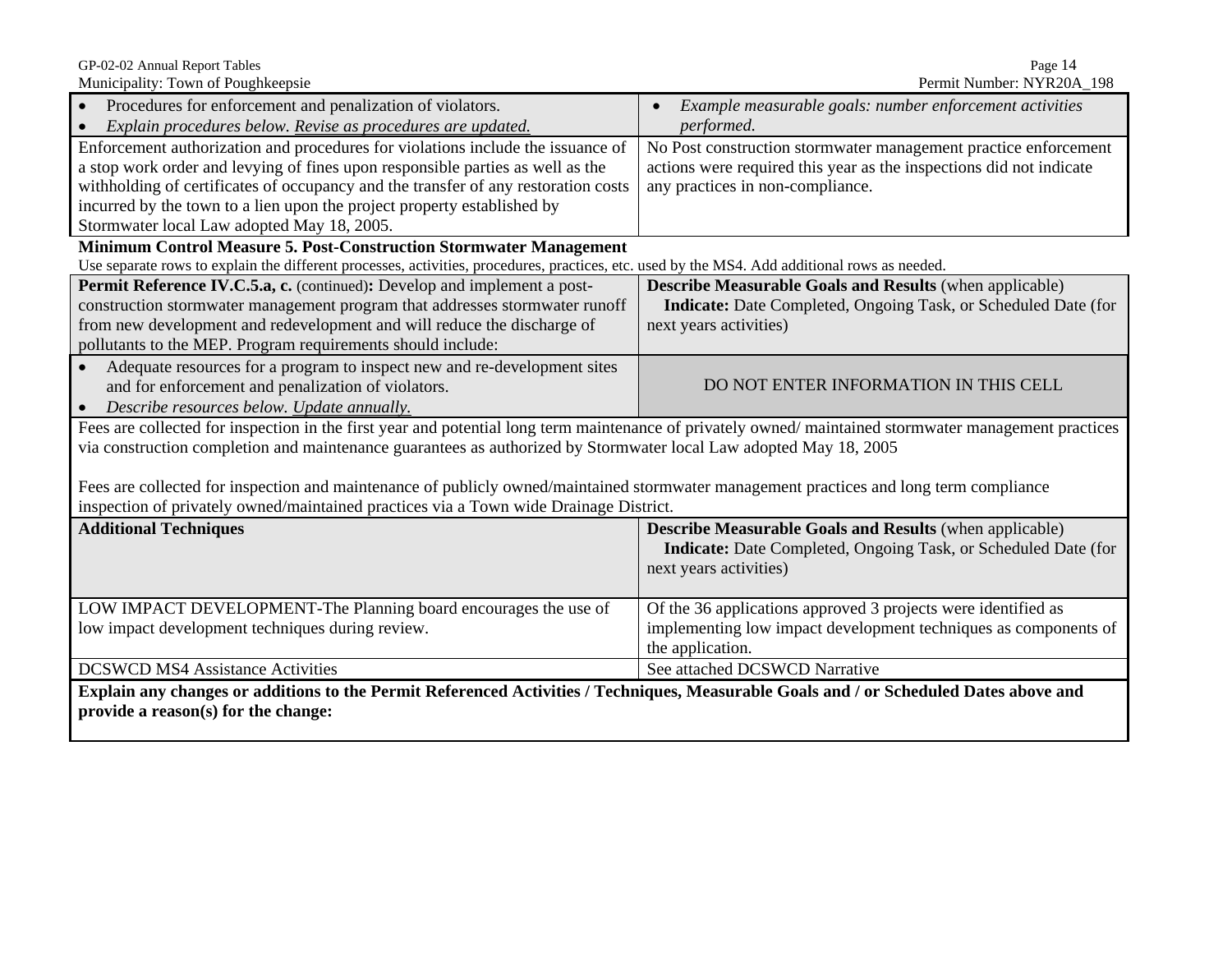| • Procedures for enforcement and penalization of violators.<br>• *Explain procedures below. Revise as procedures are updated.* | • *Example measurable goals: number enforcement activities performed.* |
|---|---|
| Enforcement authorization and procedures for violations include the issuance of a stop work order and levying of fines upon responsible parties as well as the withholding of certificates of occupancy and the transfer of any restoration costs incurred by the town to a lien upon the project property established by Stormwater local Law adopted May 18, 2005. | No Post construction stormwater management practice enforcement actions were required this year as the inspections did not indicate any practices in non-compliance. |

**Minimum Control Measure 5. Post-Construction Stormwater Management**

Use separate rows to explain the different processes, activities, procedures, practices, etc. used by the MS4. Add additional rows as needed.

| **Permit Reference IV.C.5.a, c.** (continued)**:** Develop and implement a post-construction stormwater management program that addresses stormwater runoff from new development and redevelopment and will reduce the discharge of pollutants to the MEP. Program requirements should include: | **Describe Measurable Goals and Results** (when applicable) **Indicate:** Date Completed, Ongoing Task, or Scheduled Date (for next years activities) |
|---|---|
| • Adequate resources for a program to inspect new and re-development sites and for enforcement and penalization of violators.<br>• *Describe resources below. Update annually.* | DO NOT ENTER INFORMATION IN THIS CELL |
| Fees are collected for inspection in the first year and potential long term maintenance of privately owned/ maintained stormwater management practices via construction completion and maintenance guarantees as authorized by Stormwater local Law adopted May 18, 2005<br><br>Fees are collected for inspection and maintenance of publicly owned/maintained stormwater management practices and long term compliance inspection of privately owned/maintained practices via a Town wide Drainage District. | |
| **Additional Techniques** | **Describe Measurable Goals and Results** (when applicable) **Indicate:** Date Completed, Ongoing Task, or Scheduled Date (for next years activities) |
| LOW IMPACT DEVELOPMENT-The Planning board encourages the use of low impact development techniques during review. | Of the 36 applications approved 3 projects were identified as implementing low impact development techniques as components of the application. |
| DCSWCD MS4 Assistance Activities | See attached DCSWCD Narrative |
| **Explain any changes or additions to the Permit Referenced Activities / Techniques, Measurable Goals and / or Scheduled Dates above and provide a reason(s) for the change:** | |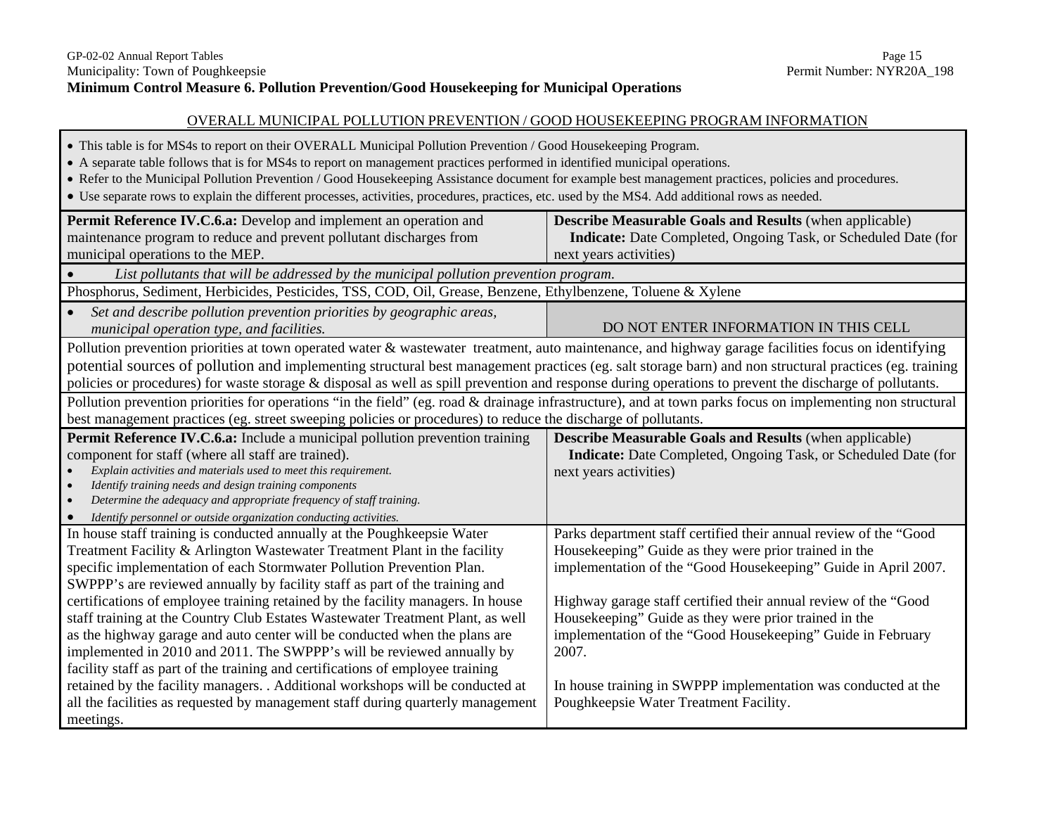**Minimum Control Measure 6. Pollution Prevention/Good Housekeeping for Municipal Operations**

OVERALL MUNICIPAL POLLUTION PREVENTION / GOOD HOUSEKEEPING PROGRAM INFORMATION

- This table is for MS4s to report on their OVERALL Municipal Pollution Prevention / Good Housekeeping Program.
- A separate table follows that is for MS4s to report on management practices performed in identified municipal operations.
- Refer to the Municipal Pollution Prevention / Good Housekeeping Assistance document for example best management practices, policies and procedures.
- Use separate rows to explain the different processes, activities, procedures, practices, etc. used by the MS4. Add additional rows as needed.

| **Permit Reference IV.C.6.a:** Develop and implement an operation and maintenance program to reduce and prevent pollutant discharges from municipal operations to the MEP. | **Describe Measurable Goals and Results** (when applicable) **Indicate:** Date Completed, Ongoing Task, or Scheduled Date (for next years activities) |
|---|---|
| • *List pollutants that will be addressed by the municipal pollution prevention program.* | |
| Phosphorus, Sediment, Herbicides, Pesticides, TSS, COD, Oil, Grease, Benzene, Ethylbenzene, Toluene & Xylene | |
| • *Set and describe pollution prevention priorities by geographic areas, municipal operation type, and facilities.* | DO NOT ENTER INFORMATION IN THIS CELL |
| Pollution prevention priorities at town operated water & wastewater treatment, auto maintenance, and highway garage facilities focus on identifying potential sources of pollution and implementing structural best management practices (eg. salt storage barn) and non structural practices (eg. training policies or procedures) for waste storage & disposal as well as spill prevention and response during operations to prevent the discharge of pollutants. | |
| Pollution prevention priorities for operations "in the field" (eg. road & drainage infrastructure), and at town parks focus on implementing non structural best management practices (eg. street sweeping policies or procedures) to reduce the discharge of pollutants. | |
| **Permit Reference IV.C.6.a:** Include a municipal pollution prevention training component for staff (where all staff are trained).<br>• *Explain activities and materials used to meet this requirement.*<br>• *Identify training needs and design training components*<br>• *Determine the adequacy and appropriate frequency of staff training.*<br>• *Identify personnel or outside organization conducting activities.* | **Describe Measurable Goals and Results** (when applicable) **Indicate:** Date Completed, Ongoing Task, or Scheduled Date (for next years activities) |
| In house staff training is conducted annually at the Poughkeepsie Water Treatment Facility & Arlington Wastewater Treatment Plant in the facility specific implementation of each Stormwater Pollution Prevention Plan. SWPPP's are reviewed annually by facility staff as part of the training and certifications of employee training retained by the facility managers. In house staff training at the Country Club Estates Wastewater Treatment Plant, as well as the highway garage and auto center will be conducted when the plans are implemented in 2010 and 2011. The SWPPP's will be reviewed annually by facility staff as part of the training and certifications of employee training retained by the facility managers. . Additional workshops will be conducted at all the facilities as requested by management staff during quarterly management meetings. | Parks department staff certified their annual review of the "Good Housekeeping" Guide as they were prior trained in the implementation of the "Good Housekeeping" Guide in April 2007.<br><br>Highway garage staff certified their annual review of the "Good Housekeeping" Guide as they were prior trained in the implementation of the "Good Housekeeping" Guide in February 2007.<br><br>In house training in SWPPP implementation was conducted at the Poughkeepsie Water Treatment Facility. |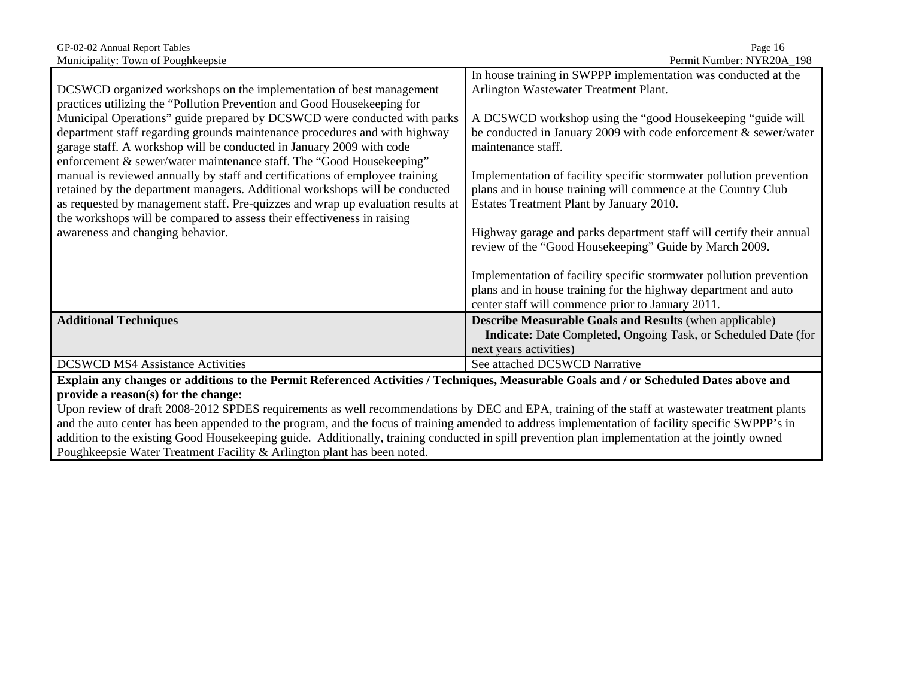| | |
|---|---|
| DCSWCD organized workshops on the implementation of best management practices utilizing the "Pollution Prevention and Good Housekeeping for Municipal Operations" guide prepared by DCSWCD were conducted with parks department staff regarding grounds maintenance procedures and with highway garage staff. A workshop will be conducted in January 2009 with code enforcement & sewer/water maintenance staff. The "Good Housekeeping" manual is reviewed annually by staff and certifications of employee training retained by the department managers. Additional workshops will be conducted as requested by management staff. Pre-quizzes and wrap up evaluation results at the workshops will be compared to assess their effectiveness in raising awareness and changing behavior. | In house training in SWPPP implementation was conducted at the Arlington Wastewater Treatment Plant.<br><br>A DCSWCD workshop using the "good Housekeeping "guide will be conducted in January 2009 with code enforcement & sewer/water maintenance staff.<br><br>Implementation of facility specific stormwater pollution prevention plans and in house training will commence at the Country Club Estates Treatment Plant by January 2010.<br><br>Highway garage and parks department staff will certify their annual review of the "Good Housekeeping" Guide by March 2009.<br><br>Implementation of facility specific stormwater pollution prevention plans and in house training for the highway department and auto center staff will commence prior to January 2011. |
| **Additional Techniques** | **Describe Measurable Goals and Results** (when applicable) **Indicate:** Date Completed, Ongoing Task, or Scheduled Date (for next years activities) |
| DCSWCD MS4 Assistance Activities | See attached DCSWCD Narrative |

**Explain any changes or additions to the Permit Referenced Activities / Techniques, Measurable Goals and / or Scheduled Dates above and provide a reason(s) for the change:**

Upon review of draft 2008-2012 SPDES requirements as well recommendations by DEC and EPA, training of the staff at wastewater treatment plants and the auto center has been appended to the program, and the focus of training amended to address implementation of facility specific SWPPP's in addition to the existing Good Housekeeping guide. Additionally, training conducted in spill prevention plan implementation at the jointly owned Poughkeepsie Water Treatment Facility & Arlington plant has been noted.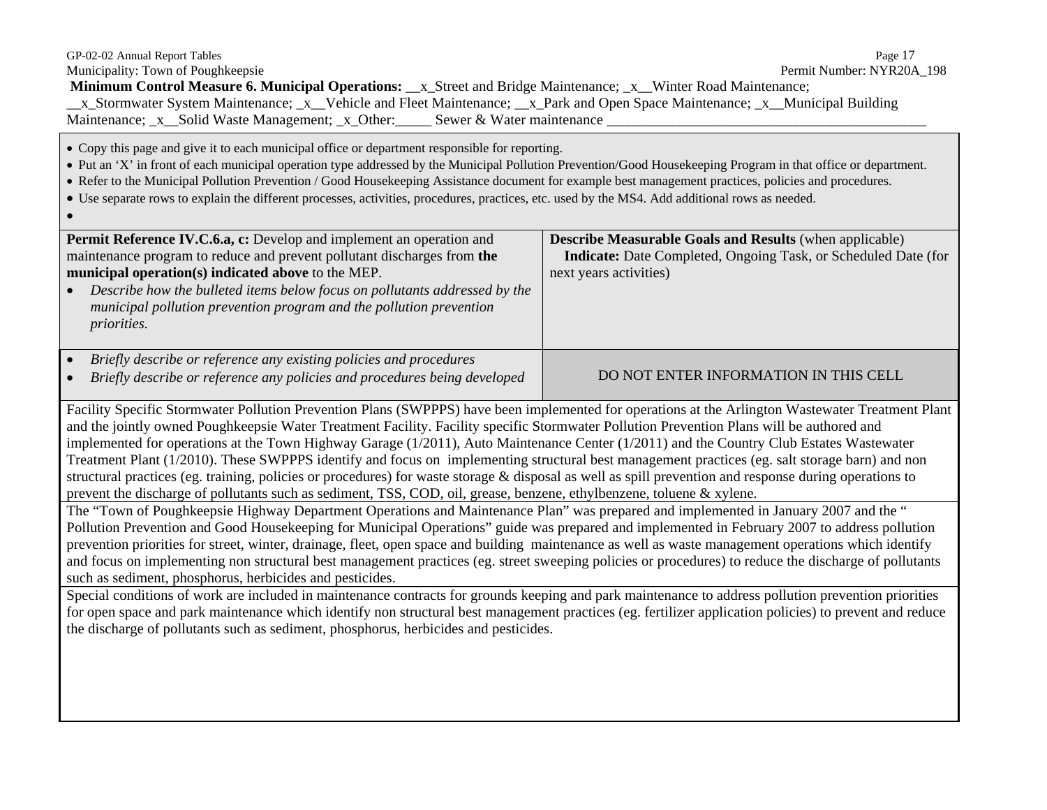Municipality: Town of Poughkeepsie | Permit Number: NYR20A_198

**Minimum Control Measure 6. Municipal Operations:** __x_Street and Bridge Maintenance; _x__Winter Road Maintenance; __x_Stormwater System Maintenance; _x__Vehicle and Fleet Maintenance; __x_Park and Open Space Maintenance; _x__Municipal Building Maintenance; _x__Solid Waste Management; _x_Other:_____ Sewer & Water maintenance ___________________________________________

- Copy this page and give it to each municipal office or department responsible for reporting.
- Put an 'X' in front of each municipal operation type addressed by the Municipal Pollution Prevention/Good Housekeeping Program in that office or department.
- Refer to the Municipal Pollution Prevention / Good Housekeeping Assistance document for example best management practices, policies and procedures.
- Use separate rows to explain the different processes, activities, procedures, practices, etc. used by the MS4. Add additional rows as needed.

| **Permit Reference IV.C.6.a, c:** Develop and implement an operation and maintenance program to reduce and prevent pollutant discharges from **the municipal operation(s) indicated above** to the MEP.<br>• *Describe how the bulleted items below focus on pollutants addressed by the municipal pollution prevention program and the pollution prevention priorities.* | **Describe Measurable Goals and Results** (when applicable)<br>**Indicate:** Date Completed, Ongoing Task, or Scheduled Date (for next years activities) |
|---|---|
| • *Briefly describe or reference any existing policies and procedures*<br>• *Briefly describe or reference any policies and procedures being developed* | DO NOT ENTER INFORMATION IN THIS CELL |
| Facility Specific Stormwater Pollution Prevention Plans (SWPPPS) have been implemented for operations at the Arlington Wastewater Treatment Plant and the jointly owned Poughkeepsie Water Treatment Facility. Facility specific Stormwater Pollution Prevention Plans will be authored and implemented for operations at the Town Highway Garage (1/2011), Auto Maintenance Center (1/2011) and the Country Club Estates Wastewater Treatment Plant (1/2010). These SWPPPS identify and focus on implementing structural best management practices (eg. salt storage barn) and non structural practices (eg. training, policies or procedures) for waste storage & disposal as well as spill prevention and response during operations to prevent the discharge of pollutants such as sediment, TSS, COD, oil, grease, benzene, ethylbenzene, toluene & xylene. | |
| The "Town of Poughkeepsie Highway Department Operations and Maintenance Plan" was prepared and implemented in January 2007 and the " Pollution Prevention and Good Housekeeping for Municipal Operations" guide was prepared and implemented in February 2007 to address pollution prevention priorities for street, winter, drainage, fleet, open space and building maintenance as well as waste management operations which identify and focus on implementing non structural best management practices (eg. street sweeping policies or procedures) to reduce the discharge of pollutants such as sediment, phosphorus, herbicides and pesticides. | |
| Special conditions of work are included in maintenance contracts for grounds keeping and park maintenance to address pollution prevention priorities for open space and park maintenance which identify non structural best management practices (eg. fertilizer application policies) to prevent and reduce the discharge of pollutants such as sediment, phosphorus, herbicides and pesticides. | |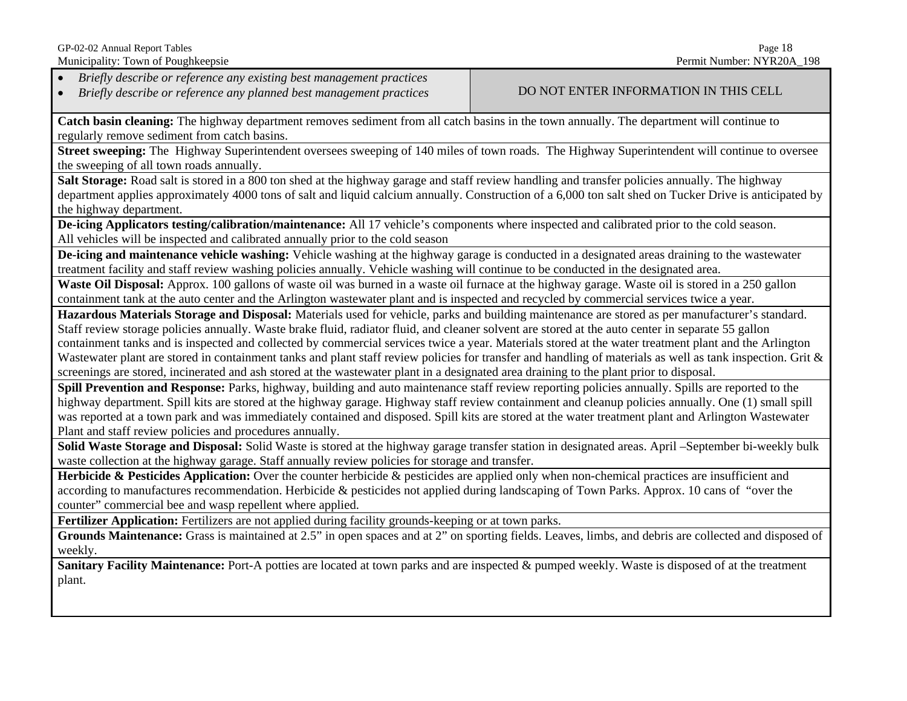| • *Briefly describe or reference any existing best management practices*<br>• *Briefly describe or reference any planned best management practices* | DO NOT ENTER INFORMATION IN THIS CELL |
|---|---|

**Catch basin cleaning:** The highway department removes sediment from all catch basins in the town annually. The department will continue to regularly remove sediment from catch basins.

**Street sweeping:** The Highway Superintendent oversees sweeping of 140 miles of town roads. The Highway Superintendent will continue to oversee the sweeping of all town roads annually.

**Salt Storage:** Road salt is stored in a 800 ton shed at the highway garage and staff review handling and transfer policies annually. The highway department applies approximately 4000 tons of salt and liquid calcium annually. Construction of a 6,000 ton salt shed on Tucker Drive is anticipated by the highway department.

**De-icing Applicators testing/calibration/maintenance:** All 17 vehicle's components where inspected and calibrated prior to the cold season. All vehicles will be inspected and calibrated annually prior to the cold season

**De-icing and maintenance vehicle washing:** Vehicle washing at the highway garage is conducted in a designated areas draining to the wastewater treatment facility and staff review washing policies annually. Vehicle washing will continue to be conducted in the designated area.

**Waste Oil Disposal:** Approx. 100 gallons of waste oil was burned in a waste oil furnace at the highway garage. Waste oil is stored in a 250 gallon containment tank at the auto center and the Arlington wastewater plant and is inspected and recycled by commercial services twice a year.

**Hazardous Materials Storage and Disposal:** Materials used for vehicle, parks and building maintenance are stored as per manufacturer's standard. Staff review storage policies annually. Waste brake fluid, radiator fluid, and cleaner solvent are stored at the auto center in separate 55 gallon containment tanks and is inspected and collected by commercial services twice a year. Materials stored at the water treatment plant and the Arlington Wastewater plant are stored in containment tanks and plant staff review policies for transfer and handling of materials as well as tank inspection. Grit & screenings are stored, incinerated and ash stored at the wastewater plant in a designated area draining to the plant prior to disposal.

**Spill Prevention and Response:** Parks, highway, building and auto maintenance staff review reporting policies annually. Spills are reported to the highway department. Spill kits are stored at the highway garage. Highway staff review containment and cleanup policies annually. One (1) small spill was reported at a town park and was immediately contained and disposed. Spill kits are stored at the water treatment plant and Arlington Wastewater Plant and staff review policies and procedures annually.

**Solid Waste Storage and Disposal:** Solid Waste is stored at the highway garage transfer station in designated areas. April –September bi-weekly bulk waste collection at the highway garage. Staff annually review policies for storage and transfer.

**Herbicide & Pesticides Application:** Over the counter herbicide & pesticides are applied only when non-chemical practices are insufficient and according to manufactures recommendation. Herbicide & pesticides not applied during landscaping of Town Parks. Approx. 10 cans of "over the counter" commercial bee and wasp repellent where applied.

**Fertilizer Application:** Fertilizers are not applied during facility grounds-keeping or at town parks.

**Grounds Maintenance:** Grass is maintained at 2.5" in open spaces and at 2" on sporting fields. Leaves, limbs, and debris are collected and disposed of weekly.

**Sanitary Facility Maintenance:** Port-A potties are located at town parks and are inspected & pumped weekly. Waste is disposed of at the treatment plant.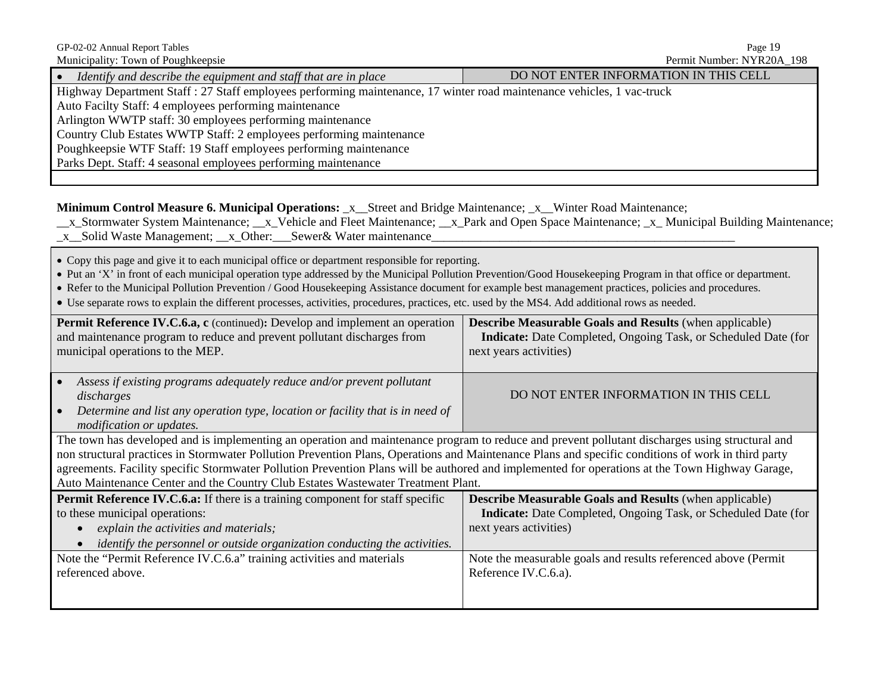| • *Identify and describe the equipment and staff that are in place* | DO NOT ENTER INFORMATION IN THIS CELL |
|---|---|
| Highway Department Staff : 27 Staff employees performing maintenance, 17 winter road maintenance vehicles, 1 vac-truck<br>Auto Facilty Staff: 4 employees performing maintenance<br>Arlington WWTP staff: 30 employees performing maintenance<br>Country Club Estates WWTP Staff: 2 employees performing maintenance<br>Poughkeepsie WTF Staff: 19 Staff employees performing maintenance<br>Parks Dept. Staff: 4 seasonal employees performing maintenance | |
| | |

**Minimum Control Measure 6. Municipal Operations:** _x__Street and Bridge Maintenance; _x__Winter Road Maintenance; __x_Stormwater System Maintenance; __x_Vehicle and Fleet Maintenance; __x_Park and Open Space Maintenance; _x_ Municipal Building Maintenance; _x__Solid Waste Management; __x_Other:___Sewer& Water maintenance__________________________________________________

- Copy this page and give it to each municipal office or department responsible for reporting.
- Put an 'X' in front of each municipal operation type addressed by the Municipal Pollution Prevention/Good Housekeeping Program in that office or department.
- Refer to the Municipal Pollution Prevention / Good Housekeeping Assistance document for example best management practices, policies and procedures.
- Use separate rows to explain the different processes, activities, procedures, practices, etc. used by the MS4. Add additional rows as needed.

| **Permit Reference IV.C.6.a, c** (continued)**:** Develop and implement an operation and maintenance program to reduce and prevent pollutant discharges from municipal operations to the MEP. | **Describe Measurable Goals and Results** (when applicable)<br>**Indicate:** Date Completed, Ongoing Task, or Scheduled Date (for next years activities) |
|---|---|
| • *Assess if existing programs adequately reduce and/or prevent pollutant discharges*<br>• *Determine and list any operation type, location or facility that is in need of modification or updates.* | DO NOT ENTER INFORMATION IN THIS CELL |
| The town has developed and is implementing an operation and maintenance program to reduce and prevent pollutant discharges using structural and non structural practices in Stormwater Pollution Prevention Plans, Operations and Maintenance Plans and specific conditions of work in third party agreements. Facility specific Stormwater Pollution Prevention Plans will be authored and implemented for operations at the Town Highway Garage, Auto Maintenance Center and the Country Club Estates Wastewater Treatment Plant. | |
| **Permit Reference IV.C.6.a:** If there is a training component for staff specific to these municipal operations:<br>• *explain the activities and materials;*<br>• *identify the personnel or outside organization conducting the activities.* | **Describe Measurable Goals and Results** (when applicable)<br>**Indicate:** Date Completed, Ongoing Task, or Scheduled Date (for next years activities) |
| Note the "Permit Reference IV.C.6.a" training activities and materials referenced above. | Note the measurable goals and results referenced above (Permit Reference IV.C.6.a). |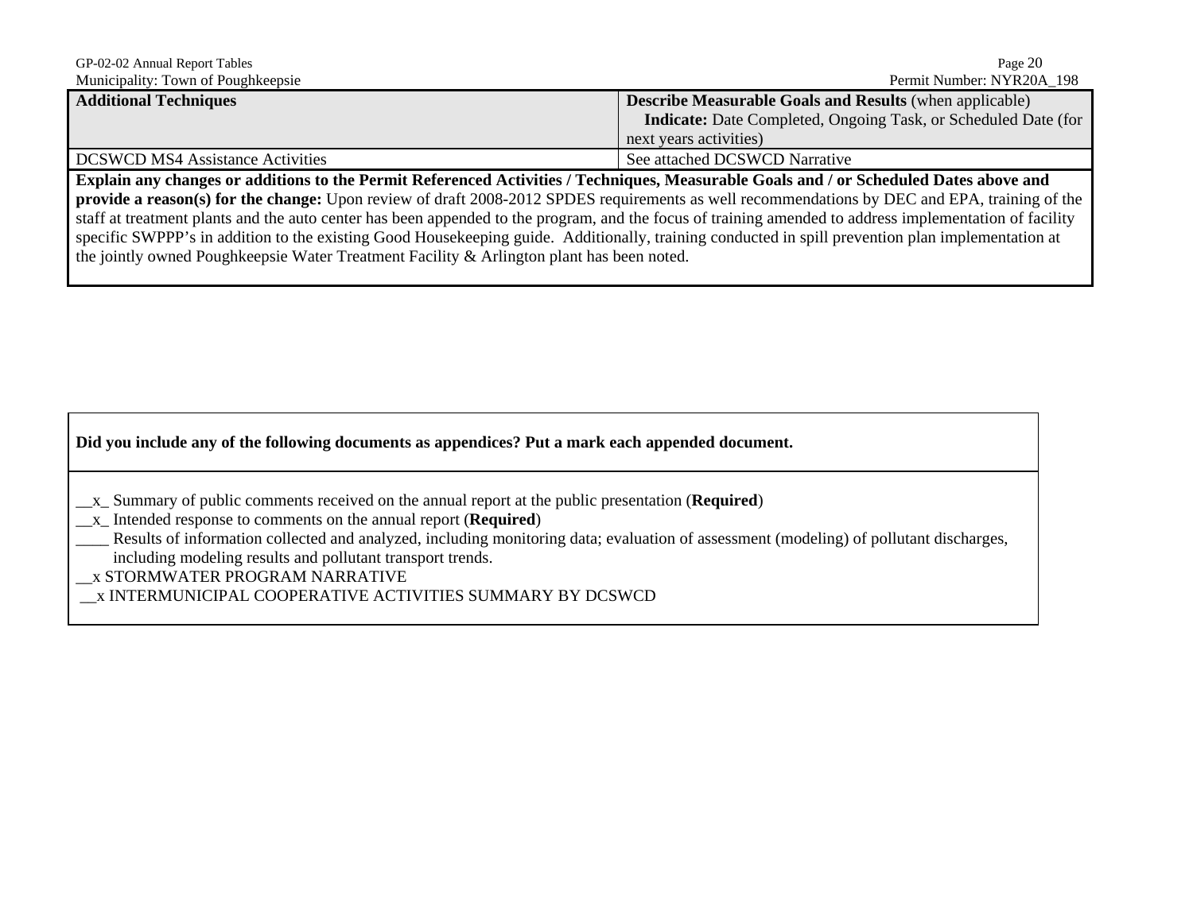| **Additional Techniques** | **Describe Measurable Goals and Results** (when applicable) **Indicate:** Date Completed, Ongoing Task, or Scheduled Date (for next years activities) |
|---|---|
| DCSWCD MS4 Assistance Activities | See attached DCSWCD Narrative |

**Explain any changes or additions to the Permit Referenced Activities / Techniques, Measurable Goals and / or Scheduled Dates above and provide a reason(s) for the change:** Upon review of draft 2008-2012 SPDES requirements as well recommendations by DEC and EPA, training of the staff at treatment plants and the auto center has been appended to the program, and the focus of training amended to address implementation of facility specific SWPPP's in addition to the existing Good Housekeeping guide. Additionally, training conducted in spill prevention plan implementation at the jointly owned Poughkeepsie Water Treatment Facility & Arlington plant has been noted.

**Did you include any of the following documents as appendices? Put a mark each appended document.**

__x_ Summary of public comments received on the annual report at the public presentation (**Required**)
__x_ Intended response to comments on the annual report (**Required**)
____ Results of information collected and analyzed, including monitoring data; evaluation of assessment (modeling) of pollutant discharges, including modeling results and pollutant transport trends.
__x STORMWATER PROGRAM NARRATIVE
__x INTERMUNICIPAL COOPERATIVE ACTIVITIES SUMMARY BY DCSWCD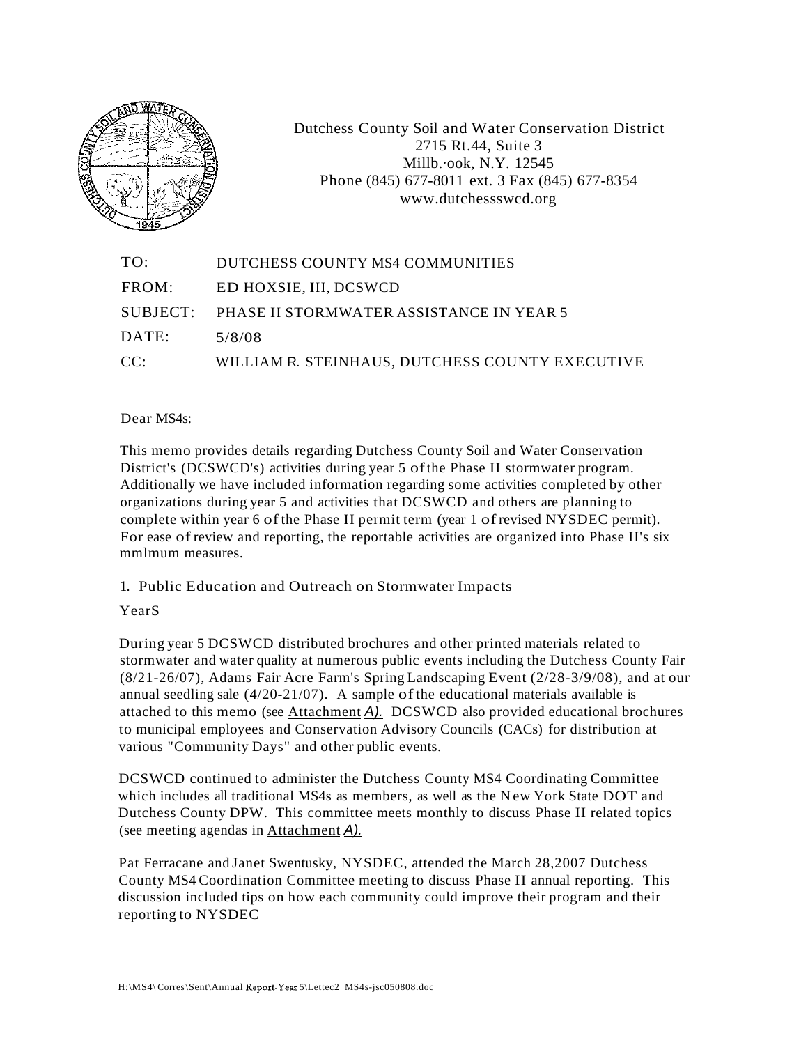Dutchess County Soil and Water Conservation District
2715 Rt.44, Suite 3
Millb.·ook, N.Y. 12545
Phone (845) 677-8011 ext. 3 Fax (845) 677-8354
www.dutchessswcd.org

| | |
|---|---|
| TO: | DUTCHESS COUNTY MS4 COMMUNITIES |
| FROM: | ED HOXSIE, III, DCSWCD |
| SUBJECT: | PHASE II STORMWATER ASSISTANCE IN YEAR 5 |
| DATE: | 5/8/08 |
| CC: | WILLIAM R. STEINHAUS, DUTCHESS COUNTY EXECUTIVE |

Dear MS4s:

This memo provides details regarding Dutchess County Soil and Water Conservation District's (DCSWCD's) activities during year 5 of the Phase II stormwater program. Additionally we have included information regarding some activities completed by other organizations during year 5 and activities that DCSWCD and others are planning to complete within year 6 of the Phase II permit term (year 1 of revised NYSDEC permit). For ease of review and reporting, the reportable activities are organized into Phase II's six mmlmum measures.

1. Public Education and Outreach on Stormwater Impacts

YearS

During year 5 DCSWCD distributed brochures and other printed materials related to stormwater and water quality at numerous public events including the Dutchess County Fair (8/21-26/07), Adams Fair Acre Farm's Spring Landscaping Event (2/28-3/9/08), and at our annual seedling sale (4/20-21/07). A sample of the educational materials available is attached to this memo (see Attachment *A).* DCSWCD also provided educational brochures to municipal employees and Conservation Advisory Councils (CACs) for distribution at various "Community Days" and other public events.

DCSWCD continued to administer the Dutchess County MS4 Coordinating Committee which includes all traditional MS4s as members, as well as the New York State DOT and Dutchess County DPW. This committee meets monthly to discuss Phase II related topics (see meeting agendas in Attachment *A).*

Pat Ferracane and Janet Swentusky, NYSDEC, attended the March 28,2007 Dutchess County MS4 Coordination Committee meeting to discuss Phase II annual reporting. This discussion included tips on how each community could improve their program and their reporting to NYSDEC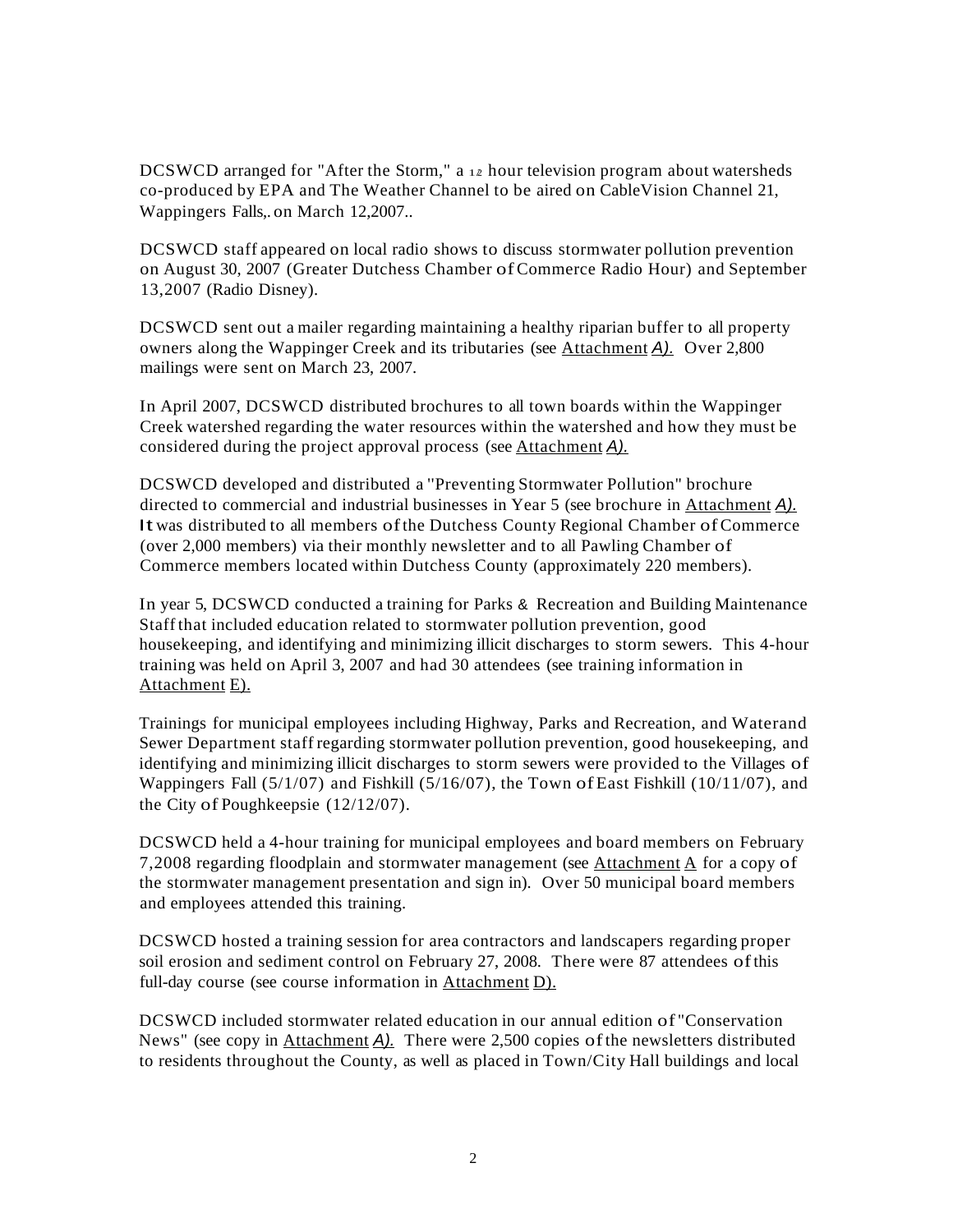DCSWCD arranged for "After the Storm," a 1/2 hour television program about watersheds co-produced by EPA and The Weather Channel to be aired on CableVision Channel 21, Wappingers Falls,. on March 12,2007..

DCSWCD staff appeared on local radio shows to discuss stormwater pollution prevention on August 30, 2007 (Greater Dutchess Chamber of Commerce Radio Hour) and September 13,2007 (Radio Disney).

DCSWCD sent out a mailer regarding maintaining a healthy riparian buffer to all property owners along the Wappinger Creek and its tributaries (see Attachment *A).* Over 2,800 mailings were sent on March 23, 2007.

In April 2007, DCSWCD distributed brochures to all town boards within the Wappinger Creek watershed regarding the water resources within the watershed and how they must be considered during the project approval process (see Attachment *A).*

DCSWCD developed and distributed a "Preventing Stormwater Pollution" brochure directed to commercial and industrial businesses in Year 5 (see brochure in Attachment *A).* It was distributed to all members of the Dutchess County Regional Chamber of Commerce (over 2,000 members) via their monthly newsletter and to all Pawling Chamber of Commerce members located within Dutchess County (approximately 220 members).

In year 5, DCSWCD conducted a training for Parks & Recreation and Building Maintenance Staff that included education related to stormwater pollution prevention, good housekeeping, and identifying and minimizing illicit discharges to storm sewers. This 4-hour training was held on April 3, 2007 and had 30 attendees (see training information in Attachment E).

Trainings for municipal employees including Highway, Parks and Recreation, and Waterand Sewer Department staff regarding stormwater pollution prevention, good housekeeping, and identifying and minimizing illicit discharges to storm sewers were provided to the Villages of Wappingers Fall (5/1/07) and Fishkill (5/16/07), the Town of East Fishkill (10/11/07), and the City of Poughkeepsie (12/12/07).

DCSWCD held a 4-hour training for municipal employees and board members on February 7,2008 regarding floodplain and stormwater management (see Attachment A for a copy of the stormwater management presentation and sign in). Over 50 municipal board members and employees attended this training.

DCSWCD hosted a training session for area contractors and landscapers regarding proper soil erosion and sediment control on February 27, 2008. There were 87 attendees of this full-day course (see course information in Attachment D).

DCSWCD included stormwater related education in our annual edition of "Conservation News" (see copy in Attachment *A).* There were 2,500 copies of the newsletters distributed to residents throughout the County, as well as placed in Town/City Hall buildings and local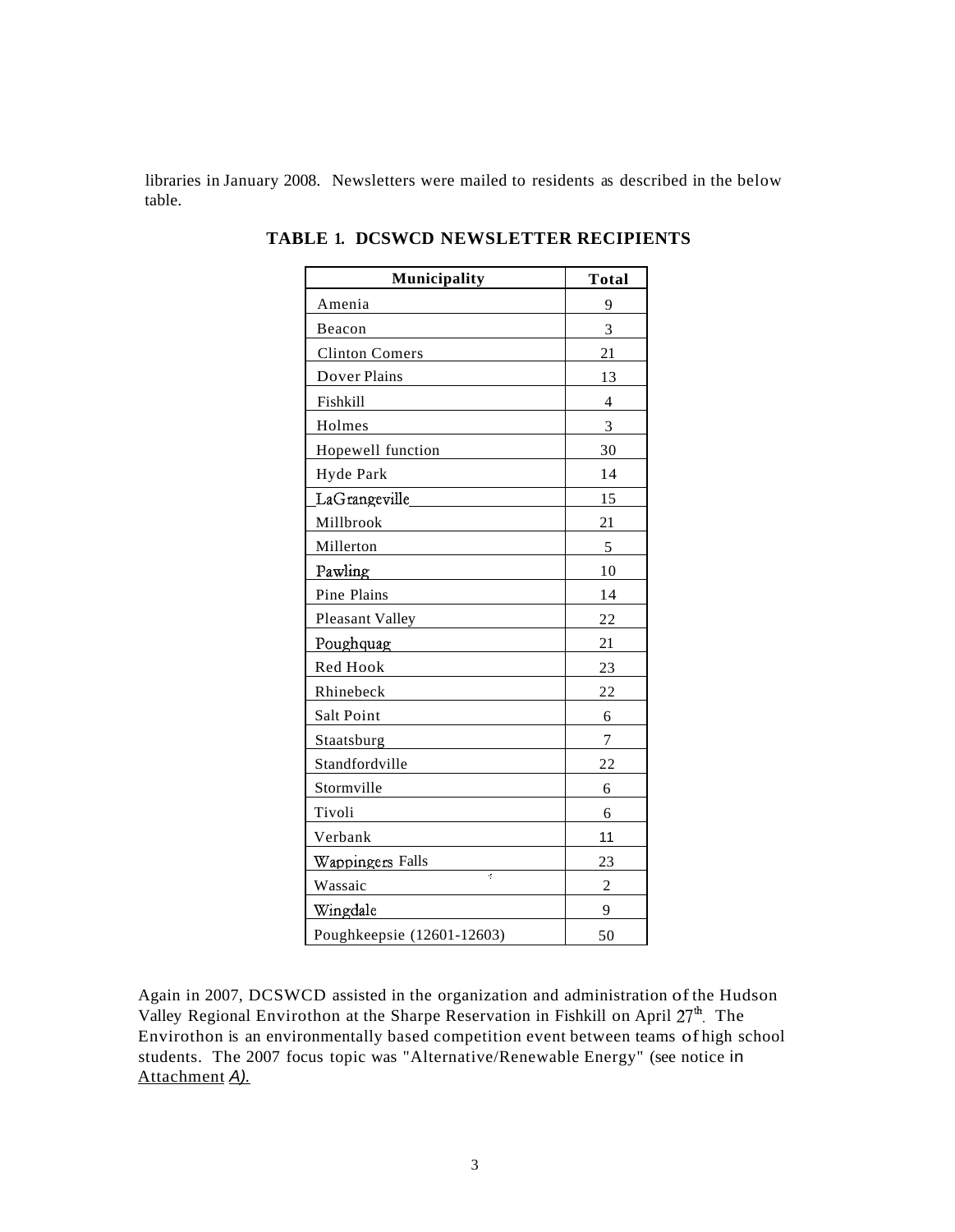libraries in January 2008. Newsletters were mailed to residents as described in the below table.

**TABLE 1. DCSWCD NEWSLETTER RECIPIENTS**

| Municipality | Total |
|---|---|
| Amenia | 9 |
| Beacon | 3 |
| Clinton Comers | 21 |
| Dover Plains | 13 |
| Fishkill | 4 |
| Holmes | 3 |
| Hopewell function | 30 |
| Hyde Park | 14 |
| LaGrangeville | 15 |
| Millbrook | 21 |
| Millerton | 5 |
| Pawling | 10 |
| Pine Plains | 14 |
| Pleasant Valley | 22 |
| Poughquag | 21 |
| Red Hook | 23 |
| Rhinebeck | 22 |
| Salt Point | 6 |
| Staatsburg | 7 |
| Standfordville | 22 |
| Stormville | 6 |
| Tivoli | 6 |
| Verbank | 11 |
| Wappingers Falls | 23 |
| Wassaic | 2 |
| Wingdale | 9 |
| Poughkeepsie (12601-12603) | 50 |

Again in 2007, DCSWCD assisted in the organization and administration of the Hudson Valley Regional Envirothon at the Sharpe Reservation in Fishkill on April 27th. The Envirothon is an environmentally based competition event between teams of high school students. The 2007 focus topic was "Alternative/Renewable Energy" (see notice in Attachment A).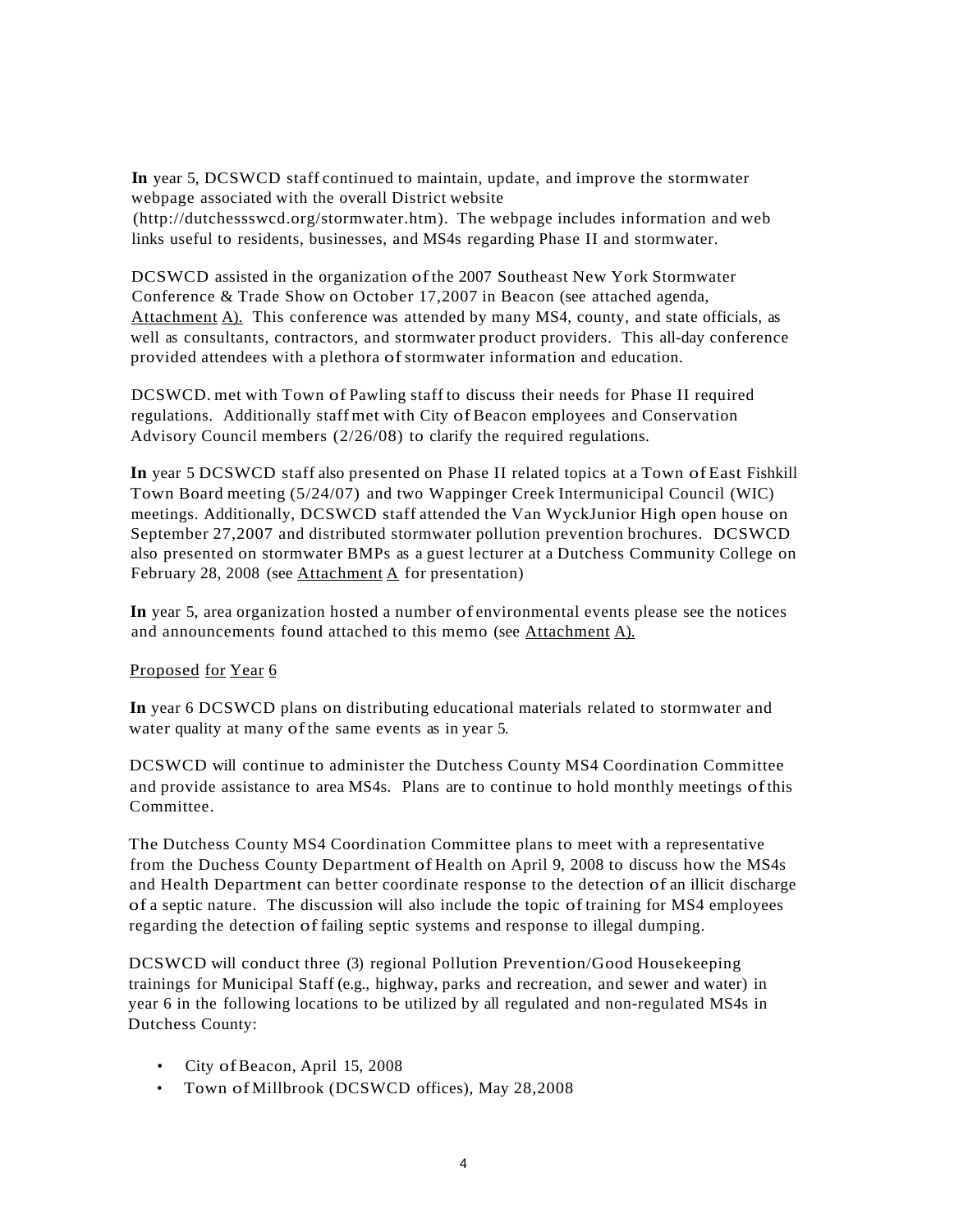**In** year 5, DCSWCD staff continued to maintain, update, and improve the stormwater webpage associated with the overall District website (http://dutchessswcd.org/stormwater.htm). The webpage includes information and web links useful to residents, businesses, and MS4s regarding Phase II and stormwater.

DCSWCD assisted in the organization of the 2007 Southeast New York Stormwater Conference & Trade Show on October 17,2007 in Beacon (see attached agenda, Attachment A). This conference was attended by many MS4, county, and state officials, as well as consultants, contractors, and stormwater product providers. This all-day conference provided attendees with a plethora of stormwater information and education.

DCSWCD. met with Town of Pawling staff to discuss their needs for Phase II required regulations. Additionally staff met with City of Beacon employees and Conservation Advisory Council members (2/26/08) to clarify the required regulations.

**In** year 5 DCSWCD staff also presented on Phase II related topics at a Town of East Fishkill Town Board meeting (5/24/07) and two Wappinger Creek Intermunicipal Council (WIC) meetings. Additionally, DCSWCD staff attended the Van WyckJunior High open house on September 27,2007 and distributed stormwater pollution prevention brochures. DCSWCD also presented on stormwater BMPs as a guest lecturer at a Dutchess Community College on February 28, 2008 (see Attachment A for presentation)

**In** year 5, area organization hosted a number of environmental events please see the notices and announcements found attached to this memo (see Attachment A).

Proposed for Year 6

**In** year 6 DCSWCD plans on distributing educational materials related to stormwater and water quality at many of the same events as in year 5.

DCSWCD will continue to administer the Dutchess County MS4 Coordination Committee and provide assistance to area MS4s. Plans are to continue to hold monthly meetings of this Committee.

The Dutchess County MS4 Coordination Committee plans to meet with a representative from the Duchess County Department of Health on April 9, 2008 to discuss how the MS4s and Health Department can better coordinate response to the detection of an illicit discharge of a septic nature. The discussion will also include the topic of training for MS4 employees regarding the detection of failing septic systems and response to illegal dumping.

DCSWCD will conduct three (3) regional Pollution Prevention/Good Housekeeping trainings for Municipal Staff (e.g., highway, parks and recreation, and sewer and water) in year 6 in the following locations to be utilized by all regulated and non-regulated MS4s in Dutchess County:

- City of Beacon, April 15, 2008
- Town of Millbrook (DCSWCD offices), May 28,2008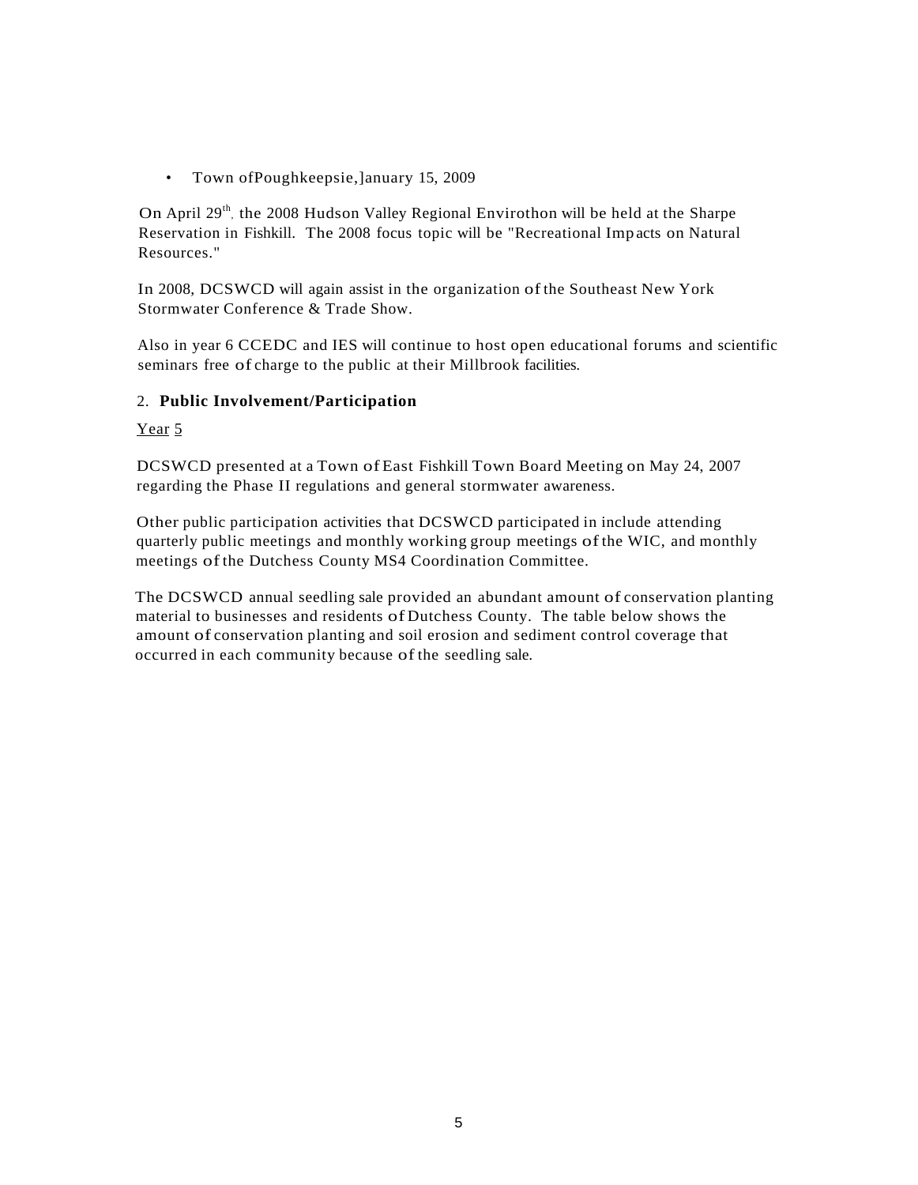- Town ofPoughkeepsie,]anuary 15, 2009

On April 29th, the 2008 Hudson Valley Regional Envirothon will be held at the Sharpe Reservation in Fishkill. The 2008 focus topic will be "Recreational Imp acts on Natural Resources."

In 2008, DCSWCD will again assist in the organization of the Southeast New York Stormwater Conference & Trade Show.

Also in year 6 CCEDC and IES will continue to host open educational forums and scientific seminars free of charge to the public at their Millbrook facilities.

## 2. **Public Involvement/Participation**

<u>Year 5</u>

DCSWCD presented at a Town of East Fishkill Town Board Meeting on May 24, 2007 regarding the Phase II regulations and general stormwater awareness.

Other public participation activities that DCSWCD participated in include attending quarterly public meetings and monthly working group meetings of the WIC, and monthly meetings of the Dutchess County MS4 Coordination Committee.

The DCSWCD annual seedling sale provided an abundant amount of conservation planting material to businesses and residents of Dutchess County. The table below shows the amount of conservation planting and soil erosion and sediment control coverage that occurred in each community because of the seedling sale.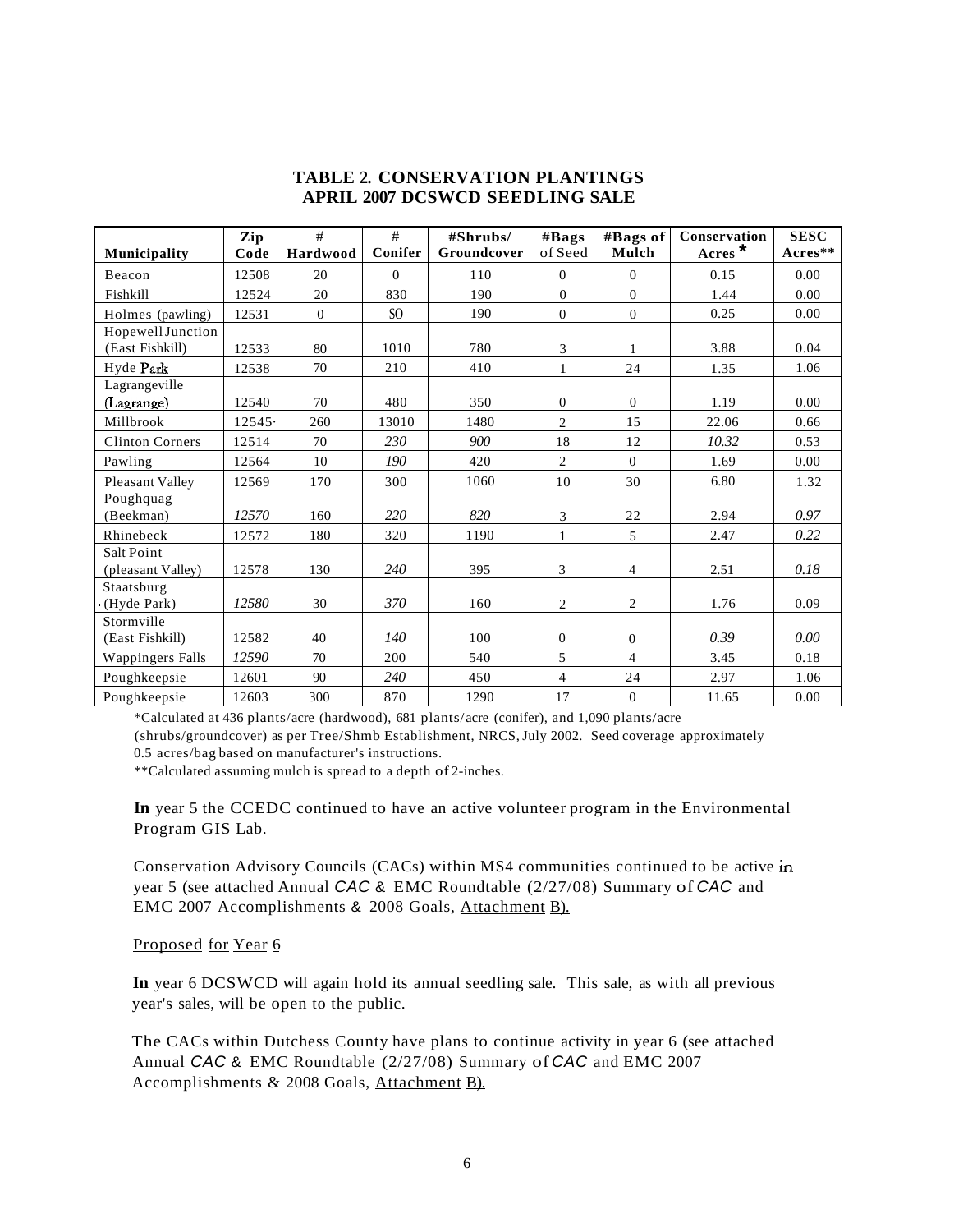## TABLE 2. CONSERVATION PLANTINGS
## APRIL 2007 DCSWCD SEEDLING SALE

| Municipality | Zip Code | # Hardwood | # Conifer | #Shrubs/ Groundcover | #Bags of Seed | #Bags of Mulch | Conservation Acres * | SESC Acres** |
|---|---|---|---|---|---|---|---|---|
| Beacon | 12508 | 20 | 0 | 110 | 0 | 0 | 0.15 | 0.00 |
| Fishkill | 12524 | 20 | 830 | 190 | 0 | 0 | 1.44 | 0.00 |
| Holmes (pawling) | 12531 | 0 | SO | 190 | 0 | 0 | 0.25 | 0.00 |
| Hopewell Junction (East Fishkill) | 12533 | 80 | 1010 | 780 | 3 | 1 | 3.88 | 0.04 |
| Hyde Park | 12538 | 70 | 210 | 410 | 1 | 24 | 1.35 | 1.06 |
| Lagrangeville (Lagrange) | 12540 | 70 | 480 | 350 | 0 | 0 | 1.19 | 0.00 |
| Millbrook | 12545 | 260 | 13010 | 1480 | 2 | 15 | 22.06 | 0.66 |
| Clinton Corners | 12514 | 70 | *230* | *900* | 18 | 12 | *10.32* | 0.53 |
| Pawling | 12564 | 10 | *190* | 420 | 2 | 0 | 1.69 | 0.00 |
| Pleasant Valley | 12569 | 170 | 300 | 1060 | 10 | 30 | 6.80 | 1.32 |
| Poughquag (Beekman) | *12570* | 160 | *220* | *820* | 3 | 22 | 2.94 | *0.97* |
| Rhinebeck | 12572 | 180 | 320 | 1190 | 1 | 5 | 2.47 | *0.22* |
| Salt Point (pleasant Valley) | 12578 | 130 | *240* | 395 | 3 | 4 | 2.51 | *0.18* |
| Staatsburg (Hyde Park) | *12580* | 30 | *370* | 160 | 2 | 2 | 1.76 | 0.09 |
| Stormville (East Fishkill) | 12582 | 40 | *140* | 100 | 0 | 0 | *0.39* | *0.00* |
| Wappingers Falls | *12590* | 70 | 200 | 540 | 5 | 4 | 3.45 | 0.18 |
| Poughkeepsie | 12601 | 90 | *240* | 450 | 4 | 24 | 2.97 | 1.06 |
| Poughkeepsie | 12603 | 300 | 870 | 1290 | 17 | 0 | 11.65 | 0.00 |

*Calculated at 436 plants/acre (hardwood), 681 plants/acre (conifer), and 1,090 plants/acre (shrubs/groundcover) as per Tree/Shmb Establishment, NRCS, July 2002. Seed coverage approximately 0.5 acres/bag based on manufacturer's instructions.

**Calculated assuming mulch is spread to a depth of 2-inches.

**In** year 5 the CCEDC continued to have an active volunteer program in the Environmental Program GIS Lab.

Conservation Advisory Councils (CACs) within MS4 communities continued to be active in year 5 (see attached Annual *CAC* & EMC Roundtable (2/27/08) Summary of *CAC* and EMC 2007 Accomplishments & 2008 Goals, Attachment B).

Proposed for Year 6

**In** year 6 DCSWCD will again hold its annual seedling sale. This sale, as with all previous year's sales, will be open to the public.

The CACs within Dutchess County have plans to continue activity in year 6 (see attached Annual *CAC* & EMC Roundtable (2/27/08) Summary of *CAC* and EMC 2007 Accomplishments & 2008 Goals, Attachment B).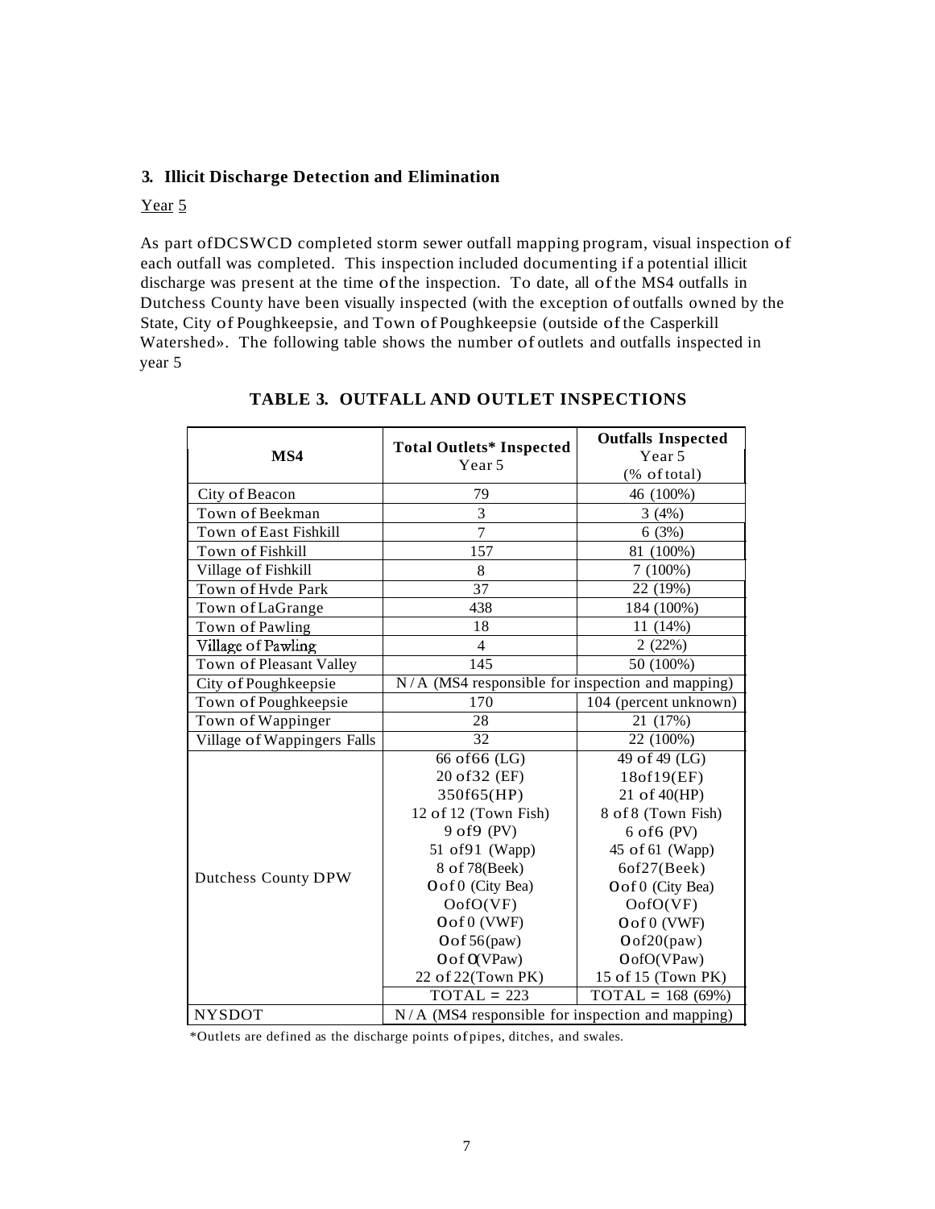### 3. Illicit Discharge Detection and Elimination

Year 5

As part ofDCSWCD completed storm sewer outfall mapping program, visual inspection of each outfall was completed. This inspection included documenting if a potential illicit discharge was present at the time of the inspection. To date, all of the MS4 outfalls in Dutchess County have been visually inspected (with the exception of outfalls owned by the State, City of Poughkeepsie, and Town of Poughkeepsie (outside of the Casperkill Watershed». The following table shows the number of outlets and outfalls inspected in year 5

**TABLE 3. OUTFALL AND OUTLET INSPECTIONS**

| MS4 | Total Outlets* Inspected Year 5 | Outfalls Inspected Year 5 (% of total) |
|---|---|---|
| City of Beacon | 79 | 46 (100%) |
| Town of Beekman | 3 | 3 (4%) |
| Town of East Fishkill | 7 | 6 (3%) |
| Town of Fishkill | 157 | 81 (100%) |
| Village of Fishkill | 8 | 7 (100%) |
| Town of Hvde Park | 37 | 22 (19%) |
| Town of LaGrange | 438 | 184 (100%) |
| Town of Pawling | 18 | 11 (14%) |
| Village of Pawling | 4 | 2 (22%) |
| Town of Pleasant Valley | 145 | 50 (100%) |
| City of Poughkeepsie | N/A (MS4 responsible for inspection and mapping) | |
| Town of Poughkeepsie | 170 | 104 (percent unknown) |
| Town of Wappinger | 28 | 21 (17%) |
| Village of Wappingers Falls | 32 | 22 (100%) |
| Dutchess County DPW | 66 of66 (LG)<br>20 of32 (EF)<br>350f65(HP)<br>12 of 12 (Town Fish)<br>9 of9 (PV)<br>51 of91 (Wapp)<br>8 of 78(Beek)<br>O of 0 (City Bea)<br>OofO(VF)<br>O of 0 (VWF)<br>O of 56(paw)<br>O of O(VPaw)<br>22 of 22(Town PK) | 49 of 49 (LG)<br>18of19(EF)<br>21 of 40(HP)<br>8 of 8 (Town Fish)<br>6 of6 (PV)<br>45 of 61 (Wapp)<br>6of27(Beek)<br>O of 0 (City Bea)<br>OofO(VF)<br>O of 0 (VWF)<br>O of20(paw)<br>OofO(VPaw)<br>15 of 15 (Town PK) |
| | TOTAL = 223 | TOTAL = 168 (69%) |
| NYSDOT | N/A (MS4 responsible for inspection and mapping) | |

*Outlets are defined as the discharge points of pipes, ditches, and swales.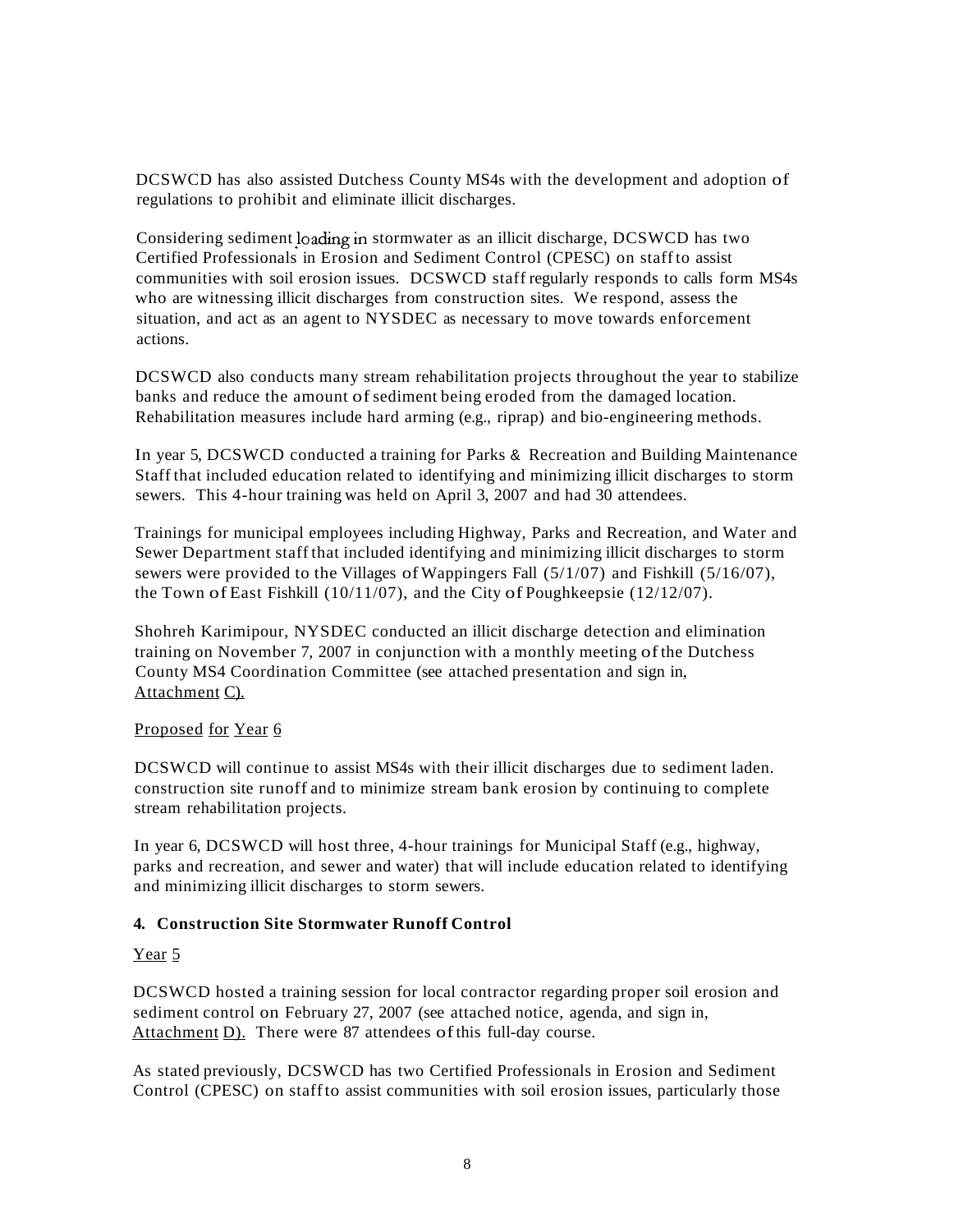DCSWCD has also assisted Dutchess County MS4s with the development and adoption of regulations to prohibit and eliminate illicit discharges.

Considering sediment loading in stormwater as an illicit discharge, DCSWCD has two Certified Professionals in Erosion and Sediment Control (CPESC) on staff to assist communities with soil erosion issues. DCSWCD staff regularly responds to calls form MS4s who are witnessing illicit discharges from construction sites. We respond, assess the situation, and act as an agent to NYSDEC as necessary to move towards enforcement actions.

DCSWCD also conducts many stream rehabilitation projects throughout the year to stabilize banks and reduce the amount of sediment being eroded from the damaged location. Rehabilitation measures include hard arming (e.g., riprap) and bio-engineering methods.

In year 5, DCSWCD conducted a training for Parks & Recreation and Building Maintenance Staff that included education related to identifying and minimizing illicit discharges to storm sewers. This 4-hour training was held on April 3, 2007 and had 30 attendees.

Trainings for municipal employees including Highway, Parks and Recreation, and Water and Sewer Department staff that included identifying and minimizing illicit discharges to storm sewers were provided to the Villages of Wappingers Fall (5/1/07) and Fishkill (5/16/07), the Town of East Fishkill (10/11/07), and the City of Poughkeepsie (12/12/07).

Shohreh Karimipour, NYSDEC conducted an illicit discharge detection and elimination training on November 7, 2007 in conjunction with a monthly meeting of the Dutchess County MS4 Coordination Committee (see attached presentation and sign in, Attachment C).

Proposed for Year 6

DCSWCD will continue to assist MS4s with their illicit discharges due to sediment laden. construction site runoff and to minimize stream bank erosion by continuing to complete stream rehabilitation projects.

In year 6, DCSWCD will host three, 4-hour trainings for Municipal Staff (e.g., highway, parks and recreation, and sewer and water) that will include education related to identifying and minimizing illicit discharges to storm sewers.

**4. Construction Site Stormwater Runoff Control**

Year 5

DCSWCD hosted a training session for local contractor regarding proper soil erosion and sediment control on February 27, 2007 (see attached notice, agenda, and sign in, Attachment D). There were 87 attendees of this full-day course.

As stated previously, DCSWCD has two Certified Professionals in Erosion and Sediment Control (CPESC) on staff to assist communities with soil erosion issues, particularly those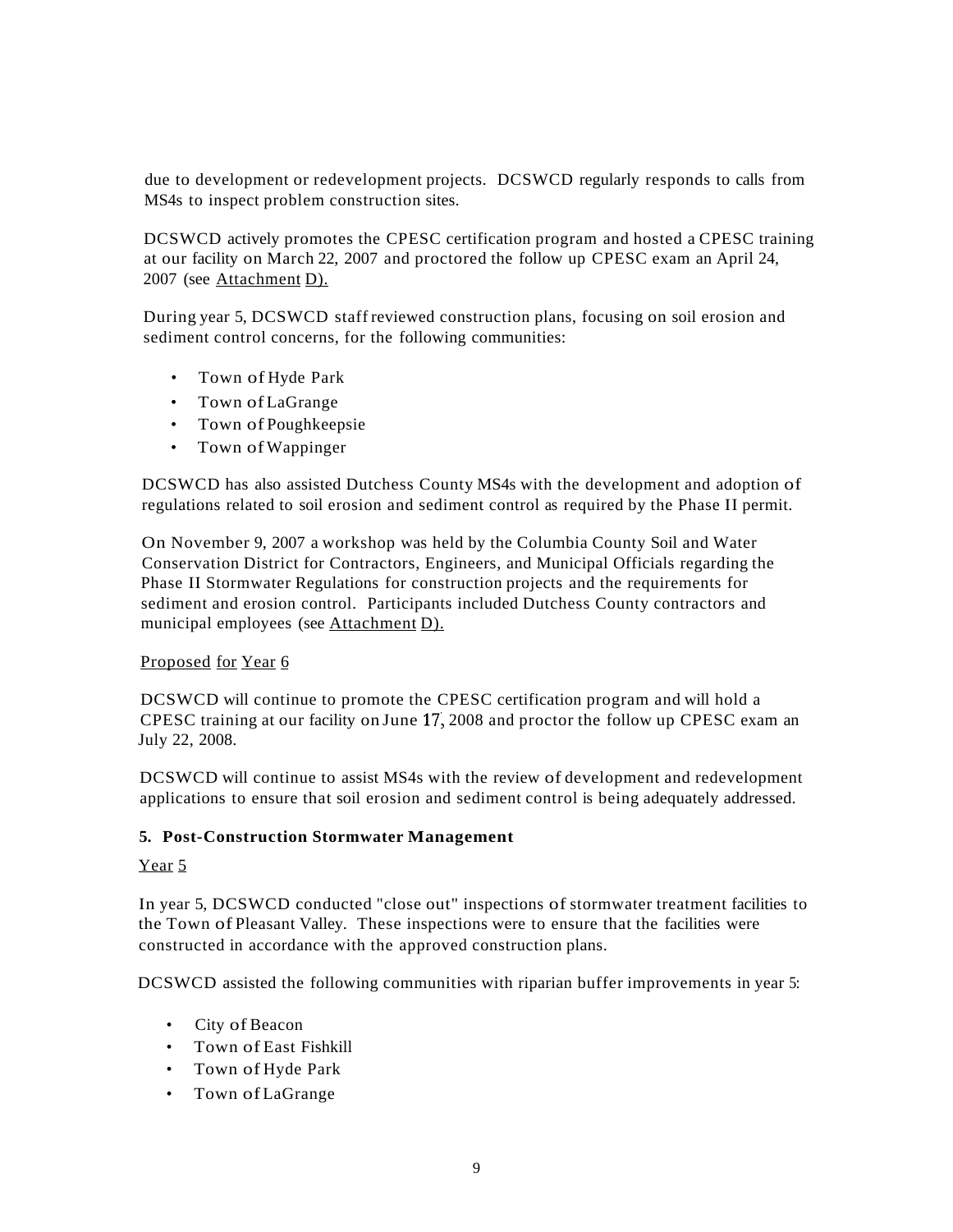due to development or redevelopment projects. DCSWCD regularly responds to calls from MS4s to inspect problem construction sites.

DCSWCD actively promotes the CPESC certification program and hosted a CPESC training at our facility on March 22, 2007 and proctored the follow up CPESC exam an April 24, 2007 (see Attachment D).

During year 5, DCSWCD staff reviewed construction plans, focusing on soil erosion and sediment control concerns, for the following communities:

- Town of Hyde Park
- Town of LaGrange
- Town of Poughkeepsie
- Town of Wappinger

DCSWCD has also assisted Dutchess County MS4s with the development and adoption of regulations related to soil erosion and sediment control as required by the Phase II permit.

On November 9, 2007 a workshop was held by the Columbia County Soil and Water Conservation District for Contractors, Engineers, and Municipal Officials regarding the Phase II Stormwater Regulations for construction projects and the requirements for sediment and erosion control. Participants included Dutchess County contractors and municipal employees (see Attachment D).

Proposed for Year 6

DCSWCD will continue to promote the CPESC certification program and will hold a CPESC training at our facility on June 17, 2008 and proctor the follow up CPESC exam an July 22, 2008.

DCSWCD will continue to assist MS4s with the review of development and redevelopment applications to ensure that soil erosion and sediment control is being adequately addressed.

**5. Post-Construction Stormwater Management**

Year 5

In year 5, DCSWCD conducted "close out" inspections of stormwater treatment facilities to the Town of Pleasant Valley. These inspections were to ensure that the facilities were constructed in accordance with the approved construction plans.

DCSWCD assisted the following communities with riparian buffer improvements in year 5:

- City of Beacon
- Town of East Fishkill
- Town of Hyde Park
- Town of LaGrange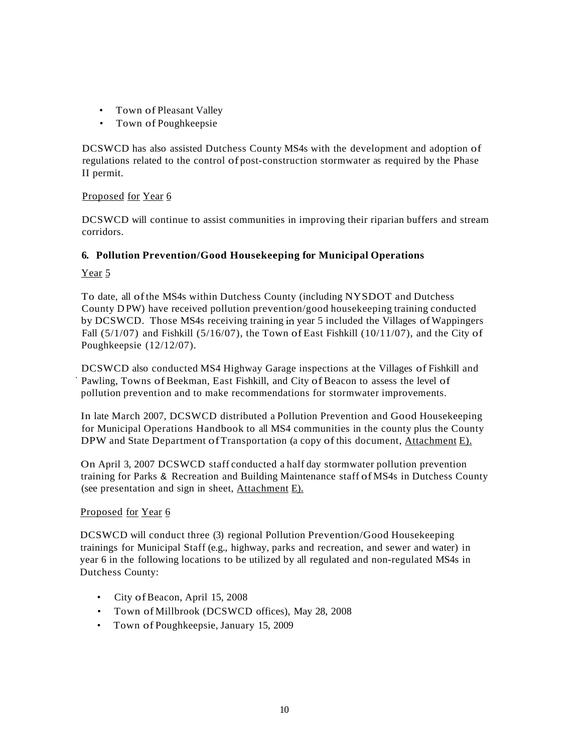- Town of Pleasant Valley
- Town of Poughkeepsie

DCSWCD has also assisted Dutchess County MS4s with the development and adoption of regulations related to the control of post-construction stormwater as required by the Phase II permit.

Proposed for Year 6

DCSWCD will continue to assist communities in improving their riparian buffers and stream corridors.

**6. Pollution Prevention/Good Housekeeping for Municipal Operations**

Year 5

To date, all of the MS4s within Dutchess County (including NYSDOT and Dutchess County DPW) have received pollution prevention/good housekeeping training conducted by DCSWCD. Those MS4s receiving training in year 5 included the Villages of Wappingers Fall (5/1/07) and Fishkill (5/16/07), the Town of East Fishkill (10/11/07), and the City of Poughkeepsie (12/12/07).

DCSWCD also conducted MS4 Highway Garage inspections at the Villages of Fishkill and Pawling, Towns of Beekman, East Fishkill, and City of Beacon to assess the level of pollution prevention and to make recommendations for stormwater improvements.

In late March 2007, DCSWCD distributed a Pollution Prevention and Good Housekeeping for Municipal Operations Handbook to all MS4 communities in the county plus the County DPW and State Department of Transportation (a copy of this document, Attachment E).

On April 3, 2007 DCSWCD staff conducted a half day stormwater pollution prevention training for Parks & Recreation and Building Maintenance staff of MS4s in Dutchess County (see presentation and sign in sheet, Attachment E).

Proposed for Year 6

DCSWCD will conduct three (3) regional Pollution Prevention/Good Housekeeping trainings for Municipal Staff (e.g., highway, parks and recreation, and sewer and water) in year 6 in the following locations to be utilized by all regulated and non-regulated MS4s in Dutchess County:

- City of Beacon, April 15, 2008
- Town of Millbrook (DCSWCD offices), May 28, 2008
- Town of Poughkeepsie, January 15, 2009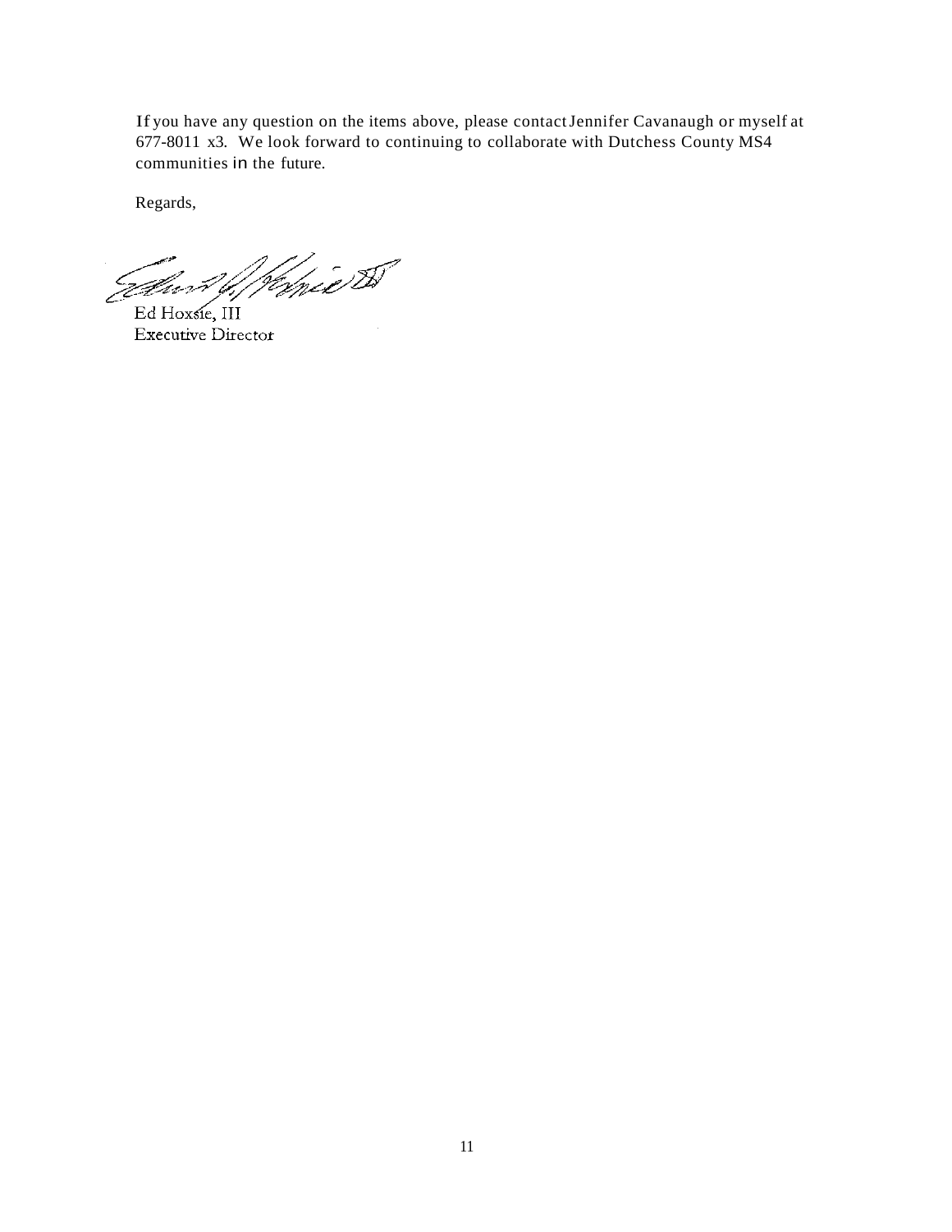If you have any question on the items above, please contact Jennifer Cavanaugh or myself at 677-8011 x3. We look forward to continuing to collaborate with Dutchess County MS4 communities in the future.

Regards,

Ed Hoxsie, III
Executive Director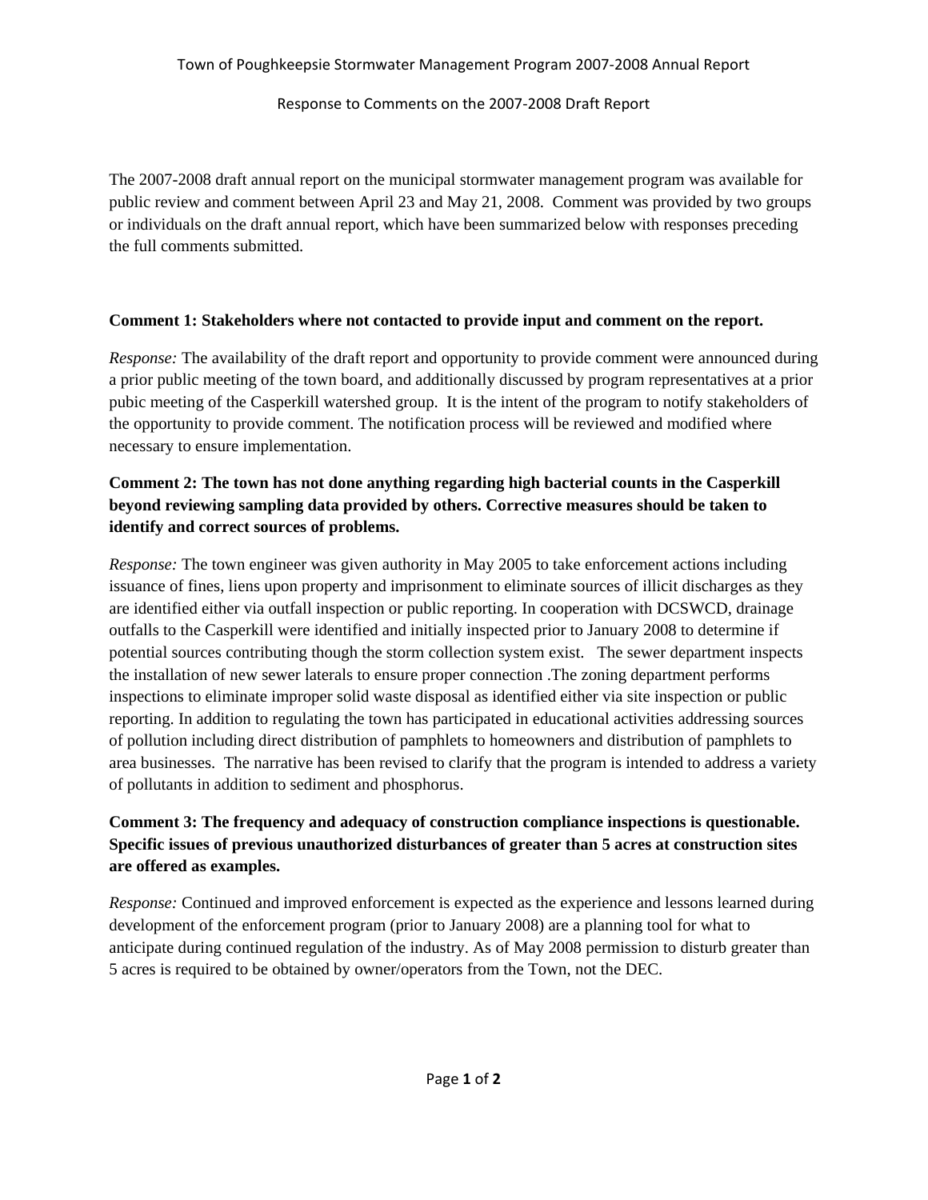Town of Poughkeepsie Stormwater Management Program 2007-2008 Annual Report

Response to Comments on the 2007-2008 Draft Report

The 2007-2008 draft annual report on the municipal stormwater management program was available for public review and comment between April 23 and May 21, 2008. Comment was provided by two groups or individuals on the draft annual report, which have been summarized below with responses preceding the full comments submitted.

**Comment 1: Stakeholders where not contacted to provide input and comment on the report.**

*Response:* The availability of the draft report and opportunity to provide comment were announced during a prior public meeting of the town board, and additionally discussed by program representatives at a prior pubic meeting of the Casperkill watershed group. It is the intent of the program to notify stakeholders of the opportunity to provide comment. The notification process will be reviewed and modified where necessary to ensure implementation.

**Comment 2: The town has not done anything regarding high bacterial counts in the Casperkill beyond reviewing sampling data provided by others. Corrective measures should be taken to identify and correct sources of problems.**

*Response:* The town engineer was given authority in May 2005 to take enforcement actions including issuance of fines, liens upon property and imprisonment to eliminate sources of illicit discharges as they are identified either via outfall inspection or public reporting. In cooperation with DCSWCD, drainage outfalls to the Casperkill were identified and initially inspected prior to January 2008 to determine if potential sources contributing though the storm collection system exist. The sewer department inspects the installation of new sewer laterals to ensure proper connection .The zoning department performs inspections to eliminate improper solid waste disposal as identified either via site inspection or public reporting. In addition to regulating the town has participated in educational activities addressing sources of pollution including direct distribution of pamphlets to homeowners and distribution of pamphlets to area businesses. The narrative has been revised to clarify that the program is intended to address a variety of pollutants in addition to sediment and phosphorus.

**Comment 3: The frequency and adequacy of construction compliance inspections is questionable. Specific issues of previous unauthorized disturbances of greater than 5 acres at construction sites are offered as examples.**

*Response:* Continued and improved enforcement is expected as the experience and lessons learned during development of the enforcement program (prior to January 2008) are a planning tool for what to anticipate during continued regulation of the industry. As of May 2008 permission to disturb greater than 5 acres is required to be obtained by owner/operators from the Town, not the DEC.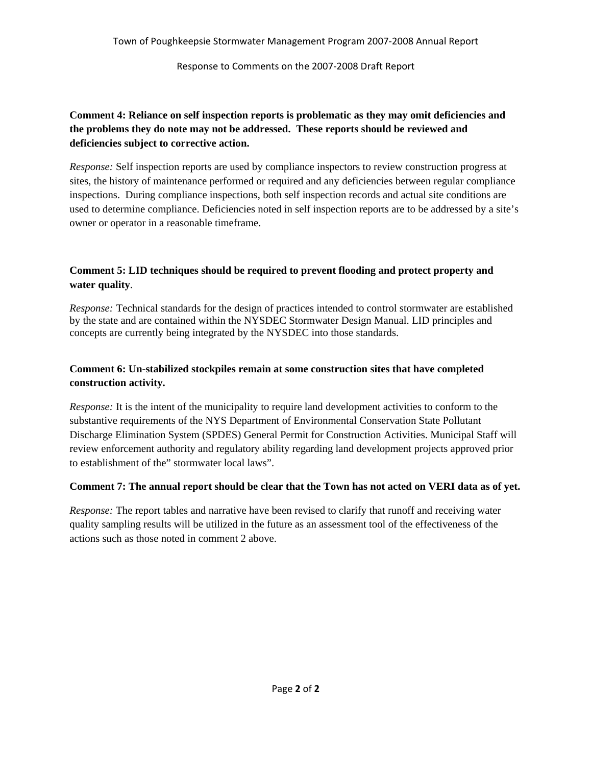**Comment 4: Reliance on self inspection reports is problematic as they may omit deficiencies and the problems they do note may not be addressed. These reports should be reviewed and deficiencies subject to corrective action.**

*Response:* Self inspection reports are used by compliance inspectors to review construction progress at sites, the history of maintenance performed or required and any deficiencies between regular compliance inspections. During compliance inspections, both self inspection records and actual site conditions are used to determine compliance. Deficiencies noted in self inspection reports are to be addressed by a site's owner or operator in a reasonable timeframe.

**Comment 5: LID techniques should be required to prevent flooding and protect property and water quality**.

*Response:* Technical standards for the design of practices intended to control stormwater are established by the state and are contained within the NYSDEC Stormwater Design Manual. LID principles and concepts are currently being integrated by the NYSDEC into those standards.

**Comment 6: Un-stabilized stockpiles remain at some construction sites that have completed construction activity.**

*Response:* It is the intent of the municipality to require land development activities to conform to the substantive requirements of the NYS Department of Environmental Conservation State Pollutant Discharge Elimination System (SPDES) General Permit for Construction Activities. Municipal Staff will review enforcement authority and regulatory ability regarding land development projects approved prior to establishment of the" stormwater local laws".

**Comment 7: The annual report should be clear that the Town has not acted on VERI data as of yet.**

*Response:* The report tables and narrative have been revised to clarify that runoff and receiving water quality sampling results will be utilized in the future as an assessment tool of the effectiveness of the actions such as those noted in comment 2 above.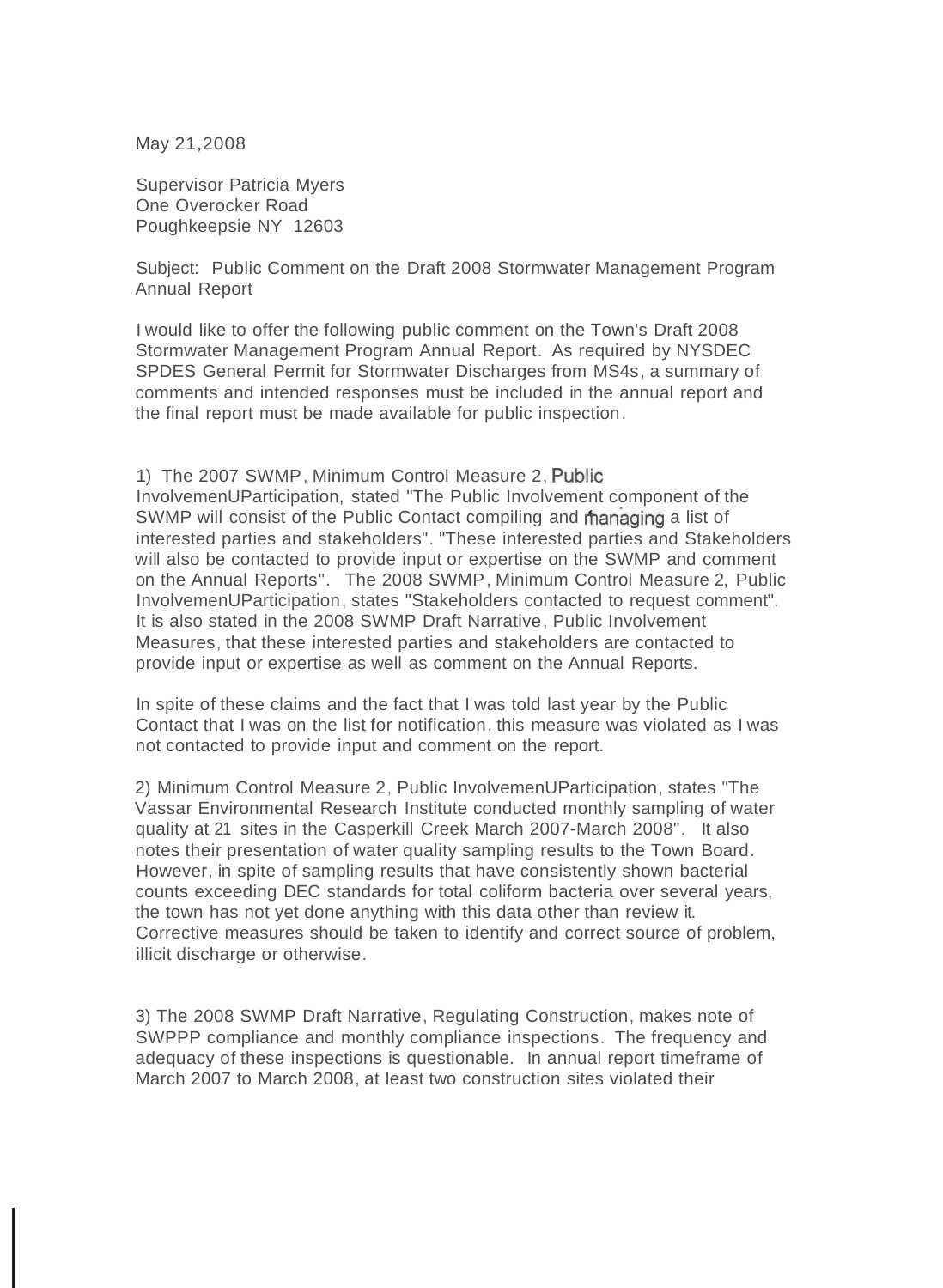May 21,2008

Supervisor Patricia Myers
One Overocker Road
Poughkeepsie NY 12603

Subject: Public Comment on the Draft 2008 Stormwater Management Program Annual Report

I would like to offer the following public comment on the Town's Draft 2008 Stormwater Management Program Annual Report. As required by NYSDEC SPDES General Permit for Stormwater Discharges from MS4s, a summary of comments and intended responses must be included in the annual report and the final report must be made available for public inspection.

1) The 2007 SWMP, Minimum Control Measure 2, Public InvolvemenUParticipation, stated "The Public Involvement component of the SWMP will consist of the Public Contact compiling and managing a list of interested parties and stakeholders". "These interested parties and Stakeholders will also be contacted to provide input or expertise on the SWMP and comment on the Annual Reports". The 2008 SWMP, Minimum Control Measure 2, Public InvolvemenUParticipation, states "Stakeholders contacted to request comment". It is also stated in the 2008 SWMP Draft Narrative, Public Involvement Measures, that these interested parties and stakeholders are contacted to provide input or expertise as well as comment on the Annual Reports.

In spite of these claims and the fact that I was told last year by the Public Contact that I was on the list for notification, this measure was violated as I was not contacted to provide input and comment on the report.

2) Minimum Control Measure 2, Public InvolvemenUParticipation, states "The Vassar Environmental Research Institute conducted monthly sampling of water quality at 21 sites in the Casperkill Creek March 2007-March 2008". It also notes their presentation of water quality sampling results to the Town Board. However, in spite of sampling results that have consistently shown bacterial counts exceeding DEC standards for total coliform bacteria over several years, the town has not yet done anything with this data other than review it. Corrective measures should be taken to identify and correct source of problem, illicit discharge or otherwise.

3) The 2008 SWMP Draft Narrative, Regulating Construction, makes note of SWPPP compliance and monthly compliance inspections. The frequency and adequacy of these inspections is questionable. In annual report timeframe of March 2007 to March 2008, at least two construction sites violated their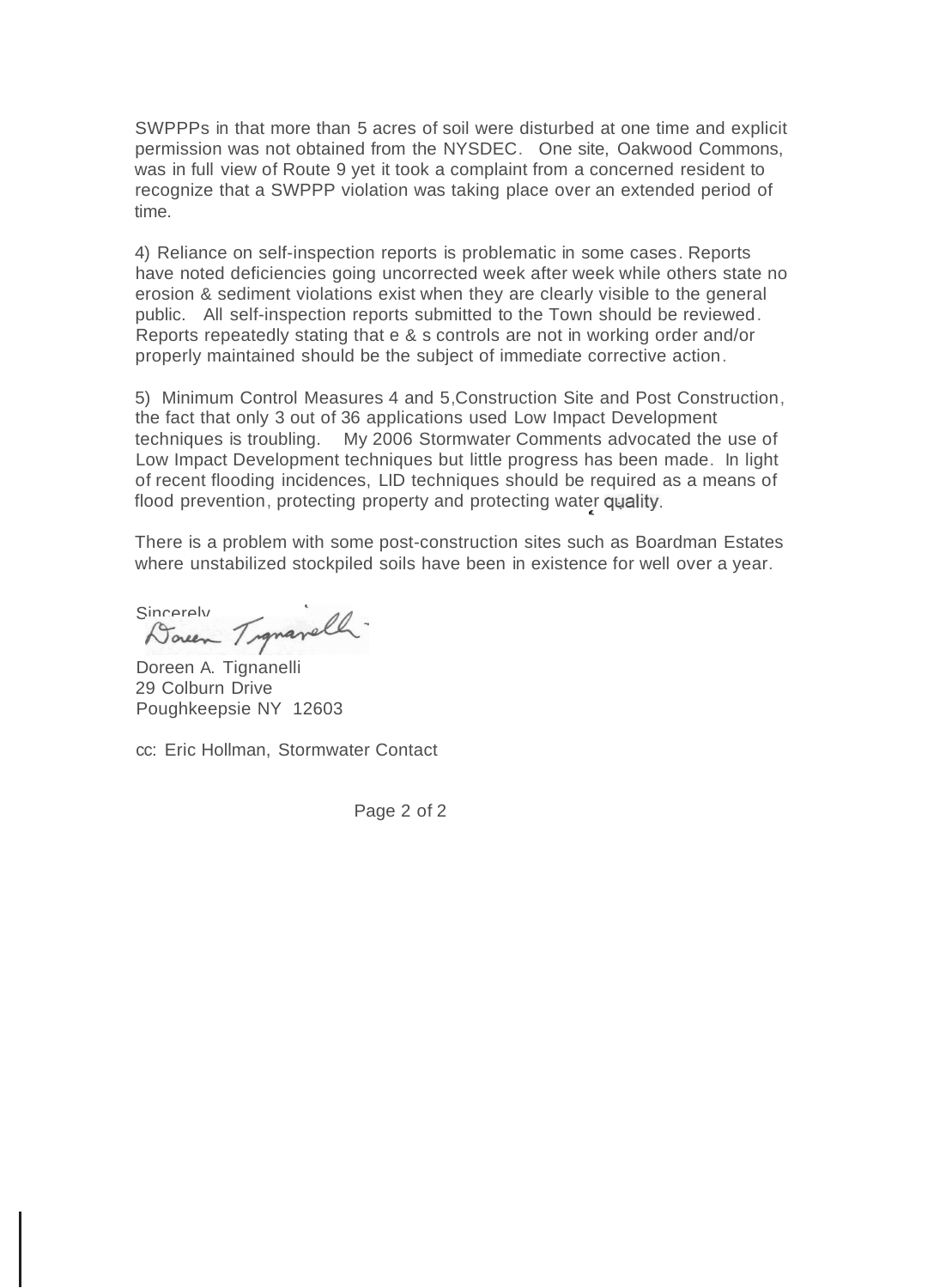SWPPPs in that more than 5 acres of soil were disturbed at one time and explicit permission was not obtained from the NYSDEC. One site, Oakwood Commons, was in full view of Route 9 yet it took a complaint from a concerned resident to recognize that a SWPPP violation was taking place over an extended period of time.

4) Reliance on self-inspection reports is problematic in some cases. Reports have noted deficiencies going uncorrected week after week while others state no erosion & sediment violations exist when they are clearly visible to the general public. All self-inspection reports submitted to the Town should be reviewed. Reports repeatedly stating that e & s controls are not in working order and/or properly maintained should be the subject of immediate corrective action.

5) Minimum Control Measures 4 and 5,Construction Site and Post Construction, the fact that only 3 out of 36 applications used Low Impact Development techniques is troubling. My 2006 Stormwater Comments advocated the use of Low Impact Development techniques but little progress has been made. In light of recent flooding incidences, LID techniques should be required as a means of flood prevention, protecting property and protecting water quality.

There is a problem with some post-construction sites such as Boardman Estates where unstabilized stockpiled soils have been in existence for well over a year.

Sincerely,

Doreen Tignanelli

Doreen A. Tignanelli
29 Colburn Drive
Poughkeepsie NY 12603

cc: Eric Hollman, Stormwater Contact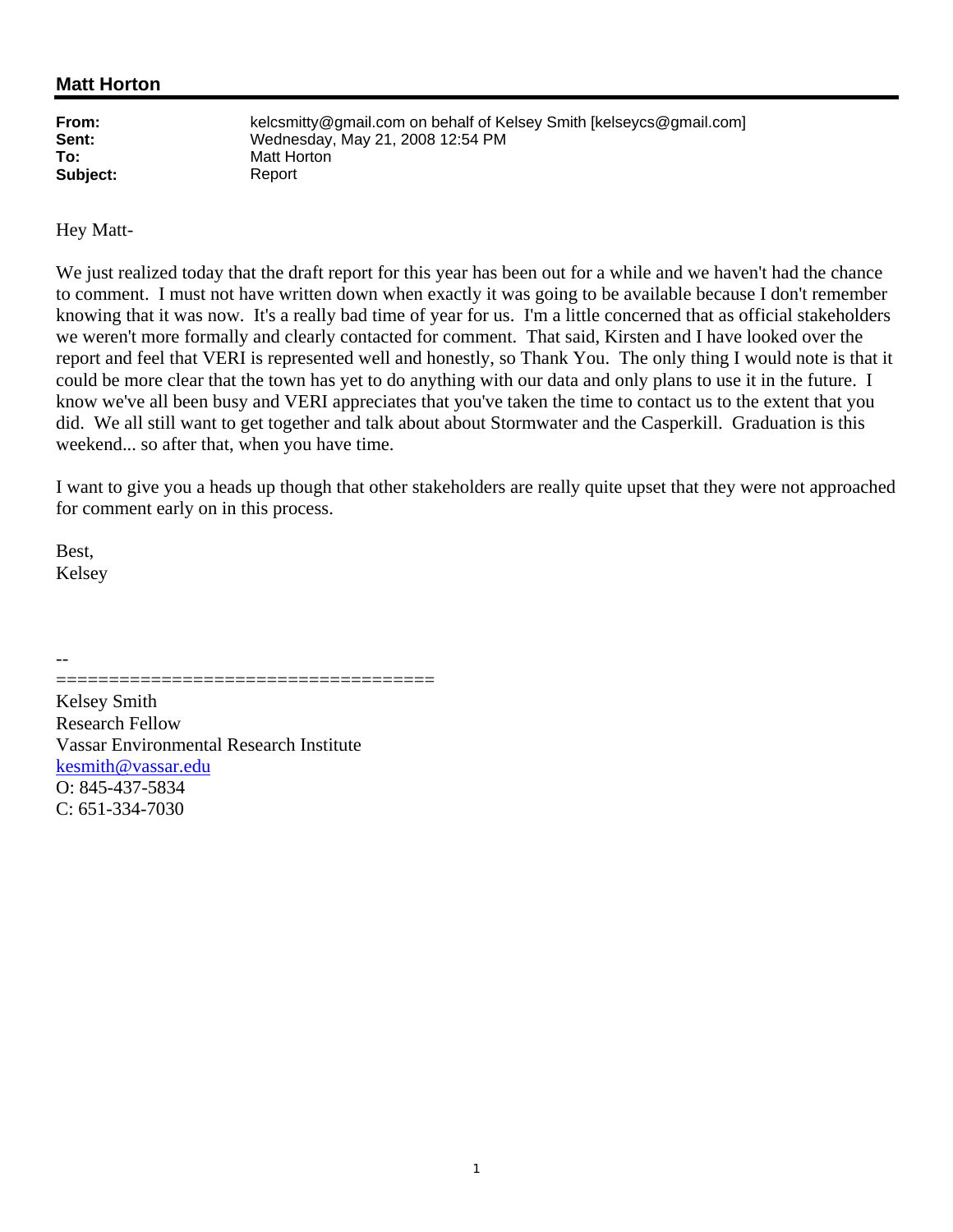## Matt Horton

**From:** kelcsmitty@gmail.com on behalf of Kelsey Smith [kelseycs@gmail.com]
**Sent:** Wednesday, May 21, 2008 12:54 PM
**To:** Matt Horton
**Subject:** Report

Hey Matt-

We just realized today that the draft report for this year has been out for a while and we haven't had the chance to comment. I must not have written down when exactly it was going to be available because I don't remember knowing that it was now. It's a really bad time of year for us. I'm a little concerned that as official stakeholders we weren't more formally and clearly contacted for comment. That said, Kirsten and I have looked over the report and feel that VERI is represented well and honestly, so Thank You. The only thing I would note is that it could be more clear that the town has yet to do anything with our data and only plans to use it in the future. I know we've all been busy and VERI appreciates that you've taken the time to contact us to the extent that you did. We all still want to get together and talk about about Stormwater and the Casperkill. Graduation is this weekend... so after that, when you have time.

I want to give you a heads up though that other stakeholders are really quite upset that they were not approached for comment early on in this process.

Best,
Kelsey

--
===================================
Kelsey Smith
Research Fellow
Vassar Environmental Research Institute
kesmith@vassar.edu
O: 845-437-5834
C: 651-334-7030